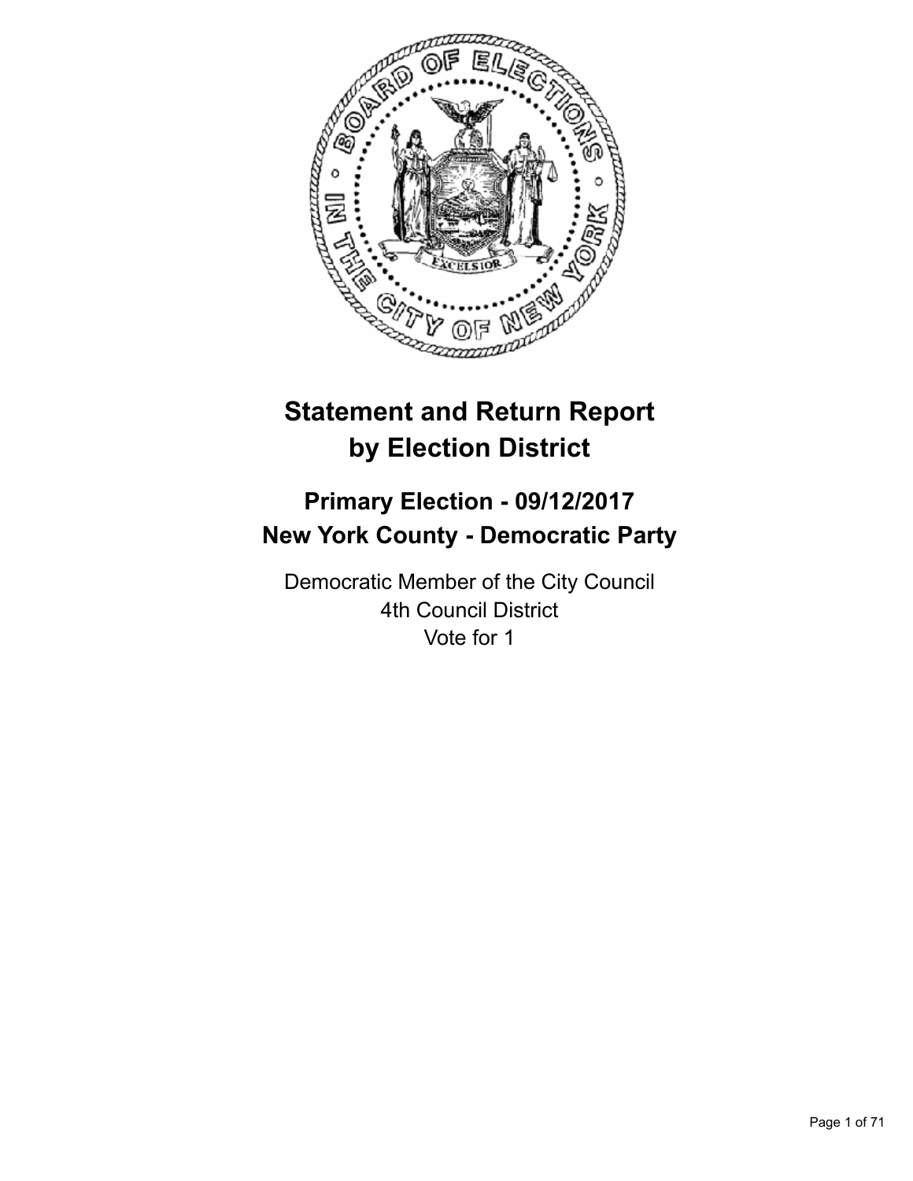# Statement and Return Report by Election District

## Primary Election - 09/12/2017
## New York County - Democratic Party

Democratic Member of the City Council
4th Council District
Vote for 1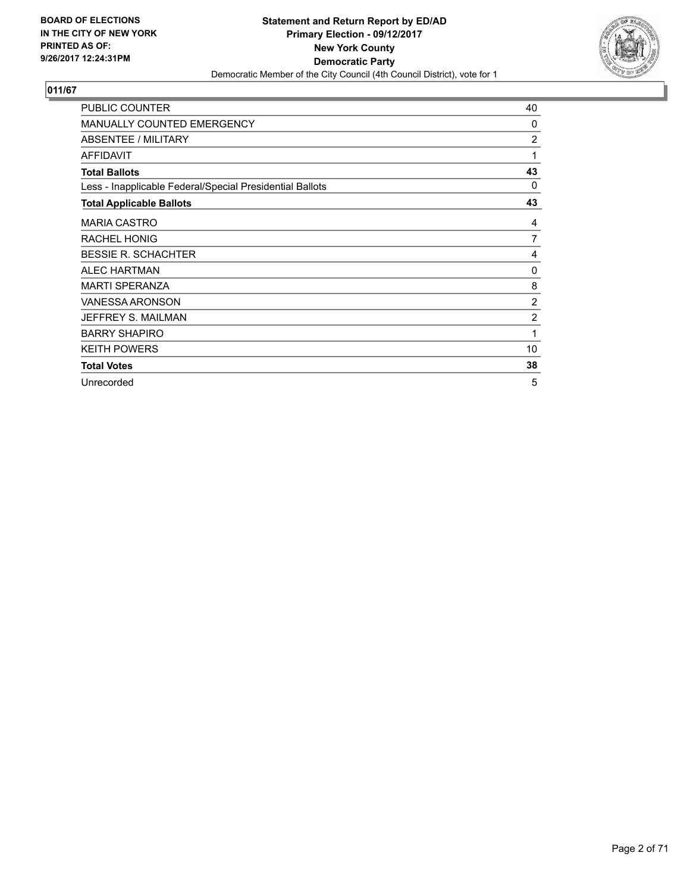**BOARD OF ELECTIONS IN THE CITY OF NEW YORK PRINTED AS OF: 9/26/2017 12:24:31PM**

**Statement and Return Report by ED/AD**
**Primary Election - 09/12/2017**
**New York County**
**Democratic Party**
Democratic Member of the City Council (4th Council District), vote for 1

## 011/67

| | |
|---|---|
| PUBLIC COUNTER | 40 |
| MANUALLY COUNTED EMERGENCY | 0 |
| ABSENTEE / MILITARY | 2 |
| AFFIDAVIT | 1 |
| **Total Ballots** | **43** |
| Less - Inapplicable Federal/Special Presidential Ballots | 0 |
| **Total Applicable Ballots** | **43** |
| MARIA CASTRO | 4 |
| RACHEL HONIG | 7 |
| BESSIE R. SCHACHTER | 4 |
| ALEC HARTMAN | 0 |
| MARTI SPERANZA | 8 |
| VANESSA ARONSON | 2 |
| JEFFREY S. MAILMAN | 2 |
| BARRY SHAPIRO | 1 |
| KEITH POWERS | 10 |
| **Total Votes** | **38** |
| Unrecorded | 5 |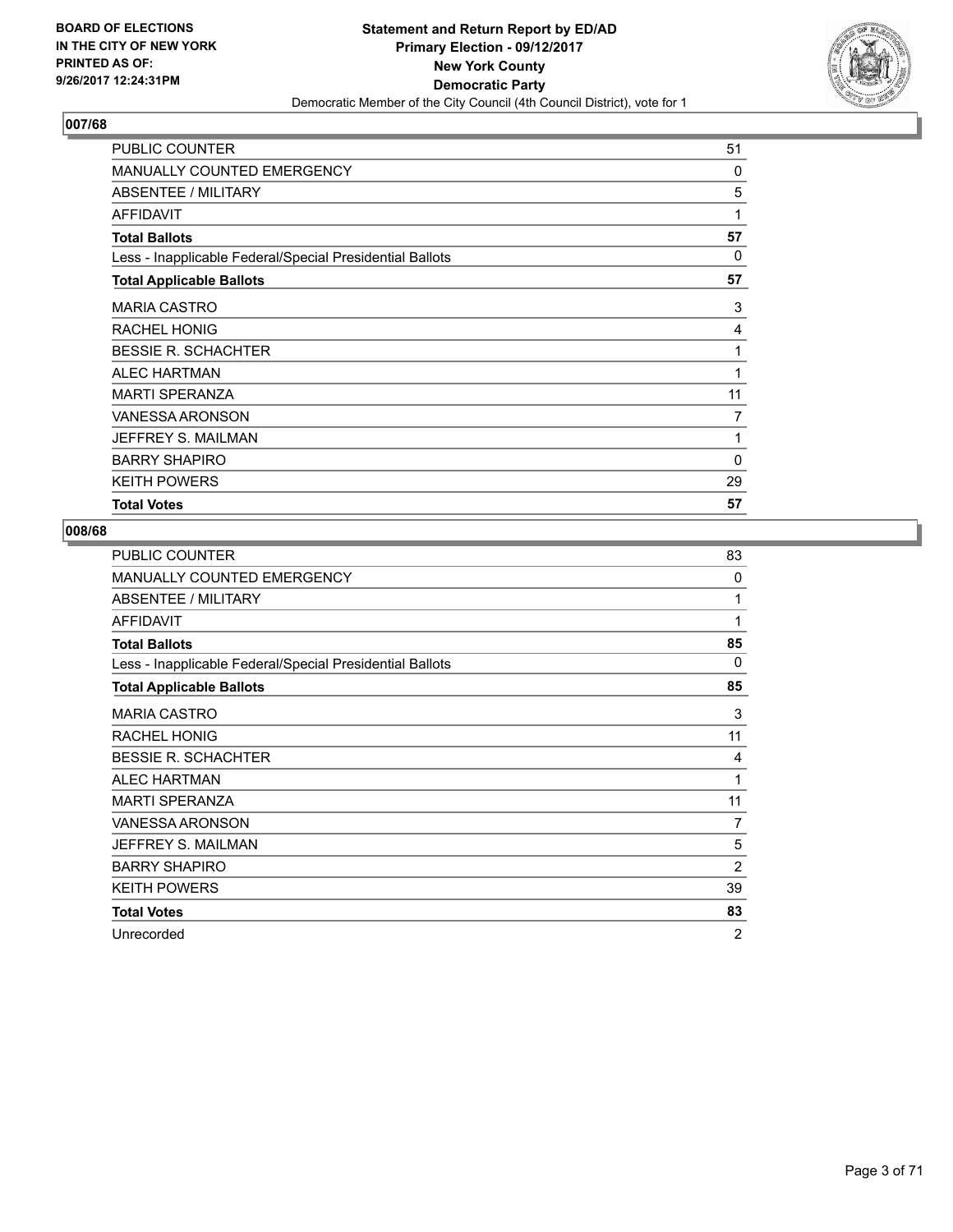BOARD OF ELECTIONS
IN THE CITY OF NEW YORK
PRINTED AS OF:
9/26/2017 12:24:31PM

**Statement and Return Report by ED/AD**
**Primary Election - 09/12/2017**
**New York County**
**Democratic Party**
Democratic Member of the City Council (4th Council District), vote for 1

### 007/68

| | |
|---|---|
| PUBLIC COUNTER | 51 |
| MANUALLY COUNTED EMERGENCY | 0 |
| ABSENTEE / MILITARY | 5 |
| AFFIDAVIT | 1 |
| **Total Ballots** | **57** |
| Less - Inapplicable Federal/Special Presidential Ballots | 0 |
| **Total Applicable Ballots** | **57** |
| MARIA CASTRO | 3 |
| RACHEL HONIG | 4 |
| BESSIE R. SCHACHTER | 1 |
| ALEC HARTMAN | 1 |
| MARTI SPERANZA | 11 |
| VANESSA ARONSON | 7 |
| JEFFREY S. MAILMAN | 1 |
| BARRY SHAPIRO | 0 |
| KEITH POWERS | 29 |
| **Total Votes** | **57** |

### 008/68

| | |
|---|---|
| PUBLIC COUNTER | 83 |
| MANUALLY COUNTED EMERGENCY | 0 |
| ABSENTEE / MILITARY | 1 |
| AFFIDAVIT | 1 |
| **Total Ballots** | **85** |
| Less - Inapplicable Federal/Special Presidential Ballots | 0 |
| **Total Applicable Ballots** | **85** |
| MARIA CASTRO | 3 |
| RACHEL HONIG | 11 |
| BESSIE R. SCHACHTER | 4 |
| ALEC HARTMAN | 1 |
| MARTI SPERANZA | 11 |
| VANESSA ARONSON | 7 |
| JEFFREY S. MAILMAN | 5 |
| BARRY SHAPIRO | 2 |
| KEITH POWERS | 39 |
| **Total Votes** | **83** |
| Unrecorded | 2 |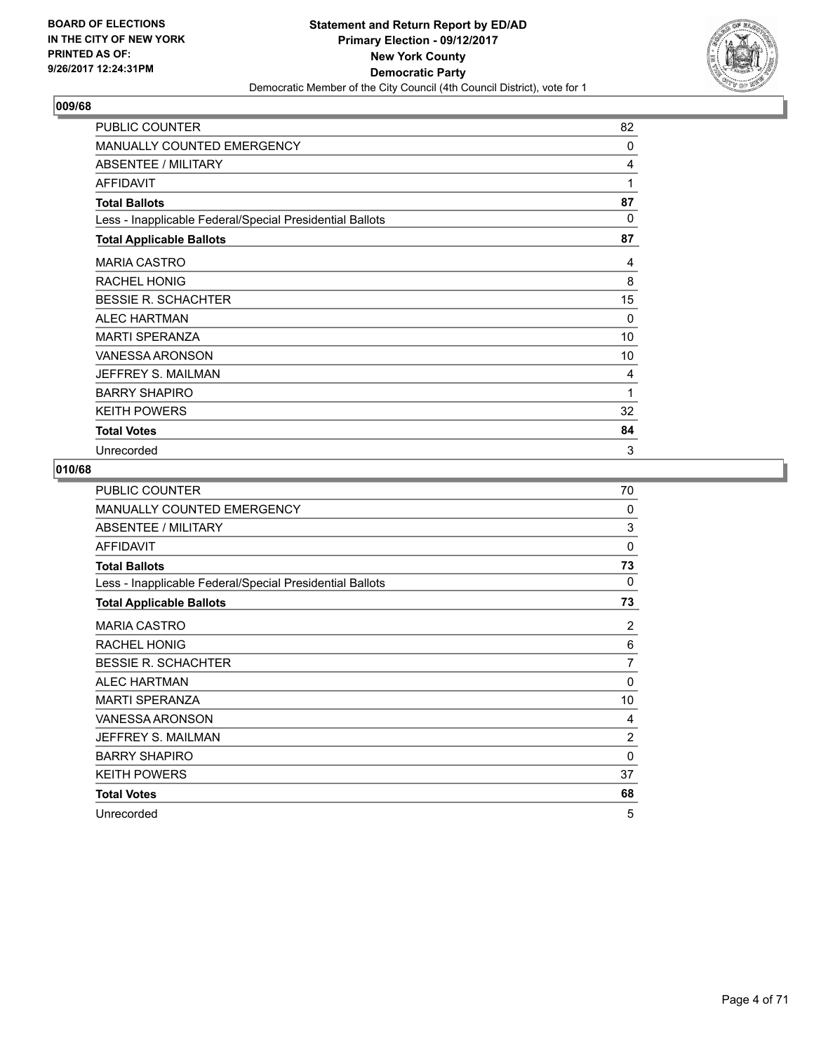BOARD OF ELECTIONS
IN THE CITY OF NEW YORK
PRINTED AS OF:
9/26/2017 12:24:31PM

**Statement and Return Report by ED/AD**
**Primary Election - 09/12/2017**
**New York County**
**Democratic Party**
Democratic Member of the City Council (4th Council District), vote for 1

## 009/68

| | |
|---|---|
| PUBLIC COUNTER | 82 |
| MANUALLY COUNTED EMERGENCY | 0 |
| ABSENTEE / MILITARY | 4 |
| AFFIDAVIT | 1 |
| **Total Ballots** | **87** |
| Less - Inapplicable Federal/Special Presidential Ballots | 0 |
| **Total Applicable Ballots** | **87** |
| MARIA CASTRO | 4 |
| RACHEL HONIG | 8 |
| BESSIE R. SCHACHTER | 15 |
| ALEC HARTMAN | 0 |
| MARTI SPERANZA | 10 |
| VANESSA ARONSON | 10 |
| JEFFREY S. MAILMAN | 4 |
| BARRY SHAPIRO | 1 |
| KEITH POWERS | 32 |
| **Total Votes** | **84** |
| Unrecorded | 3 |

## 010/68

| | |
|---|---|
| PUBLIC COUNTER | 70 |
| MANUALLY COUNTED EMERGENCY | 0 |
| ABSENTEE / MILITARY | 3 |
| AFFIDAVIT | 0 |
| **Total Ballots** | **73** |
| Less - Inapplicable Federal/Special Presidential Ballots | 0 |
| **Total Applicable Ballots** | **73** |
| MARIA CASTRO | 2 |
| RACHEL HONIG | 6 |
| BESSIE R. SCHACHTER | 7 |
| ALEC HARTMAN | 0 |
| MARTI SPERANZA | 10 |
| VANESSA ARONSON | 4 |
| JEFFREY S. MAILMAN | 2 |
| BARRY SHAPIRO | 0 |
| KEITH POWERS | 37 |
| **Total Votes** | **68** |
| Unrecorded | 5 |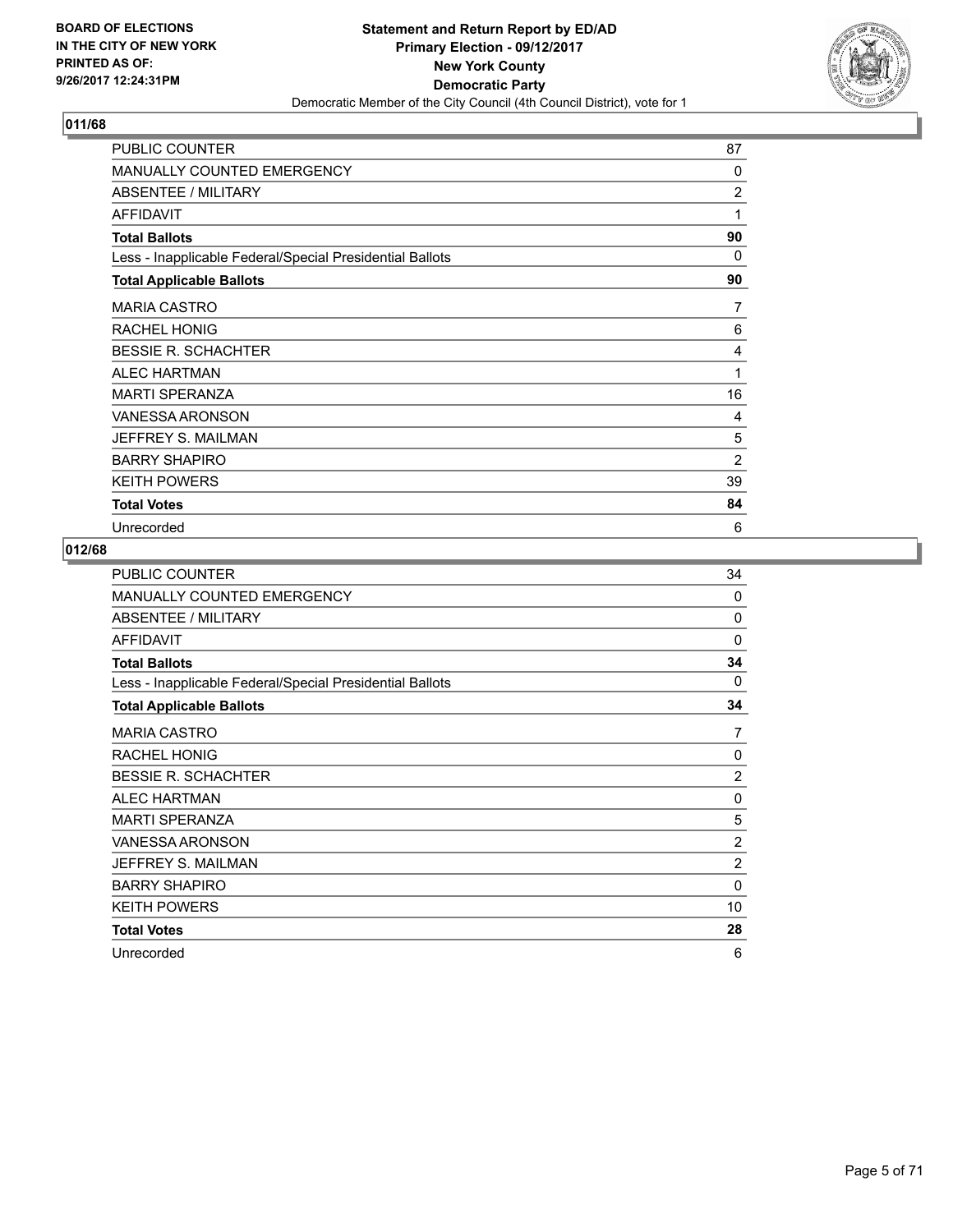BOARD OF ELECTIONS
IN THE CITY OF NEW YORK
PRINTED AS OF:
9/26/2017 12:24:31PM

**Statement and Return Report by ED/AD**
**Primary Election - 09/12/2017**
**New York County**
**Democratic Party**
Democratic Member of the City Council (4th Council District), vote for 1

## 011/68

| | |
|---|---|
| PUBLIC COUNTER | 87 |
| MANUALLY COUNTED EMERGENCY | 0 |
| ABSENTEE / MILITARY | 2 |
| AFFIDAVIT | 1 |
| **Total Ballots** | **90** |
| Less - Inapplicable Federal/Special Presidential Ballots | 0 |
| **Total Applicable Ballots** | **90** |
| MARIA CASTRO | 7 |
| RACHEL HONIG | 6 |
| BESSIE R. SCHACHTER | 4 |
| ALEC HARTMAN | 1 |
| MARTI SPERANZA | 16 |
| VANESSA ARONSON | 4 |
| JEFFREY S. MAILMAN | 5 |
| BARRY SHAPIRO | 2 |
| KEITH POWERS | 39 |
| **Total Votes** | **84** |
| Unrecorded | 6 |

## 012/68

| | |
|---|---|
| PUBLIC COUNTER | 34 |
| MANUALLY COUNTED EMERGENCY | 0 |
| ABSENTEE / MILITARY | 0 |
| AFFIDAVIT | 0 |
| **Total Ballots** | **34** |
| Less - Inapplicable Federal/Special Presidential Ballots | 0 |
| **Total Applicable Ballots** | **34** |
| MARIA CASTRO | 7 |
| RACHEL HONIG | 0 |
| BESSIE R. SCHACHTER | 2 |
| ALEC HARTMAN | 0 |
| MARTI SPERANZA | 5 |
| VANESSA ARONSON | 2 |
| JEFFREY S. MAILMAN | 2 |
| BARRY SHAPIRO | 0 |
| KEITH POWERS | 10 |
| **Total Votes** | **28** |
| Unrecorded | 6 |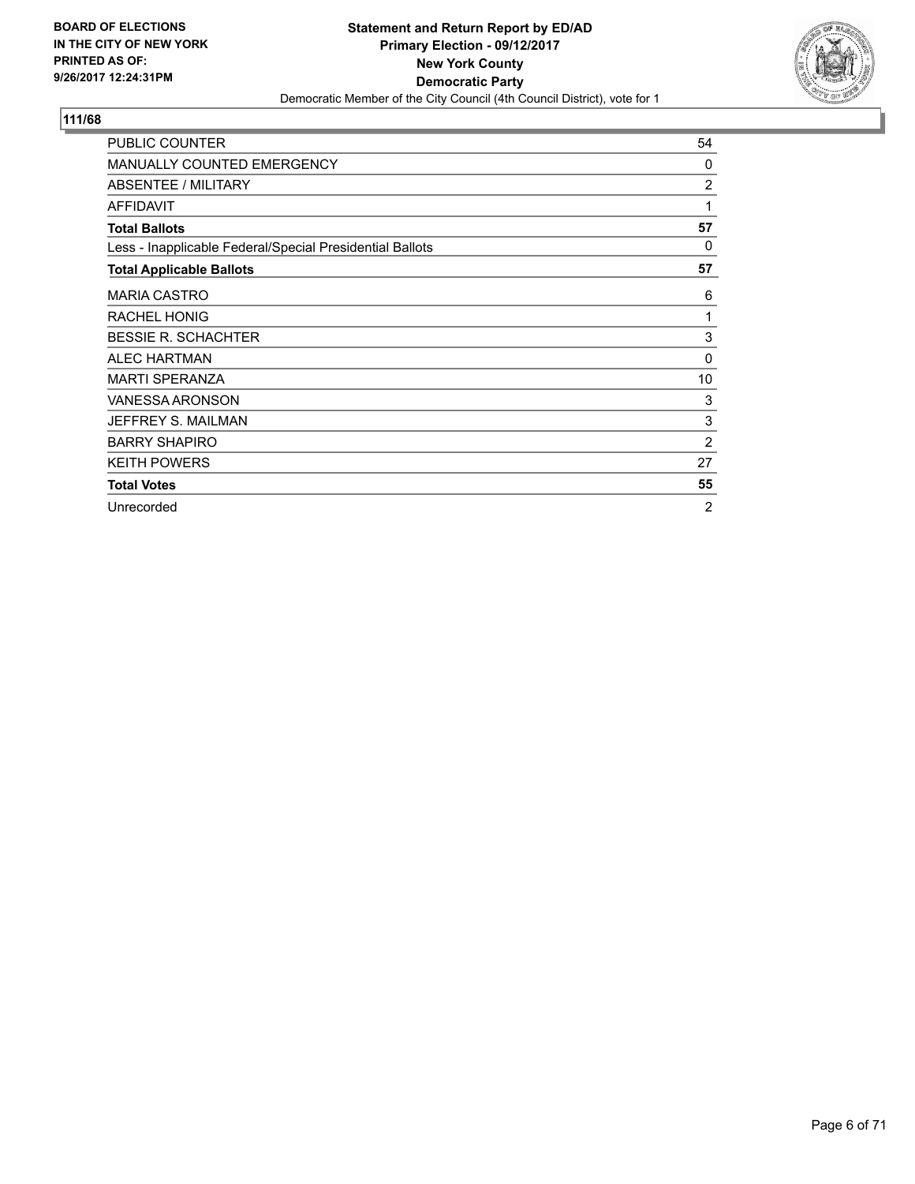**BOARD OF ELECTIONS IN THE CITY OF NEW YORK PRINTED AS OF: 9/26/2017 12:24:31PM**

**Statement and Return Report by ED/AD**
**Primary Election - 09/12/2017**
**New York County**
**Democratic Party**
Democratic Member of the City Council (4th Council District), vote for 1

## 111/68

| | |
|---|---|
| PUBLIC COUNTER | 54 |
| MANUALLY COUNTED EMERGENCY | 0 |
| ABSENTEE / MILITARY | 2 |
| AFFIDAVIT | 1 |
| **Total Ballots** | **57** |
| Less - Inapplicable Federal/Special Presidential Ballots | 0 |
| **Total Applicable Ballots** | **57** |
| MARIA CASTRO | 6 |
| RACHEL HONIG | 1 |
| BESSIE R. SCHACHTER | 3 |
| ALEC HARTMAN | 0 |
| MARTI SPERANZA | 10 |
| VANESSA ARONSON | 3 |
| JEFFREY S. MAILMAN | 3 |
| BARRY SHAPIRO | 2 |
| KEITH POWERS | 27 |
| **Total Votes** | **55** |
| Unrecorded | 2 |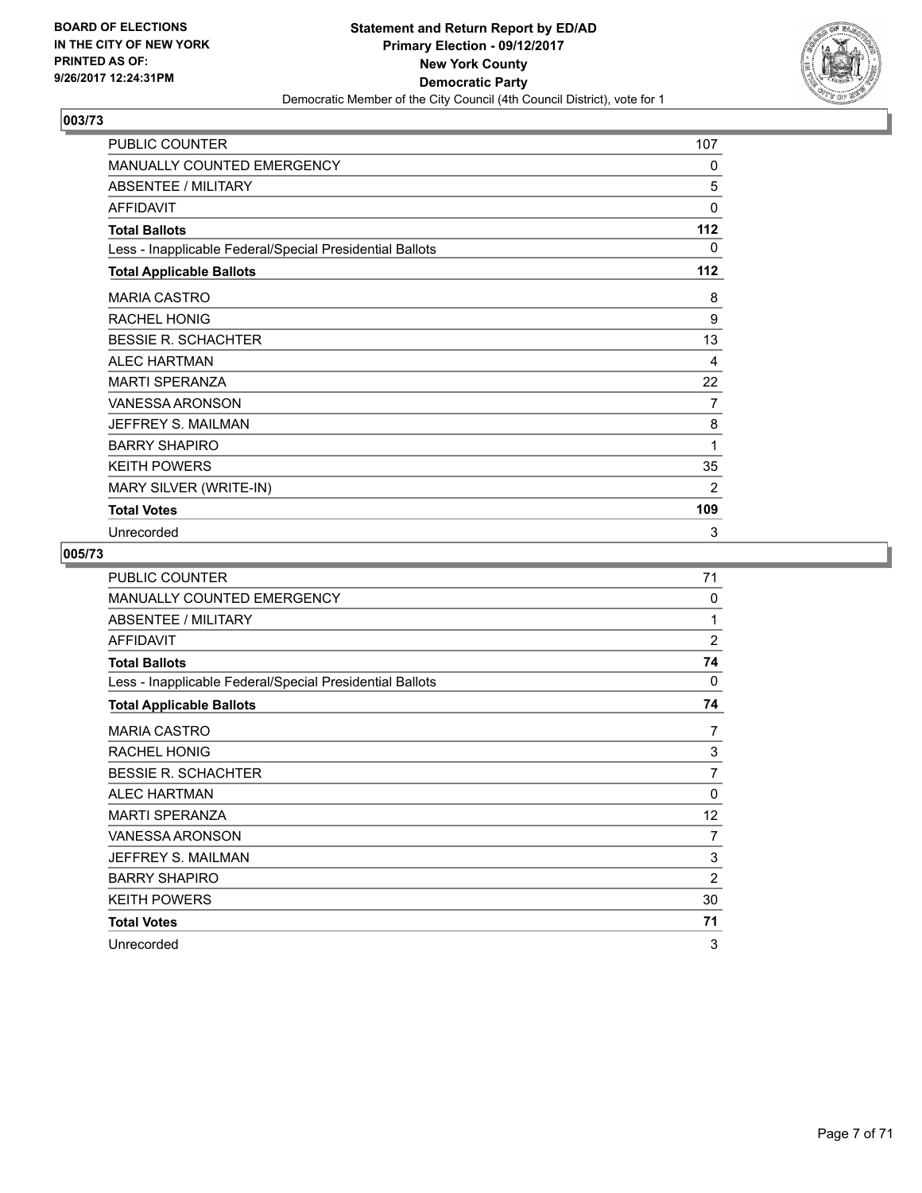**BOARD OF ELECTIONS IN THE CITY OF NEW YORK PRINTED AS OF: 9/26/2017 12:24:31PM**

**Statement and Return Report by ED/AD**
**Primary Election - 09/12/2017**
**New York County**
**Democratic Party**
Democratic Member of the City Council (4th Council District), vote for 1

## 003/73

| | |
|---|---|
| PUBLIC COUNTER | 107 |
| MANUALLY COUNTED EMERGENCY | 0 |
| ABSENTEE / MILITARY | 5 |
| AFFIDAVIT | 0 |
| **Total Ballots** | **112** |
| Less - Inapplicable Federal/Special Presidential Ballots | 0 |
| **Total Applicable Ballots** | **112** |
| MARIA CASTRO | 8 |
| RACHEL HONIG | 9 |
| BESSIE R. SCHACHTER | 13 |
| ALEC HARTMAN | 4 |
| MARTI SPERANZA | 22 |
| VANESSA ARONSON | 7 |
| JEFFREY S. MAILMAN | 8 |
| BARRY SHAPIRO | 1 |
| KEITH POWERS | 35 |
| MARY SILVER (WRITE-IN) | 2 |
| **Total Votes** | **109** |
| Unrecorded | 3 |

## 005/73

| | |
|---|---|
| PUBLIC COUNTER | 71 |
| MANUALLY COUNTED EMERGENCY | 0 |
| ABSENTEE / MILITARY | 1 |
| AFFIDAVIT | 2 |
| **Total Ballots** | **74** |
| Less - Inapplicable Federal/Special Presidential Ballots | 0 |
| **Total Applicable Ballots** | **74** |
| MARIA CASTRO | 7 |
| RACHEL HONIG | 3 |
| BESSIE R. SCHACHTER | 7 |
| ALEC HARTMAN | 0 |
| MARTI SPERANZA | 12 |
| VANESSA ARONSON | 7 |
| JEFFREY S. MAILMAN | 3 |
| BARRY SHAPIRO | 2 |
| KEITH POWERS | 30 |
| **Total Votes** | **71** |
| Unrecorded | 3 |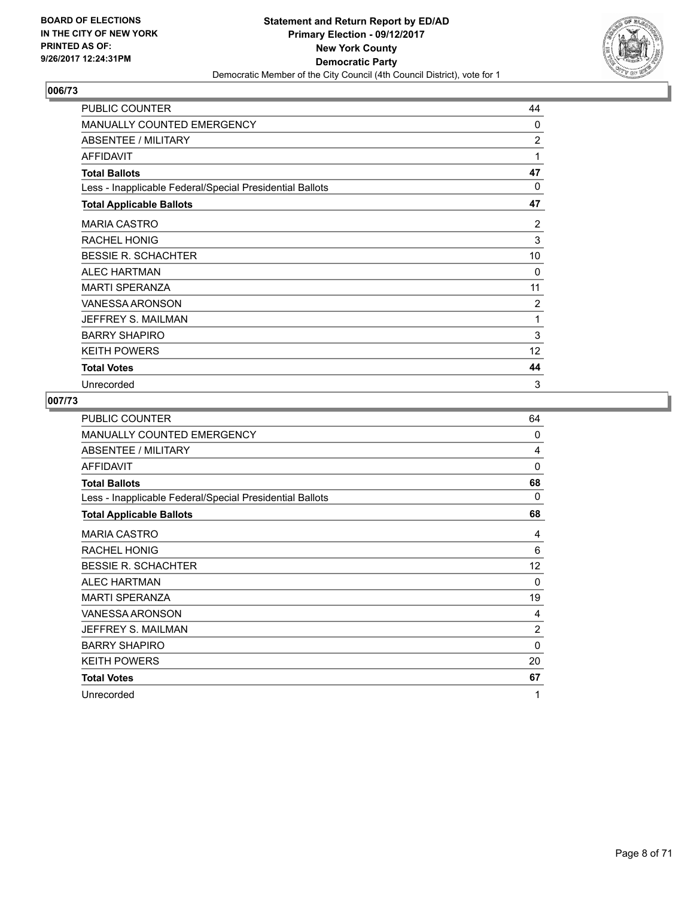BOARD OF ELECTIONS
IN THE CITY OF NEW YORK
PRINTED AS OF:
9/26/2017 12:24:31PM

**Statement and Return Report by ED/AD**
**Primary Election - 09/12/2017**
**New York County**
**Democratic Party**
Democratic Member of the City Council (4th Council District), vote for 1

## 006/73

| | |
|---|---|
| PUBLIC COUNTER | 44 |
| MANUALLY COUNTED EMERGENCY | 0 |
| ABSENTEE / MILITARY | 2 |
| AFFIDAVIT | 1 |
| **Total Ballots** | **47** |
| Less - Inapplicable Federal/Special Presidential Ballots | 0 |
| **Total Applicable Ballots** | **47** |
| MARIA CASTRO | 2 |
| RACHEL HONIG | 3 |
| BESSIE R. SCHACHTER | 10 |
| ALEC HARTMAN | 0 |
| MARTI SPERANZA | 11 |
| VANESSA ARONSON | 2 |
| JEFFREY S. MAILMAN | 1 |
| BARRY SHAPIRO | 3 |
| KEITH POWERS | 12 |
| **Total Votes** | **44** |
| Unrecorded | 3 |

## 007/73

| | |
|---|---|
| PUBLIC COUNTER | 64 |
| MANUALLY COUNTED EMERGENCY | 0 |
| ABSENTEE / MILITARY | 4 |
| AFFIDAVIT | 0 |
| **Total Ballots** | **68** |
| Less - Inapplicable Federal/Special Presidential Ballots | 0 |
| **Total Applicable Ballots** | **68** |
| MARIA CASTRO | 4 |
| RACHEL HONIG | 6 |
| BESSIE R. SCHACHTER | 12 |
| ALEC HARTMAN | 0 |
| MARTI SPERANZA | 19 |
| VANESSA ARONSON | 4 |
| JEFFREY S. MAILMAN | 2 |
| BARRY SHAPIRO | 0 |
| KEITH POWERS | 20 |
| **Total Votes** | **67** |
| Unrecorded | 1 |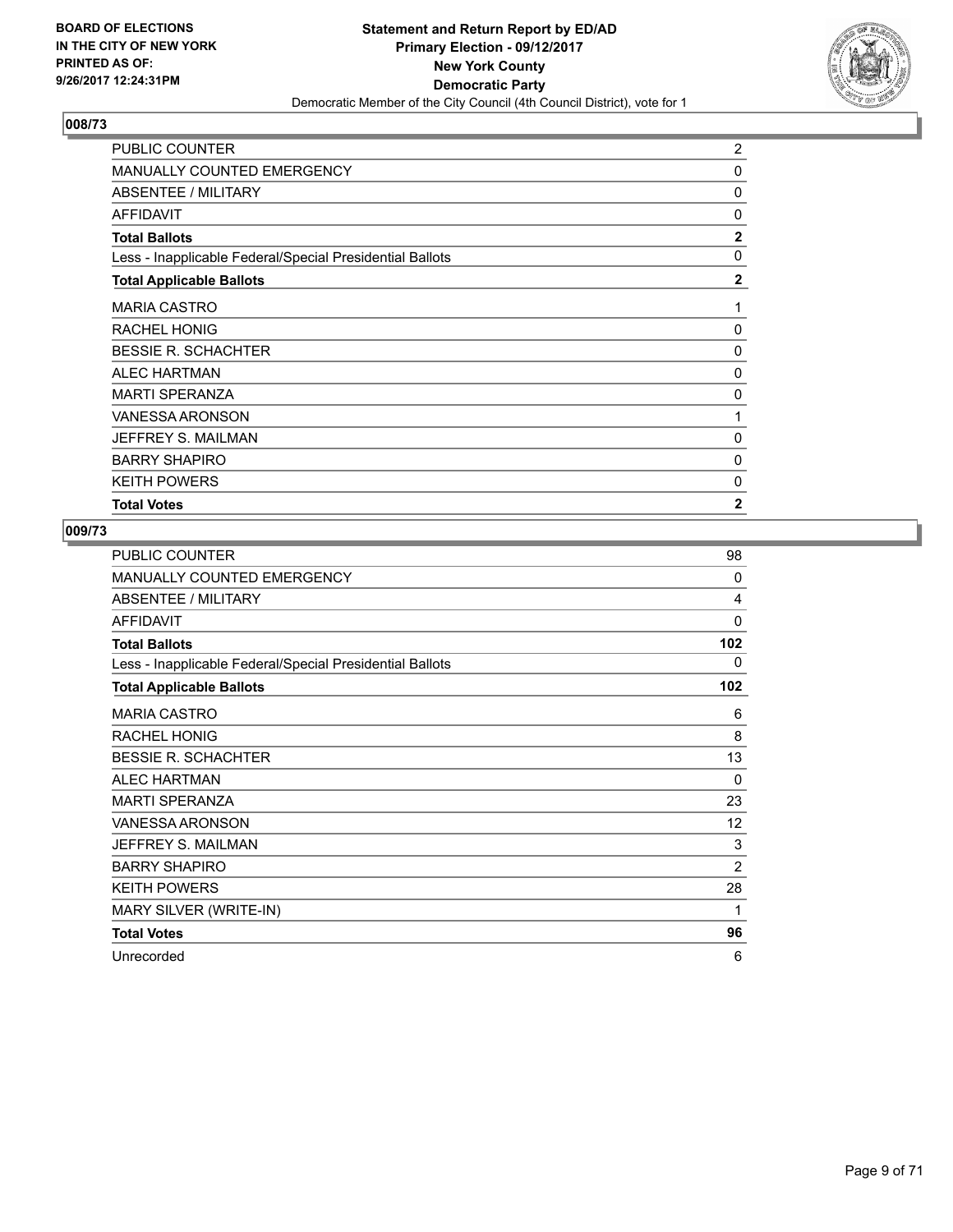**BOARD OF ELECTIONS IN THE CITY OF NEW YORK PRINTED AS OF: 9/26/2017 12:24:31PM**

**Statement and Return Report by ED/AD**
**Primary Election - 09/12/2017**
**New York County**
**Democratic Party**
Democratic Member of the City Council (4th Council District), vote for 1

## 008/73

| | |
|---|---|
| PUBLIC COUNTER | 2 |
| MANUALLY COUNTED EMERGENCY | 0 |
| ABSENTEE / MILITARY | 0 |
| AFFIDAVIT | 0 |
| **Total Ballots** | **2** |
| Less - Inapplicable Federal/Special Presidential Ballots | 0 |
| **Total Applicable Ballots** | **2** |
| MARIA CASTRO | 1 |
| RACHEL HONIG | 0 |
| BESSIE R. SCHACHTER | 0 |
| ALEC HARTMAN | 0 |
| MARTI SPERANZA | 0 |
| VANESSA ARONSON | 1 |
| JEFFREY S. MAILMAN | 0 |
| BARRY SHAPIRO | 0 |
| KEITH POWERS | 0 |
| **Total Votes** | **2** |

## 009/73

| | |
|---|---|
| PUBLIC COUNTER | 98 |
| MANUALLY COUNTED EMERGENCY | 0 |
| ABSENTEE / MILITARY | 4 |
| AFFIDAVIT | 0 |
| **Total Ballots** | **102** |
| Less - Inapplicable Federal/Special Presidential Ballots | 0 |
| **Total Applicable Ballots** | **102** |
| MARIA CASTRO | 6 |
| RACHEL HONIG | 8 |
| BESSIE R. SCHACHTER | 13 |
| ALEC HARTMAN | 0 |
| MARTI SPERANZA | 23 |
| VANESSA ARONSON | 12 |
| JEFFREY S. MAILMAN | 3 |
| BARRY SHAPIRO | 2 |
| KEITH POWERS | 28 |
| MARY SILVER (WRITE-IN) | 1 |
| **Total Votes** | **96** |
| Unrecorded | 6 |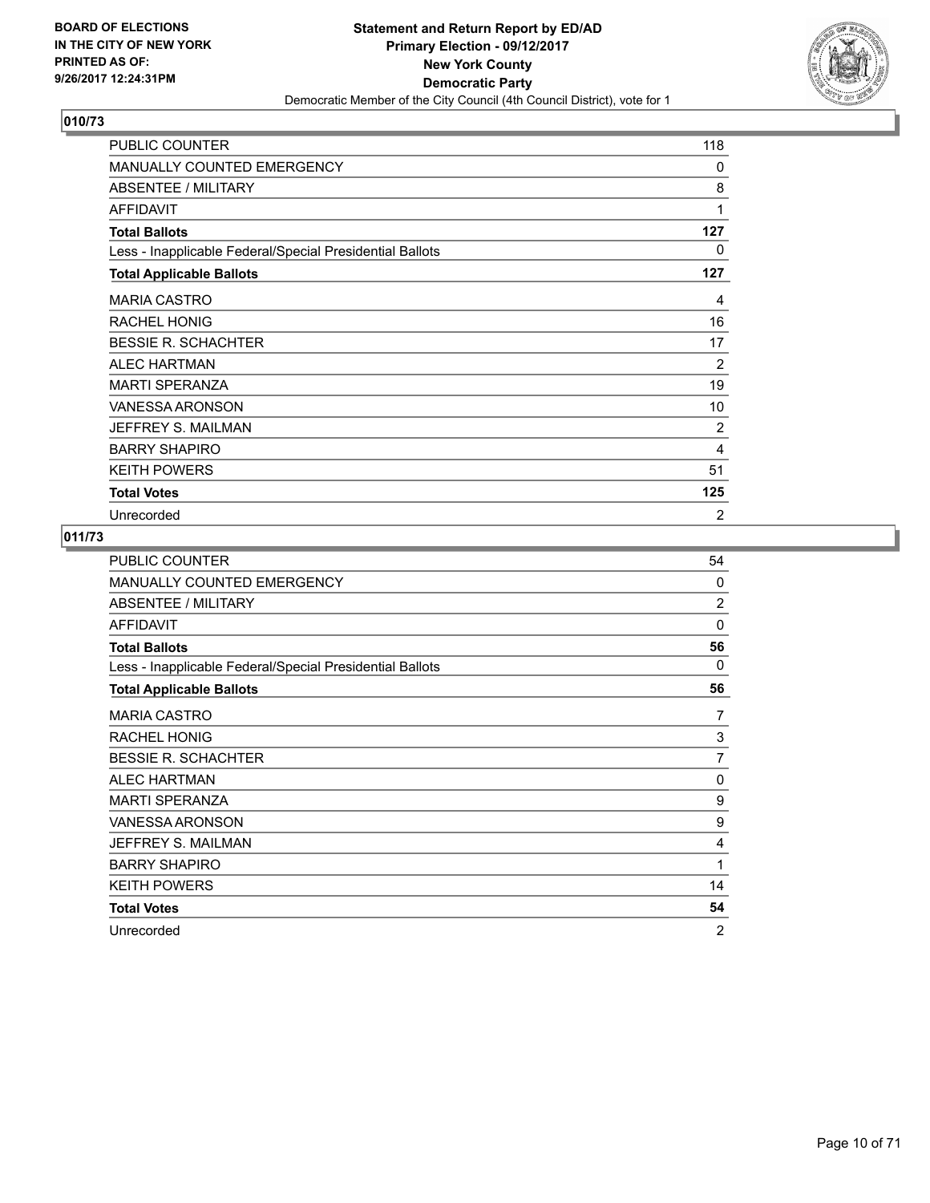BOARD OF ELECTIONS
IN THE CITY OF NEW YORK
PRINTED AS OF:
9/26/2017 12:24:31PM

**Statement and Return Report by ED/AD**
**Primary Election - 09/12/2017**
**New York County**
**Democratic Party**
Democratic Member of the City Council (4th Council District), vote for 1

## 010/73

| | |
|---|---|
| PUBLIC COUNTER | 118 |
| MANUALLY COUNTED EMERGENCY | 0 |
| ABSENTEE / MILITARY | 8 |
| AFFIDAVIT | 1 |
| **Total Ballots** | **127** |
| Less - Inapplicable Federal/Special Presidential Ballots | 0 |
| **Total Applicable Ballots** | **127** |
| MARIA CASTRO | 4 |
| RACHEL HONIG | 16 |
| BESSIE R. SCHACHTER | 17 |
| ALEC HARTMAN | 2 |
| MARTI SPERANZA | 19 |
| VANESSA ARONSON | 10 |
| JEFFREY S. MAILMAN | 2 |
| BARRY SHAPIRO | 4 |
| KEITH POWERS | 51 |
| **Total Votes** | **125** |
| Unrecorded | 2 |

## 011/73

| | |
|---|---|
| PUBLIC COUNTER | 54 |
| MANUALLY COUNTED EMERGENCY | 0 |
| ABSENTEE / MILITARY | 2 |
| AFFIDAVIT | 0 |
| **Total Ballots** | **56** |
| Less - Inapplicable Federal/Special Presidential Ballots | 0 |
| **Total Applicable Ballots** | **56** |
| MARIA CASTRO | 7 |
| RACHEL HONIG | 3 |
| BESSIE R. SCHACHTER | 7 |
| ALEC HARTMAN | 0 |
| MARTI SPERANZA | 9 |
| VANESSA ARONSON | 9 |
| JEFFREY S. MAILMAN | 4 |
| BARRY SHAPIRO | 1 |
| KEITH POWERS | 14 |
| **Total Votes** | **54** |
| Unrecorded | 2 |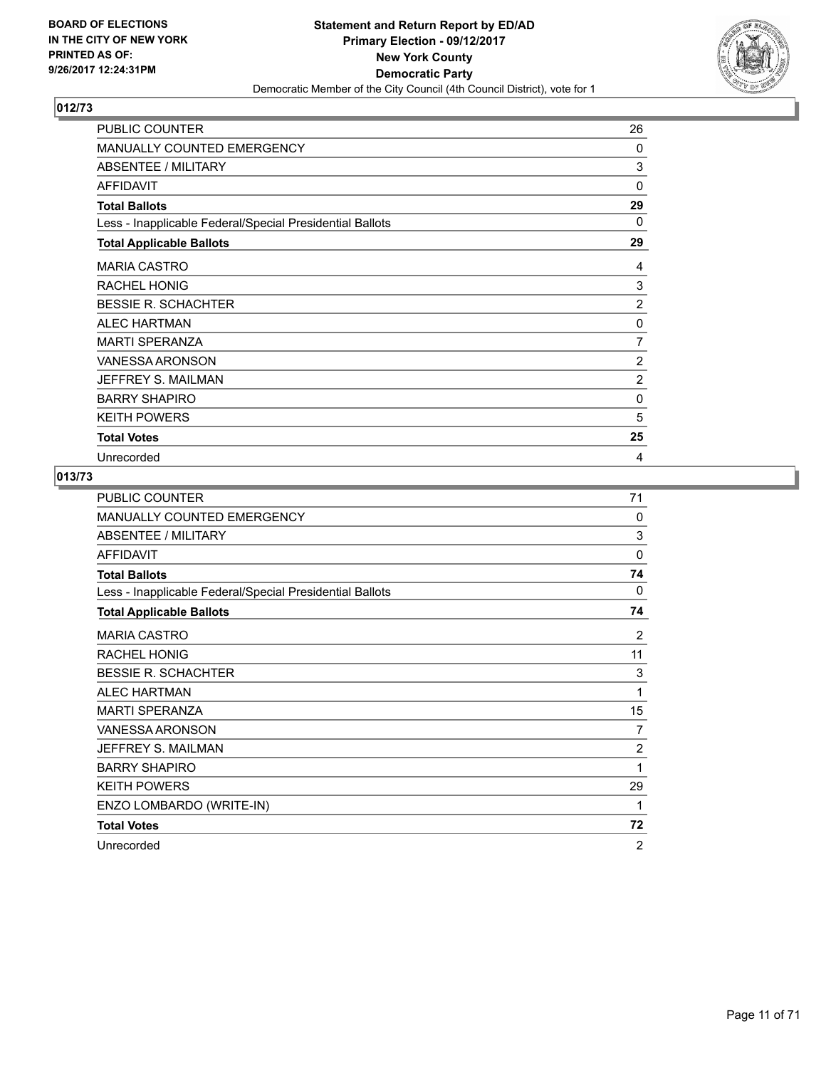## 012/73

| | |
|---|---|
| PUBLIC COUNTER | 26 |
| MANUALLY COUNTED EMERGENCY | 0 |
| ABSENTEE / MILITARY | 3 |
| AFFIDAVIT | 0 |
| **Total Ballots** | **29** |
| Less - Inapplicable Federal/Special Presidential Ballots | 0 |
| **Total Applicable Ballots** | **29** |
| MARIA CASTRO | 4 |
| RACHEL HONIG | 3 |
| BESSIE R. SCHACHTER | 2 |
| ALEC HARTMAN | 0 |
| MARTI SPERANZA | 7 |
| VANESSA ARONSON | 2 |
| JEFFREY S. MAILMAN | 2 |
| BARRY SHAPIRO | 0 |
| KEITH POWERS | 5 |
| **Total Votes** | **25** |
| Unrecorded | 4 |

## 013/73

| | |
|---|---|
| PUBLIC COUNTER | 71 |
| MANUALLY COUNTED EMERGENCY | 0 |
| ABSENTEE / MILITARY | 3 |
| AFFIDAVIT | 0 |
| **Total Ballots** | **74** |
| Less - Inapplicable Federal/Special Presidential Ballots | 0 |
| **Total Applicable Ballots** | **74** |
| MARIA CASTRO | 2 |
| RACHEL HONIG | 11 |
| BESSIE R. SCHACHTER | 3 |
| ALEC HARTMAN | 1 |
| MARTI SPERANZA | 15 |
| VANESSA ARONSON | 7 |
| JEFFREY S. MAILMAN | 2 |
| BARRY SHAPIRO | 1 |
| KEITH POWERS | 29 |
| ENZO LOMBARDO (WRITE-IN) | 1 |
| **Total Votes** | **72** |
| Unrecorded | 2 |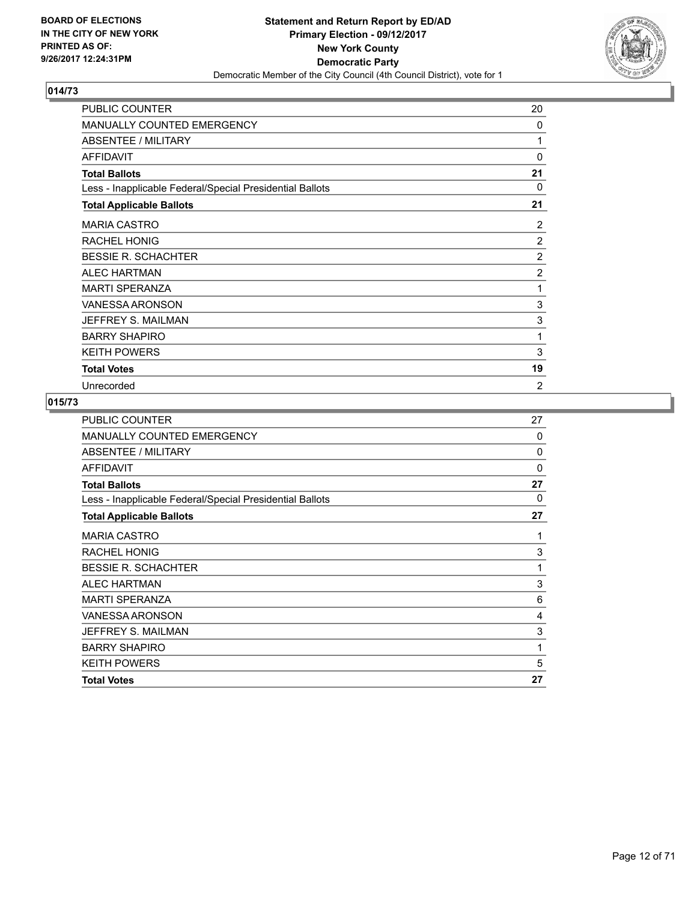BOARD OF ELECTIONS
IN THE CITY OF NEW YORK
PRINTED AS OF:
9/26/2017 12:24:31PM

**Statement and Return Report by ED/AD**
**Primary Election - 09/12/2017**
**New York County**
**Democratic Party**
Democratic Member of the City Council (4th Council District), vote for 1

## 014/73

| | |
|---|---|
| PUBLIC COUNTER | 20 |
| MANUALLY COUNTED EMERGENCY | 0 |
| ABSENTEE / MILITARY | 1 |
| AFFIDAVIT | 0 |
| **Total Ballots** | **21** |
| Less - Inapplicable Federal/Special Presidential Ballots | 0 |
| **Total Applicable Ballots** | **21** |
| MARIA CASTRO | 2 |
| RACHEL HONIG | 2 |
| BESSIE R. SCHACHTER | 2 |
| ALEC HARTMAN | 2 |
| MARTI SPERANZA | 1 |
| VANESSA ARONSON | 3 |
| JEFFREY S. MAILMAN | 3 |
| BARRY SHAPIRO | 1 |
| KEITH POWERS | 3 |
| **Total Votes** | **19** |
| Unrecorded | 2 |

## 015/73

| | |
|---|---|
| PUBLIC COUNTER | 27 |
| MANUALLY COUNTED EMERGENCY | 0 |
| ABSENTEE / MILITARY | 0 |
| AFFIDAVIT | 0 |
| **Total Ballots** | **27** |
| Less - Inapplicable Federal/Special Presidential Ballots | 0 |
| **Total Applicable Ballots** | **27** |
| MARIA CASTRO | 1 |
| RACHEL HONIG | 3 |
| BESSIE R. SCHACHTER | 1 |
| ALEC HARTMAN | 3 |
| MARTI SPERANZA | 6 |
| VANESSA ARONSON | 4 |
| JEFFREY S. MAILMAN | 3 |
| BARRY SHAPIRO | 1 |
| KEITH POWERS | 5 |
| **Total Votes** | **27** |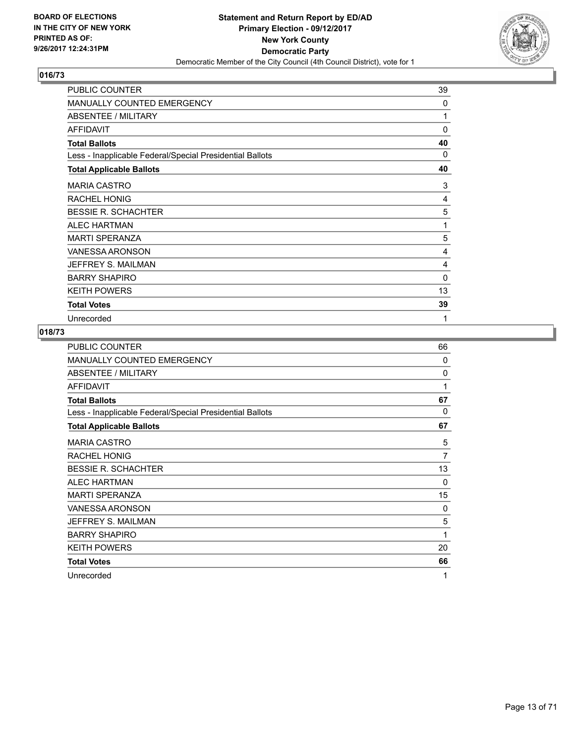BOARD OF ELECTIONS
IN THE CITY OF NEW YORK
PRINTED AS OF:
9/26/2017 12:24:31PM

**Statement and Return Report by ED/AD**
**Primary Election - 09/12/2017**
**New York County**
**Democratic Party**
Democratic Member of the City Council (4th Council District), vote for 1

## 016/73

| | |
|---|---|
| PUBLIC COUNTER | 39 |
| MANUALLY COUNTED EMERGENCY | 0 |
| ABSENTEE / MILITARY | 1 |
| AFFIDAVIT | 0 |
| **Total Ballots** | **40** |
| Less - Inapplicable Federal/Special Presidential Ballots | 0 |
| **Total Applicable Ballots** | **40** |
| MARIA CASTRO | 3 |
| RACHEL HONIG | 4 |
| BESSIE R. SCHACHTER | 5 |
| ALEC HARTMAN | 1 |
| MARTI SPERANZA | 5 |
| VANESSA ARONSON | 4 |
| JEFFREY S. MAILMAN | 4 |
| BARRY SHAPIRO | 0 |
| KEITH POWERS | 13 |
| **Total Votes** | **39** |
| Unrecorded | 1 |

## 018/73

| | |
|---|---|
| PUBLIC COUNTER | 66 |
| MANUALLY COUNTED EMERGENCY | 0 |
| ABSENTEE / MILITARY | 0 |
| AFFIDAVIT | 1 |
| **Total Ballots** | **67** |
| Less - Inapplicable Federal/Special Presidential Ballots | 0 |
| **Total Applicable Ballots** | **67** |
| MARIA CASTRO | 5 |
| RACHEL HONIG | 7 |
| BESSIE R. SCHACHTER | 13 |
| ALEC HARTMAN | 0 |
| MARTI SPERANZA | 15 |
| VANESSA ARONSON | 0 |
| JEFFREY S. MAILMAN | 5 |
| BARRY SHAPIRO | 1 |
| KEITH POWERS | 20 |
| **Total Votes** | **66** |
| Unrecorded | 1 |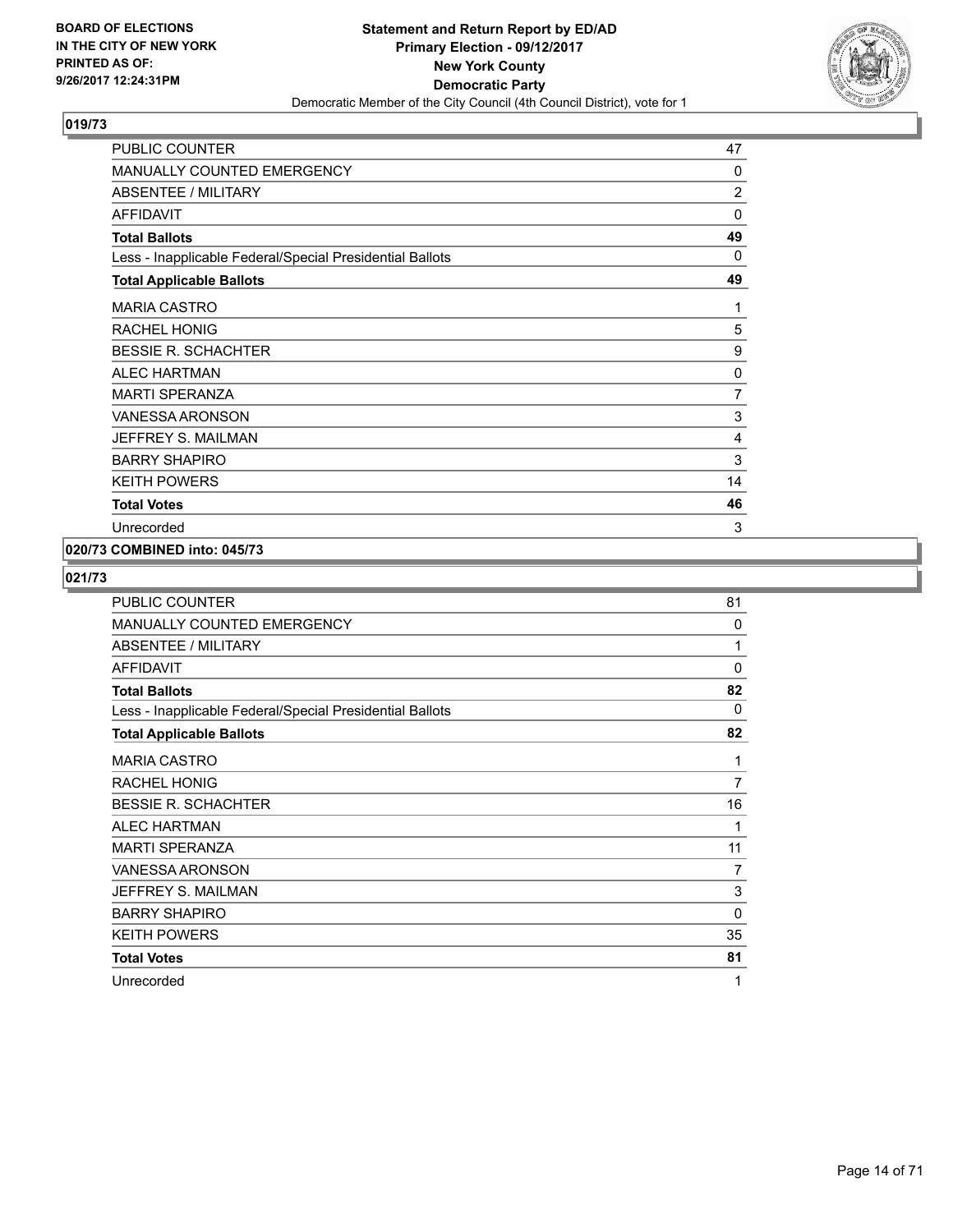**BOARD OF ELECTIONS IN THE CITY OF NEW YORK PRINTED AS OF: 9/26/2017 12:24:31PM**

**Statement and Return Report by ED/AD Primary Election - 09/12/2017 New York County Democratic Party**
Democratic Member of the City Council (4th Council District), vote for 1

### 019/73

| | |
|---|---|
| PUBLIC COUNTER | 47 |
| MANUALLY COUNTED EMERGENCY | 0 |
| ABSENTEE / MILITARY | 2 |
| AFFIDAVIT | 0 |
| **Total Ballots** | **49** |
| Less - Inapplicable Federal/Special Presidential Ballots | 0 |
| **Total Applicable Ballots** | **49** |
| MARIA CASTRO | 1 |
| RACHEL HONIG | 5 |
| BESSIE R. SCHACHTER | 9 |
| ALEC HARTMAN | 0 |
| MARTI SPERANZA | 7 |
| VANESSA ARONSON | 3 |
| JEFFREY S. MAILMAN | 4 |
| BARRY SHAPIRO | 3 |
| KEITH POWERS | 14 |
| **Total Votes** | **46** |
| Unrecorded | 3 |

### 020/73 COMBINED into: 045/73

### 021/73

| | |
|---|---|
| PUBLIC COUNTER | 81 |
| MANUALLY COUNTED EMERGENCY | 0 |
| ABSENTEE / MILITARY | 1 |
| AFFIDAVIT | 0 |
| **Total Ballots** | **82** |
| Less - Inapplicable Federal/Special Presidential Ballots | 0 |
| **Total Applicable Ballots** | **82** |
| MARIA CASTRO | 1 |
| RACHEL HONIG | 7 |
| BESSIE R. SCHACHTER | 16 |
| ALEC HARTMAN | 1 |
| MARTI SPERANZA | 11 |
| VANESSA ARONSON | 7 |
| JEFFREY S. MAILMAN | 3 |
| BARRY SHAPIRO | 0 |
| KEITH POWERS | 35 |
| **Total Votes** | **81** |
| Unrecorded | 1 |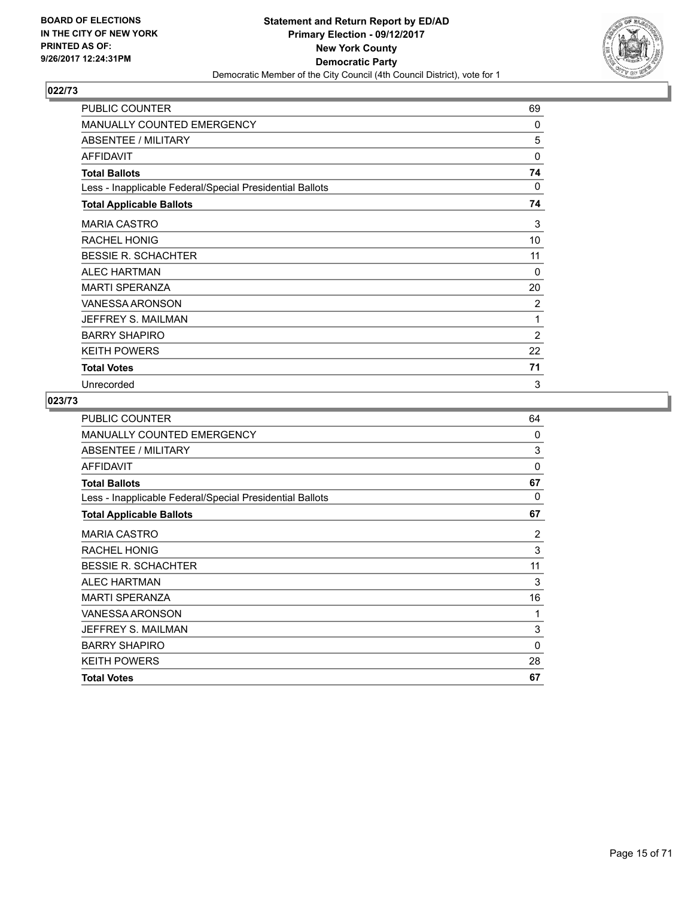BOARD OF ELECTIONS
IN THE CITY OF NEW YORK
PRINTED AS OF:
9/26/2017 12:24:31PM

**Statement and Return Report by ED/AD**
**Primary Election - 09/12/2017**
**New York County**
**Democratic Party**
Democratic Member of the City Council (4th Council District), vote for 1

## 022/73

| | |
|---|---|
| PUBLIC COUNTER | 69 |
| MANUALLY COUNTED EMERGENCY | 0 |
| ABSENTEE / MILITARY | 5 |
| AFFIDAVIT | 0 |
| **Total Ballots** | **74** |
| Less - Inapplicable Federal/Special Presidential Ballots | 0 |
| **Total Applicable Ballots** | **74** |
| MARIA CASTRO | 3 |
| RACHEL HONIG | 10 |
| BESSIE R. SCHACHTER | 11 |
| ALEC HARTMAN | 0 |
| MARTI SPERANZA | 20 |
| VANESSA ARONSON | 2 |
| JEFFREY S. MAILMAN | 1 |
| BARRY SHAPIRO | 2 |
| KEITH POWERS | 22 |
| **Total Votes** | **71** |
| Unrecorded | 3 |

## 023/73

| | |
|---|---|
| PUBLIC COUNTER | 64 |
| MANUALLY COUNTED EMERGENCY | 0 |
| ABSENTEE / MILITARY | 3 |
| AFFIDAVIT | 0 |
| **Total Ballots** | **67** |
| Less - Inapplicable Federal/Special Presidential Ballots | 0 |
| **Total Applicable Ballots** | **67** |
| MARIA CASTRO | 2 |
| RACHEL HONIG | 3 |
| BESSIE R. SCHACHTER | 11 |
| ALEC HARTMAN | 3 |
| MARTI SPERANZA | 16 |
| VANESSA ARONSON | 1 |
| JEFFREY S. MAILMAN | 3 |
| BARRY SHAPIRO | 0 |
| KEITH POWERS | 28 |
| **Total Votes** | **67** |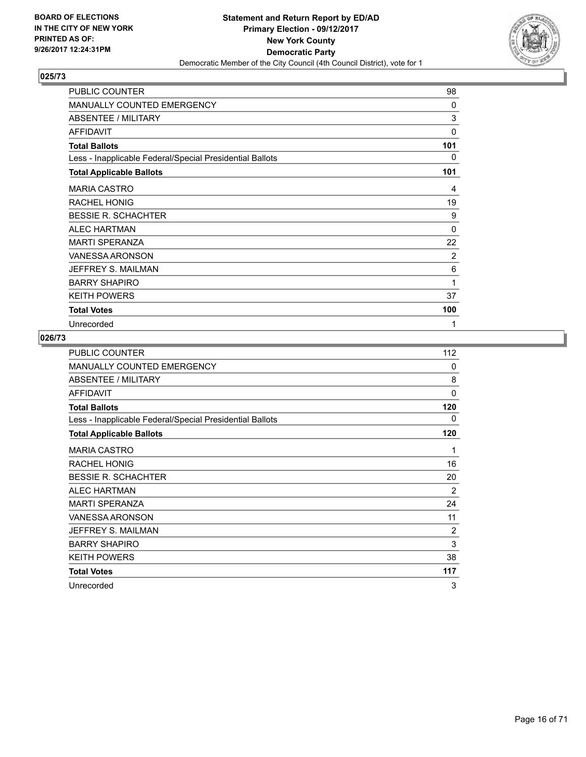BOARD OF ELECTIONS
IN THE CITY OF NEW YORK
PRINTED AS OF:
9/26/2017 12:24:31PM

**Statement and Return Report by ED/AD**
**Primary Election - 09/12/2017**
**New York County**
**Democratic Party**
Democratic Member of the City Council (4th Council District), vote for 1

## 025/73

| | |
|---|---|
| PUBLIC COUNTER | 98 |
| MANUALLY COUNTED EMERGENCY | 0 |
| ABSENTEE / MILITARY | 3 |
| AFFIDAVIT | 0 |
| **Total Ballots** | **101** |
| Less - Inapplicable Federal/Special Presidential Ballots | 0 |
| **Total Applicable Ballots** | **101** |
| MARIA CASTRO | 4 |
| RACHEL HONIG | 19 |
| BESSIE R. SCHACHTER | 9 |
| ALEC HARTMAN | 0 |
| MARTI SPERANZA | 22 |
| VANESSA ARONSON | 2 |
| JEFFREY S. MAILMAN | 6 |
| BARRY SHAPIRO | 1 |
| KEITH POWERS | 37 |
| **Total Votes** | **100** |
| Unrecorded | 1 |

## 026/73

| | |
|---|---|
| PUBLIC COUNTER | 112 |
| MANUALLY COUNTED EMERGENCY | 0 |
| ABSENTEE / MILITARY | 8 |
| AFFIDAVIT | 0 |
| **Total Ballots** | **120** |
| Less - Inapplicable Federal/Special Presidential Ballots | 0 |
| **Total Applicable Ballots** | **120** |
| MARIA CASTRO | 1 |
| RACHEL HONIG | 16 |
| BESSIE R. SCHACHTER | 20 |
| ALEC HARTMAN | 2 |
| MARTI SPERANZA | 24 |
| VANESSA ARONSON | 11 |
| JEFFREY S. MAILMAN | 2 |
| BARRY SHAPIRO | 3 |
| KEITH POWERS | 38 |
| **Total Votes** | **117** |
| Unrecorded | 3 |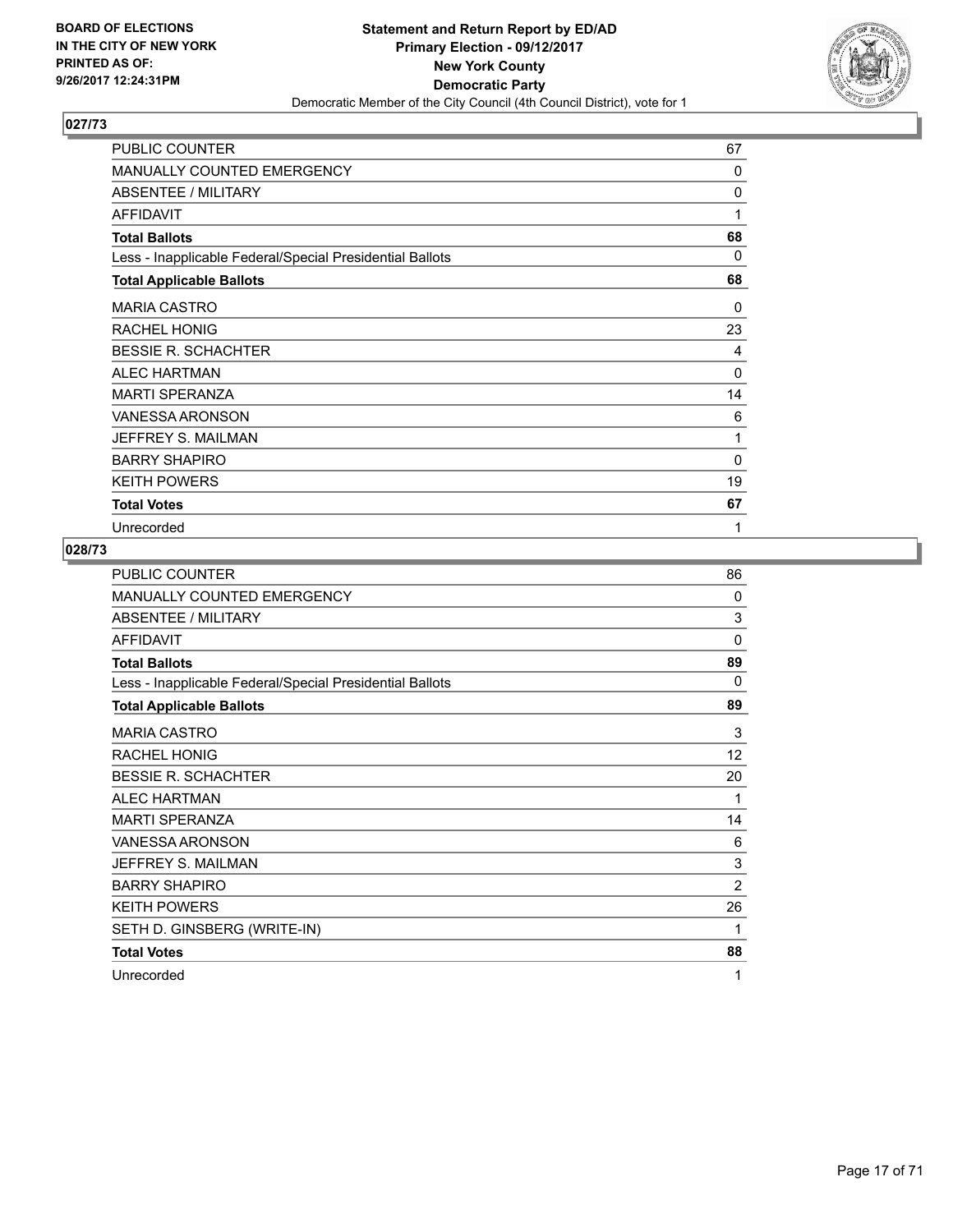BOARD OF ELECTIONS
IN THE CITY OF NEW YORK
PRINTED AS OF:
9/26/2017 12:24:31PM

**Statement and Return Report by ED/AD**
**Primary Election - 09/12/2017**
**New York County**
**Democratic Party**
Democratic Member of the City Council (4th Council District), vote for 1

### 027/73

| | |
|---|---|
| PUBLIC COUNTER | 67 |
| MANUALLY COUNTED EMERGENCY | 0 |
| ABSENTEE / MILITARY | 0 |
| AFFIDAVIT | 1 |
| **Total Ballots** | **68** |
| Less - Inapplicable Federal/Special Presidential Ballots | 0 |
| **Total Applicable Ballots** | **68** |
| MARIA CASTRO | 0 |
| RACHEL HONIG | 23 |
| BESSIE R. SCHACHTER | 4 |
| ALEC HARTMAN | 0 |
| MARTI SPERANZA | 14 |
| VANESSA ARONSON | 6 |
| JEFFREY S. MAILMAN | 1 |
| BARRY SHAPIRO | 0 |
| KEITH POWERS | 19 |
| **Total Votes** | **67** |
| Unrecorded | 1 |

### 028/73

| | |
|---|---|
| PUBLIC COUNTER | 86 |
| MANUALLY COUNTED EMERGENCY | 0 |
| ABSENTEE / MILITARY | 3 |
| AFFIDAVIT | 0 |
| **Total Ballots** | **89** |
| Less - Inapplicable Federal/Special Presidential Ballots | 0 |
| **Total Applicable Ballots** | **89** |
| MARIA CASTRO | 3 |
| RACHEL HONIG | 12 |
| BESSIE R. SCHACHTER | 20 |
| ALEC HARTMAN | 1 |
| MARTI SPERANZA | 14 |
| VANESSA ARONSON | 6 |
| JEFFREY S. MAILMAN | 3 |
| BARRY SHAPIRO | 2 |
| KEITH POWERS | 26 |
| SETH D. GINSBERG (WRITE-IN) | 1 |
| **Total Votes** | **88** |
| Unrecorded | 1 |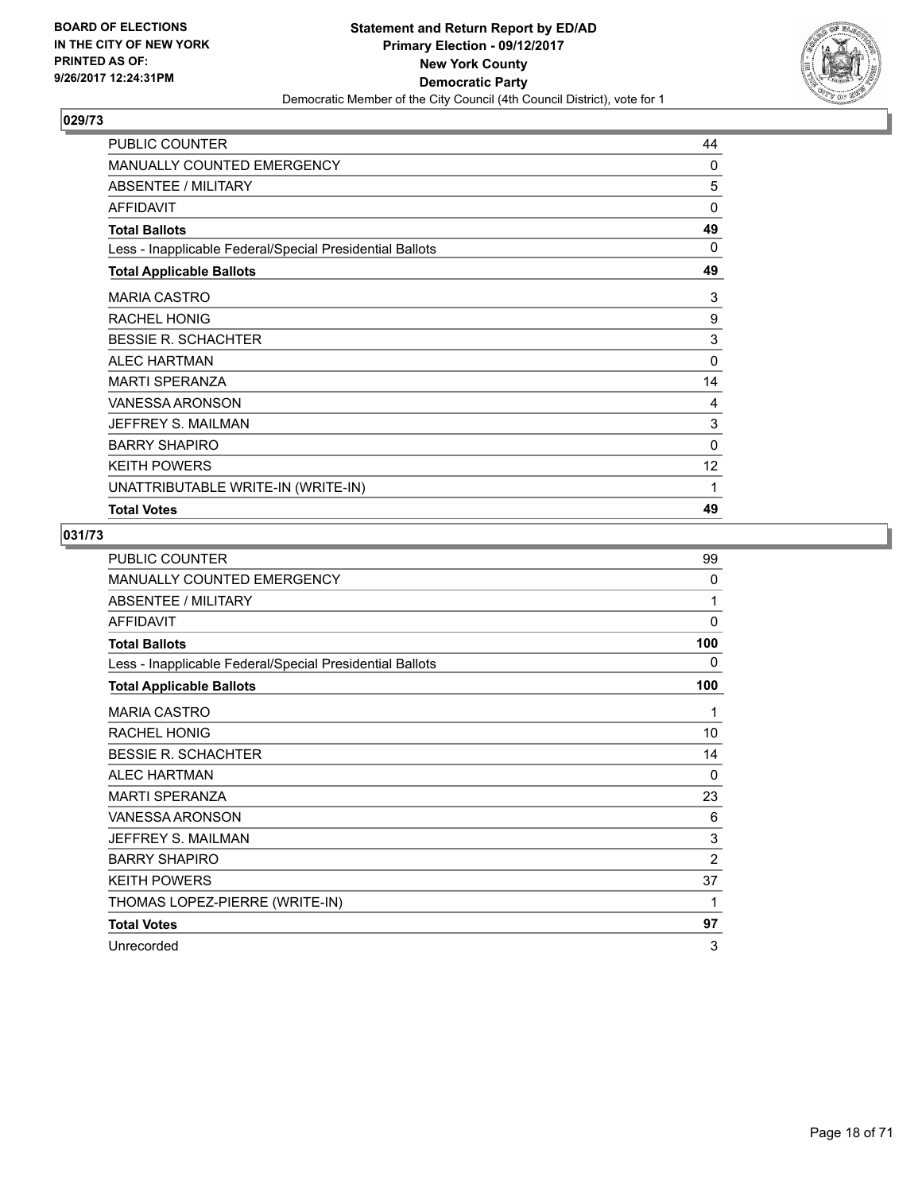**BOARD OF ELECTIONS IN THE CITY OF NEW YORK PRINTED AS OF: 9/26/2017 12:24:31PM**

**Statement and Return Report by ED/AD**
**Primary Election - 09/12/2017**
**New York County**
**Democratic Party**
Democratic Member of the City Council (4th Council District), vote for 1

## 029/73

| | |
|---|---|
| PUBLIC COUNTER | 44 |
| MANUALLY COUNTED EMERGENCY | 0 |
| ABSENTEE / MILITARY | 5 |
| AFFIDAVIT | 0 |
| **Total Ballots** | **49** |
| Less - Inapplicable Federal/Special Presidential Ballots | 0 |
| **Total Applicable Ballots** | **49** |
| MARIA CASTRO | 3 |
| RACHEL HONIG | 9 |
| BESSIE R. SCHACHTER | 3 |
| ALEC HARTMAN | 0 |
| MARTI SPERANZA | 14 |
| VANESSA ARONSON | 4 |
| JEFFREY S. MAILMAN | 3 |
| BARRY SHAPIRO | 0 |
| KEITH POWERS | 12 |
| UNATTRIBUTABLE WRITE-IN (WRITE-IN) | 1 |
| **Total Votes** | **49** |

## 031/73

| | |
|---|---|
| PUBLIC COUNTER | 99 |
| MANUALLY COUNTED EMERGENCY | 0 |
| ABSENTEE / MILITARY | 1 |
| AFFIDAVIT | 0 |
| **Total Ballots** | **100** |
| Less - Inapplicable Federal/Special Presidential Ballots | 0 |
| **Total Applicable Ballots** | **100** |
| MARIA CASTRO | 1 |
| RACHEL HONIG | 10 |
| BESSIE R. SCHACHTER | 14 |
| ALEC HARTMAN | 0 |
| MARTI SPERANZA | 23 |
| VANESSA ARONSON | 6 |
| JEFFREY S. MAILMAN | 3 |
| BARRY SHAPIRO | 2 |
| KEITH POWERS | 37 |
| THOMAS LOPEZ-PIERRE (WRITE-IN) | 1 |
| **Total Votes** | **97** |
| Unrecorded | 3 |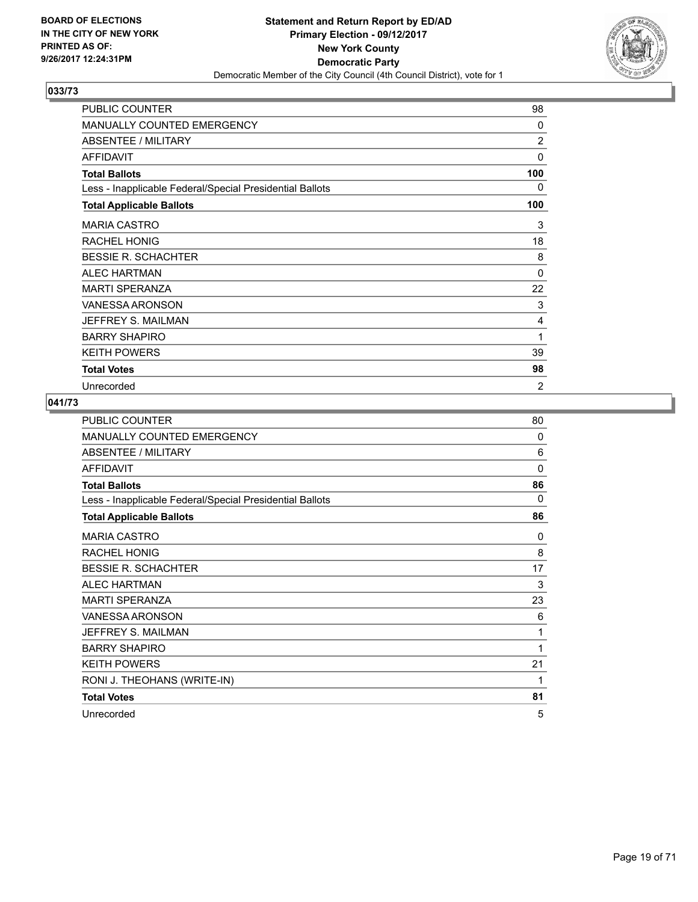BOARD OF ELECTIONS
IN THE CITY OF NEW YORK
PRINTED AS OF:
9/26/2017 12:24:31PM

**Statement and Return Report by ED/AD**
**Primary Election - 09/12/2017**
**New York County**
**Democratic Party**
Democratic Member of the City Council (4th Council District), vote for 1

### 033/73

| | |
|---|---|
| PUBLIC COUNTER | 98 |
| MANUALLY COUNTED EMERGENCY | 0 |
| ABSENTEE / MILITARY | 2 |
| AFFIDAVIT | 0 |
| **Total Ballots** | **100** |
| Less - Inapplicable Federal/Special Presidential Ballots | 0 |
| **Total Applicable Ballots** | **100** |
| MARIA CASTRO | 3 |
| RACHEL HONIG | 18 |
| BESSIE R. SCHACHTER | 8 |
| ALEC HARTMAN | 0 |
| MARTI SPERANZA | 22 |
| VANESSA ARONSON | 3 |
| JEFFREY S. MAILMAN | 4 |
| BARRY SHAPIRO | 1 |
| KEITH POWERS | 39 |
| **Total Votes** | **98** |
| Unrecorded | 2 |

### 041/73

| | |
|---|---|
| PUBLIC COUNTER | 80 |
| MANUALLY COUNTED EMERGENCY | 0 |
| ABSENTEE / MILITARY | 6 |
| AFFIDAVIT | 0 |
| **Total Ballots** | **86** |
| Less - Inapplicable Federal/Special Presidential Ballots | 0 |
| **Total Applicable Ballots** | **86** |
| MARIA CASTRO | 0 |
| RACHEL HONIG | 8 |
| BESSIE R. SCHACHTER | 17 |
| ALEC HARTMAN | 3 |
| MARTI SPERANZA | 23 |
| VANESSA ARONSON | 6 |
| JEFFREY S. MAILMAN | 1 |
| BARRY SHAPIRO | 1 |
| KEITH POWERS | 21 |
| RONI J. THEOHANS (WRITE-IN) | 1 |
| **Total Votes** | **81** |
| Unrecorded | 5 |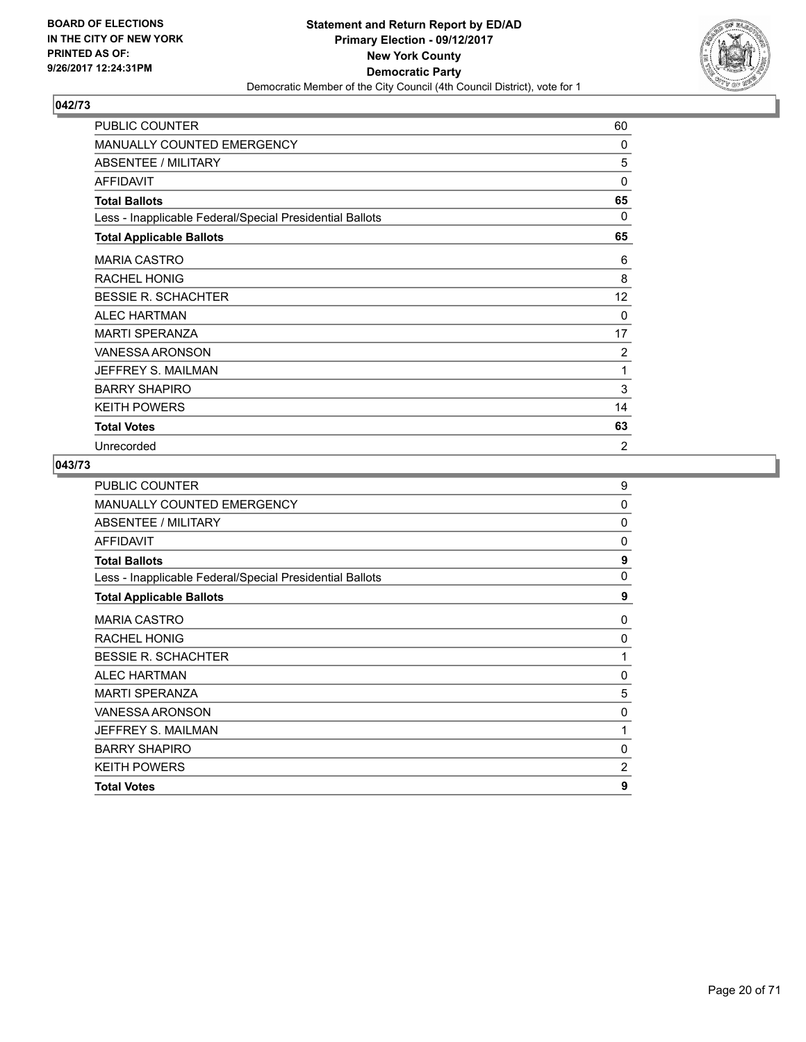BOARD OF ELECTIONS
IN THE CITY OF NEW YORK
PRINTED AS OF:
9/26/2017 12:24:31PM

**Statement and Return Report by ED/AD**
**Primary Election - 09/12/2017**
**New York County**
**Democratic Party**
Democratic Member of the City Council (4th Council District), vote for 1

## 042/73

| | |
|---|---|
| PUBLIC COUNTER | 60 |
| MANUALLY COUNTED EMERGENCY | 0 |
| ABSENTEE / MILITARY | 5 |
| AFFIDAVIT | 0 |
| **Total Ballots** | **65** |
| Less - Inapplicable Federal/Special Presidential Ballots | 0 |
| **Total Applicable Ballots** | **65** |
| MARIA CASTRO | 6 |
| RACHEL HONIG | 8 |
| BESSIE R. SCHACHTER | 12 |
| ALEC HARTMAN | 0 |
| MARTI SPERANZA | 17 |
| VANESSA ARONSON | 2 |
| JEFFREY S. MAILMAN | 1 |
| BARRY SHAPIRO | 3 |
| KEITH POWERS | 14 |
| **Total Votes** | **63** |
| Unrecorded | 2 |

## 043/73

| | |
|---|---|
| PUBLIC COUNTER | 9 |
| MANUALLY COUNTED EMERGENCY | 0 |
| ABSENTEE / MILITARY | 0 |
| AFFIDAVIT | 0 |
| **Total Ballots** | **9** |
| Less - Inapplicable Federal/Special Presidential Ballots | 0 |
| **Total Applicable Ballots** | **9** |
| MARIA CASTRO | 0 |
| RACHEL HONIG | 0 |
| BESSIE R. SCHACHTER | 1 |
| ALEC HARTMAN | 0 |
| MARTI SPERANZA | 5 |
| VANESSA ARONSON | 0 |
| JEFFREY S. MAILMAN | 1 |
| BARRY SHAPIRO | 0 |
| KEITH POWERS | 2 |
| **Total Votes** | **9** |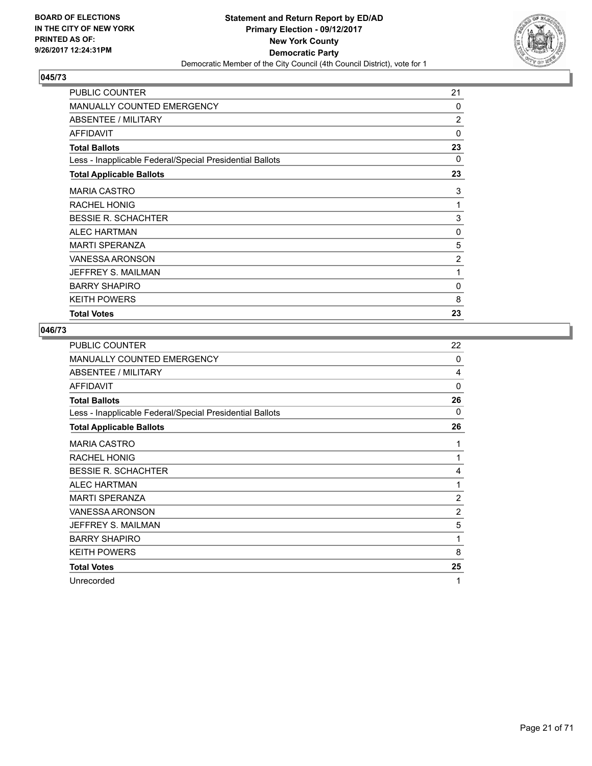**BOARD OF ELECTIONS IN THE CITY OF NEW YORK PRINTED AS OF: 9/26/2017 12:24:31PM**

**Statement and Return Report by ED/AD**
**Primary Election - 09/12/2017**
**New York County**
**Democratic Party**
Democratic Member of the City Council (4th Council District), vote for 1

## 045/73

| | |
|---|---|
| PUBLIC COUNTER | 21 |
| MANUALLY COUNTED EMERGENCY | 0 |
| ABSENTEE / MILITARY | 2 |
| AFFIDAVIT | 0 |
| **Total Ballots** | **23** |
| Less - Inapplicable Federal/Special Presidential Ballots | 0 |
| **Total Applicable Ballots** | **23** |
| MARIA CASTRO | 3 |
| RACHEL HONIG | 1 |
| BESSIE R. SCHACHTER | 3 |
| ALEC HARTMAN | 0 |
| MARTI SPERANZA | 5 |
| VANESSA ARONSON | 2 |
| JEFFREY S. MAILMAN | 1 |
| BARRY SHAPIRO | 0 |
| KEITH POWERS | 8 |
| **Total Votes** | **23** |

## 046/73

| | |
|---|---|
| PUBLIC COUNTER | 22 |
| MANUALLY COUNTED EMERGENCY | 0 |
| ABSENTEE / MILITARY | 4 |
| AFFIDAVIT | 0 |
| **Total Ballots** | **26** |
| Less - Inapplicable Federal/Special Presidential Ballots | 0 |
| **Total Applicable Ballots** | **26** |
| MARIA CASTRO | 1 |
| RACHEL HONIG | 1 |
| BESSIE R. SCHACHTER | 4 |
| ALEC HARTMAN | 1 |
| MARTI SPERANZA | 2 |
| VANESSA ARONSON | 2 |
| JEFFREY S. MAILMAN | 5 |
| BARRY SHAPIRO | 1 |
| KEITH POWERS | 8 |
| **Total Votes** | **25** |
| Unrecorded | 1 |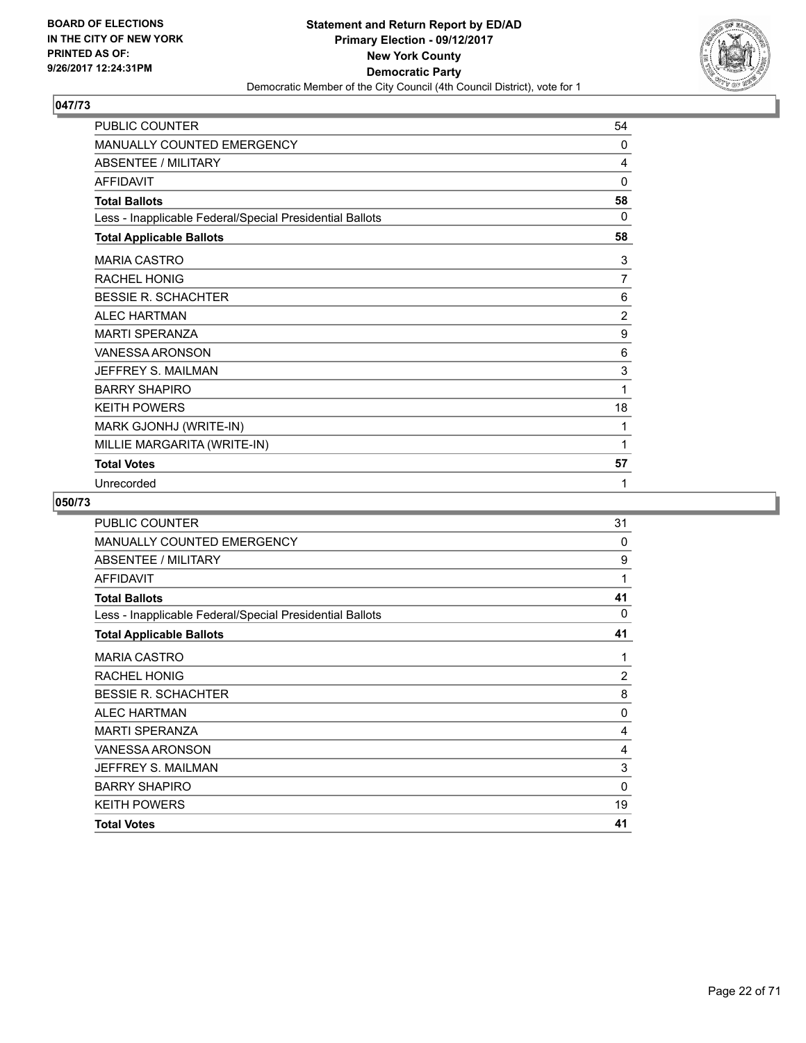BOARD OF ELECTIONS
IN THE CITY OF NEW YORK
PRINTED AS OF:
9/26/2017 12:24:31PM

**Statement and Return Report by ED/AD**
**Primary Election - 09/12/2017**
**New York County**
**Democratic Party**
Democratic Member of the City Council (4th Council District), vote for 1

## 047/73

| | |
|---|---|
| PUBLIC COUNTER | 54 |
| MANUALLY COUNTED EMERGENCY | 0 |
| ABSENTEE / MILITARY | 4 |
| AFFIDAVIT | 0 |
| **Total Ballots** | **58** |
| Less - Inapplicable Federal/Special Presidential Ballots | 0 |
| **Total Applicable Ballots** | **58** |
| MARIA CASTRO | 3 |
| RACHEL HONIG | 7 |
| BESSIE R. SCHACHTER | 6 |
| ALEC HARTMAN | 2 |
| MARTI SPERANZA | 9 |
| VANESSA ARONSON | 6 |
| JEFFREY S. MAILMAN | 3 |
| BARRY SHAPIRO | 1 |
| KEITH POWERS | 18 |
| MARK GJONHJ (WRITE-IN) | 1 |
| MILLIE MARGARITA (WRITE-IN) | 1 |
| **Total Votes** | **57** |
| Unrecorded | 1 |

## 050/73

| | |
|---|---|
| PUBLIC COUNTER | 31 |
| MANUALLY COUNTED EMERGENCY | 0 |
| ABSENTEE / MILITARY | 9 |
| AFFIDAVIT | 1 |
| **Total Ballots** | **41** |
| Less - Inapplicable Federal/Special Presidential Ballots | 0 |
| **Total Applicable Ballots** | **41** |
| MARIA CASTRO | 1 |
| RACHEL HONIG | 2 |
| BESSIE R. SCHACHTER | 8 |
| ALEC HARTMAN | 0 |
| MARTI SPERANZA | 4 |
| VANESSA ARONSON | 4 |
| JEFFREY S. MAILMAN | 3 |
| BARRY SHAPIRO | 0 |
| KEITH POWERS | 19 |
| **Total Votes** | **41** |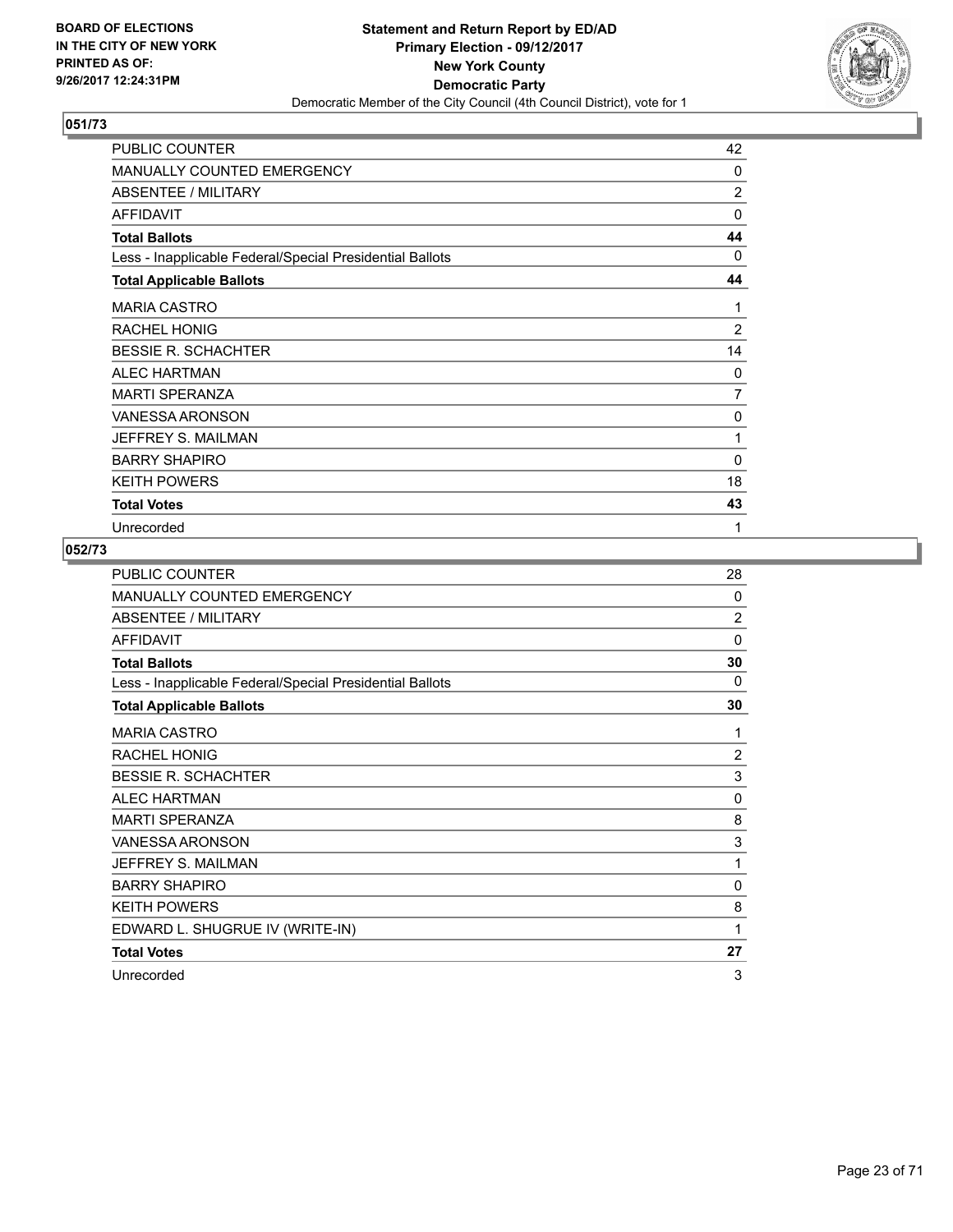**BOARD OF ELECTIONS IN THE CITY OF NEW YORK PRINTED AS OF: 9/26/2017 12:24:31PM**

**Statement and Return Report by ED/AD**
**Primary Election - 09/12/2017**
**New York County**
**Democratic Party**
Democratic Member of the City Council (4th Council District), vote for 1

### 051/73

| | |
|---|---|
| PUBLIC COUNTER | 42 |
| MANUALLY COUNTED EMERGENCY | 0 |
| ABSENTEE / MILITARY | 2 |
| AFFIDAVIT | 0 |
| **Total Ballots** | **44** |
| Less - Inapplicable Federal/Special Presidential Ballots | 0 |
| **Total Applicable Ballots** | **44** |
| MARIA CASTRO | 1 |
| RACHEL HONIG | 2 |
| BESSIE R. SCHACHTER | 14 |
| ALEC HARTMAN | 0 |
| MARTI SPERANZA | 7 |
| VANESSA ARONSON | 0 |
| JEFFREY S. MAILMAN | 1 |
| BARRY SHAPIRO | 0 |
| KEITH POWERS | 18 |
| **Total Votes** | **43** |
| Unrecorded | 1 |

### 052/73

| | |
|---|---|
| PUBLIC COUNTER | 28 |
| MANUALLY COUNTED EMERGENCY | 0 |
| ABSENTEE / MILITARY | 2 |
| AFFIDAVIT | 0 |
| **Total Ballots** | **30** |
| Less - Inapplicable Federal/Special Presidential Ballots | 0 |
| **Total Applicable Ballots** | **30** |
| MARIA CASTRO | 1 |
| RACHEL HONIG | 2 |
| BESSIE R. SCHACHTER | 3 |
| ALEC HARTMAN | 0 |
| MARTI SPERANZA | 8 |
| VANESSA ARONSON | 3 |
| JEFFREY S. MAILMAN | 1 |
| BARRY SHAPIRO | 0 |
| KEITH POWERS | 8 |
| EDWARD L. SHUGRUE IV (WRITE-IN) | 1 |
| **Total Votes** | **27** |
| Unrecorded | 3 |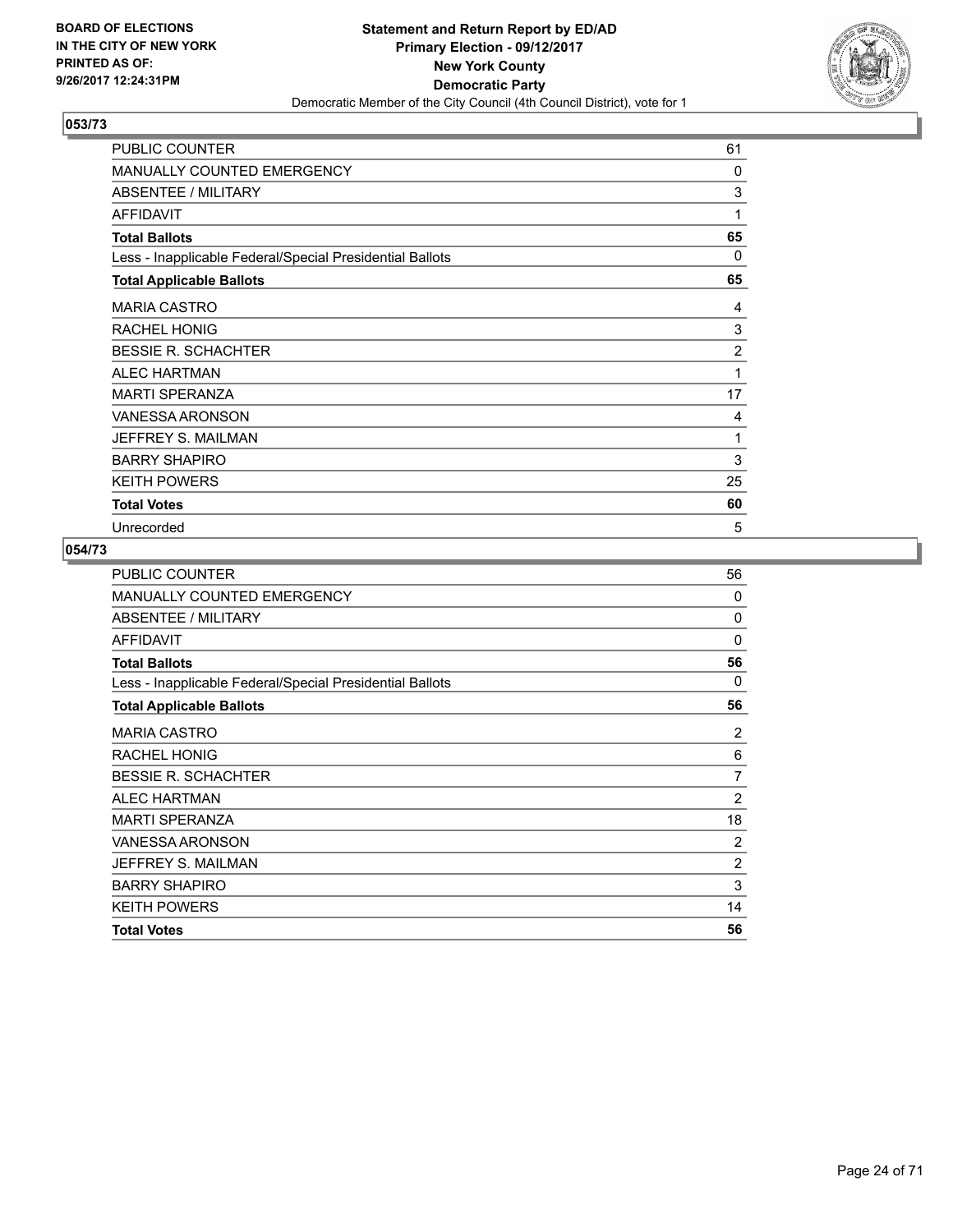BOARD OF ELECTIONS
IN THE CITY OF NEW YORK
PRINTED AS OF:
9/26/2017 12:24:31PM

**Statement and Return Report by ED/AD**
**Primary Election - 09/12/2017**
**New York County**
**Democratic Party**
Democratic Member of the City Council (4th Council District), vote for 1

## 053/73

| | |
|---|---|
| PUBLIC COUNTER | 61 |
| MANUALLY COUNTED EMERGENCY | 0 |
| ABSENTEE / MILITARY | 3 |
| AFFIDAVIT | 1 |
| **Total Ballots** | **65** |
| Less - Inapplicable Federal/Special Presidential Ballots | 0 |
| **Total Applicable Ballots** | **65** |
| MARIA CASTRO | 4 |
| RACHEL HONIG | 3 |
| BESSIE R. SCHACHTER | 2 |
| ALEC HARTMAN | 1 |
| MARTI SPERANZA | 17 |
| VANESSA ARONSON | 4 |
| JEFFREY S. MAILMAN | 1 |
| BARRY SHAPIRO | 3 |
| KEITH POWERS | 25 |
| **Total Votes** | **60** |
| Unrecorded | 5 |

## 054/73

| | |
|---|---|
| PUBLIC COUNTER | 56 |
| MANUALLY COUNTED EMERGENCY | 0 |
| ABSENTEE / MILITARY | 0 |
| AFFIDAVIT | 0 |
| **Total Ballots** | **56** |
| Less - Inapplicable Federal/Special Presidential Ballots | 0 |
| **Total Applicable Ballots** | **56** |
| MARIA CASTRO | 2 |
| RACHEL HONIG | 6 |
| BESSIE R. SCHACHTER | 7 |
| ALEC HARTMAN | 2 |
| MARTI SPERANZA | 18 |
| VANESSA ARONSON | 2 |
| JEFFREY S. MAILMAN | 2 |
| BARRY SHAPIRO | 3 |
| KEITH POWERS | 14 |
| **Total Votes** | **56** |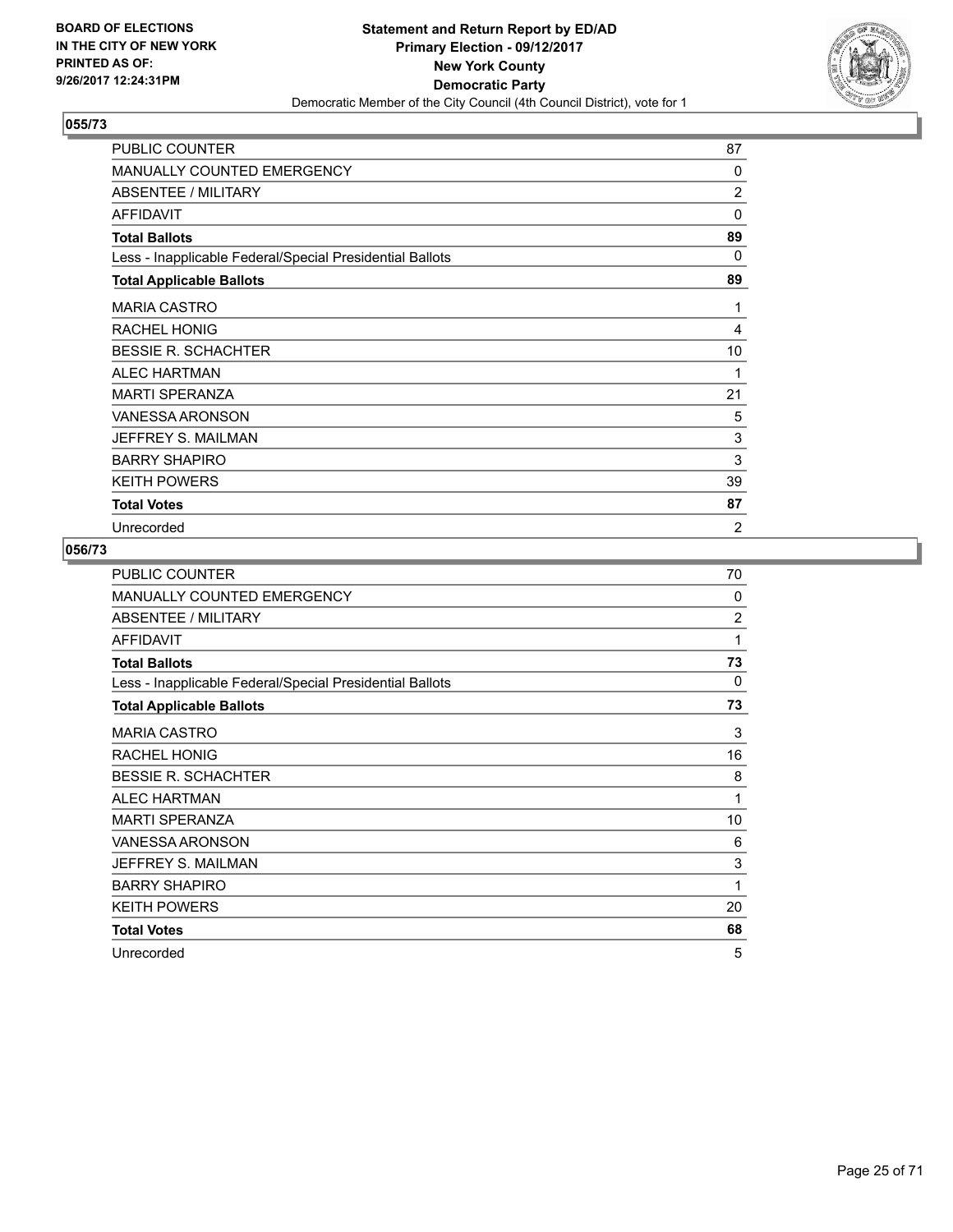BOARD OF ELECTIONS
IN THE CITY OF NEW YORK
PRINTED AS OF:
9/26/2017 12:24:31PM

**Statement and Return Report by ED/AD**
**Primary Election - 09/12/2017**
**New York County**
**Democratic Party**
Democratic Member of the City Council (4th Council District), vote for 1

## 055/73

| | |
|---|---|
| PUBLIC COUNTER | 87 |
| MANUALLY COUNTED EMERGENCY | 0 |
| ABSENTEE / MILITARY | 2 |
| AFFIDAVIT | 0 |
| **Total Ballots** | **89** |
| Less - Inapplicable Federal/Special Presidential Ballots | 0 |
| **Total Applicable Ballots** | **89** |
| MARIA CASTRO | 1 |
| RACHEL HONIG | 4 |
| BESSIE R. SCHACHTER | 10 |
| ALEC HARTMAN | 1 |
| MARTI SPERANZA | 21 |
| VANESSA ARONSON | 5 |
| JEFFREY S. MAILMAN | 3 |
| BARRY SHAPIRO | 3 |
| KEITH POWERS | 39 |
| **Total Votes** | **87** |
| Unrecorded | 2 |

## 056/73

| | |
|---|---|
| PUBLIC COUNTER | 70 |
| MANUALLY COUNTED EMERGENCY | 0 |
| ABSENTEE / MILITARY | 2 |
| AFFIDAVIT | 1 |
| **Total Ballots** | **73** |
| Less - Inapplicable Federal/Special Presidential Ballots | 0 |
| **Total Applicable Ballots** | **73** |
| MARIA CASTRO | 3 |
| RACHEL HONIG | 16 |
| BESSIE R. SCHACHTER | 8 |
| ALEC HARTMAN | 1 |
| MARTI SPERANZA | 10 |
| VANESSA ARONSON | 6 |
| JEFFREY S. MAILMAN | 3 |
| BARRY SHAPIRO | 1 |
| KEITH POWERS | 20 |
| **Total Votes** | **68** |
| Unrecorded | 5 |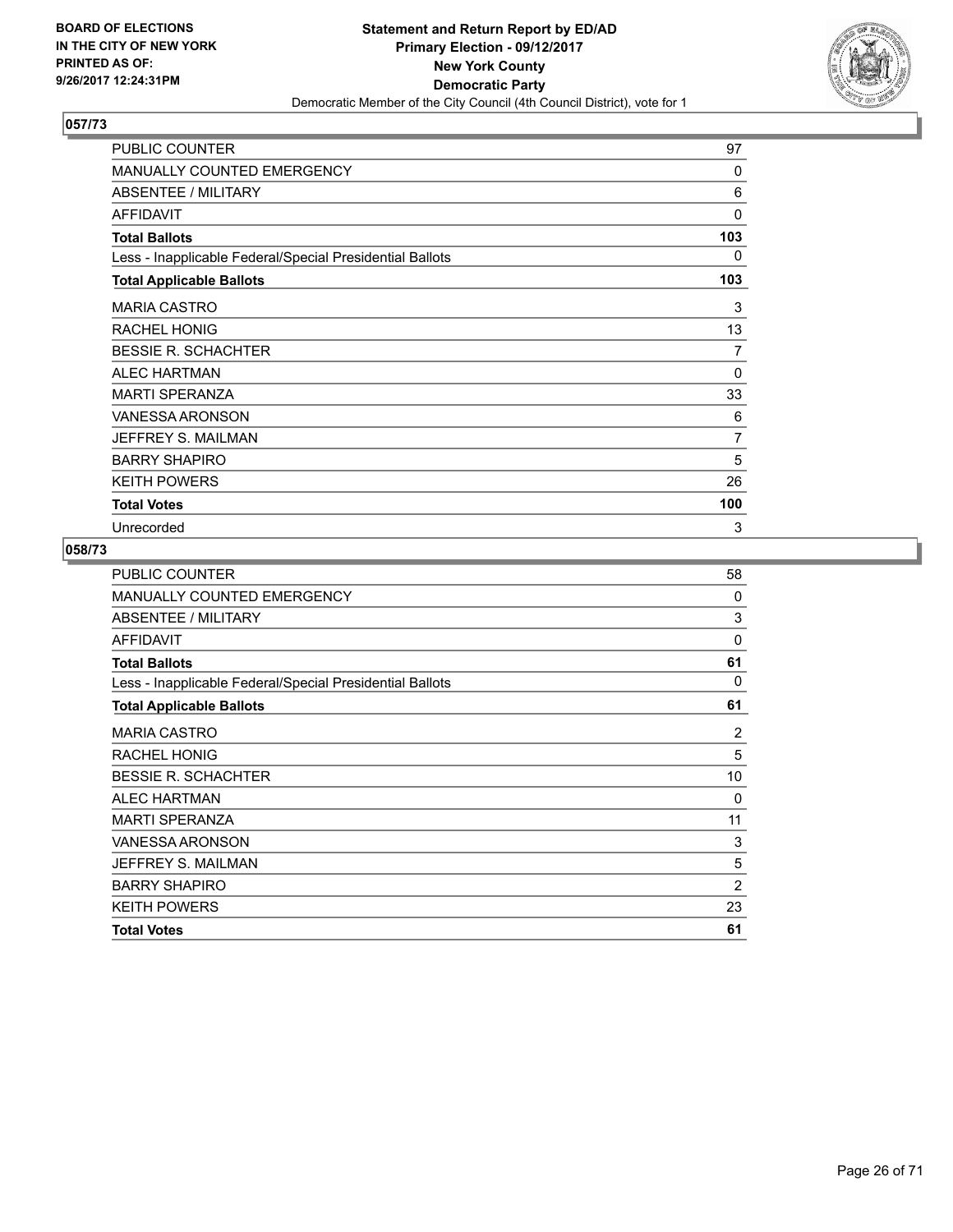**BOARD OF ELECTIONS IN THE CITY OF NEW YORK PRINTED AS OF: 9/26/2017 12:24:31PM**

**Statement and Return Report by ED/AD Primary Election - 09/12/2017 New York County Democratic Party**

Democratic Member of the City Council (4th Council District), vote for 1

## 057/73

| | |
|---|---|
| PUBLIC COUNTER | 97 |
| MANUALLY COUNTED EMERGENCY | 0 |
| ABSENTEE / MILITARY | 6 |
| AFFIDAVIT | 0 |
| **Total Ballots** | **103** |
| Less - Inapplicable Federal/Special Presidential Ballots | 0 |
| **Total Applicable Ballots** | **103** |
| MARIA CASTRO | 3 |
| RACHEL HONIG | 13 |
| BESSIE R. SCHACHTER | 7 |
| ALEC HARTMAN | 0 |
| MARTI SPERANZA | 33 |
| VANESSA ARONSON | 6 |
| JEFFREY S. MAILMAN | 7 |
| BARRY SHAPIRO | 5 |
| KEITH POWERS | 26 |
| **Total Votes** | **100** |
| Unrecorded | 3 |

## 058/73

| | |
|---|---|
| PUBLIC COUNTER | 58 |
| MANUALLY COUNTED EMERGENCY | 0 |
| ABSENTEE / MILITARY | 3 |
| AFFIDAVIT | 0 |
| **Total Ballots** | **61** |
| Less - Inapplicable Federal/Special Presidential Ballots | 0 |
| **Total Applicable Ballots** | **61** |
| MARIA CASTRO | 2 |
| RACHEL HONIG | 5 |
| BESSIE R. SCHACHTER | 10 |
| ALEC HARTMAN | 0 |
| MARTI SPERANZA | 11 |
| VANESSA ARONSON | 3 |
| JEFFREY S. MAILMAN | 5 |
| BARRY SHAPIRO | 2 |
| KEITH POWERS | 23 |
| **Total Votes** | **61** |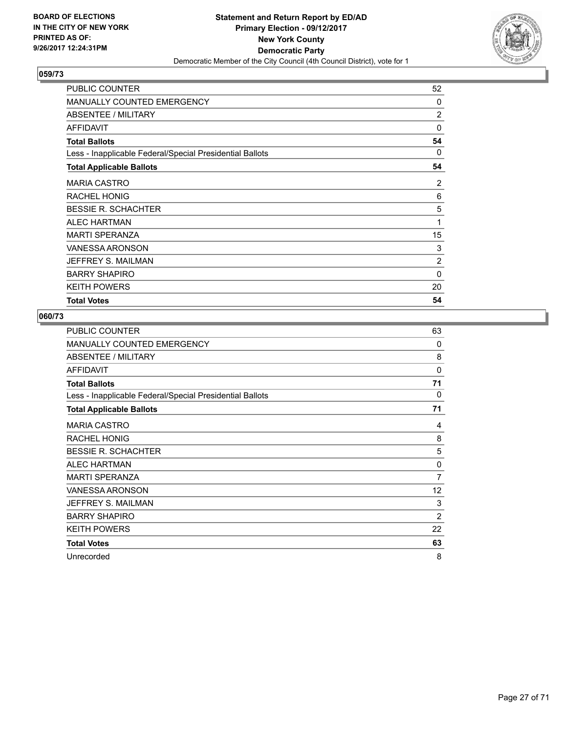BOARD OF ELECTIONS
IN THE CITY OF NEW YORK
PRINTED AS OF:
9/26/2017 12:24:31PM

**Statement and Return Report by ED/AD**
**Primary Election - 09/12/2017**
**New York County**
**Democratic Party**
Democratic Member of the City Council (4th Council District), vote for 1

## 059/73

| | |
|---|---|
| PUBLIC COUNTER | 52 |
| MANUALLY COUNTED EMERGENCY | 0 |
| ABSENTEE / MILITARY | 2 |
| AFFIDAVIT | 0 |
| **Total Ballots** | **54** |
| Less - Inapplicable Federal/Special Presidential Ballots | 0 |
| **Total Applicable Ballots** | **54** |
| MARIA CASTRO | 2 |
| RACHEL HONIG | 6 |
| BESSIE R. SCHACHTER | 5 |
| ALEC HARTMAN | 1 |
| MARTI SPERANZA | 15 |
| VANESSA ARONSON | 3 |
| JEFFREY S. MAILMAN | 2 |
| BARRY SHAPIRO | 0 |
| KEITH POWERS | 20 |
| **Total Votes** | **54** |

## 060/73

| | |
|---|---|
| PUBLIC COUNTER | 63 |
| MANUALLY COUNTED EMERGENCY | 0 |
| ABSENTEE / MILITARY | 8 |
| AFFIDAVIT | 0 |
| **Total Ballots** | **71** |
| Less - Inapplicable Federal/Special Presidential Ballots | 0 |
| **Total Applicable Ballots** | **71** |
| MARIA CASTRO | 4 |
| RACHEL HONIG | 8 |
| BESSIE R. SCHACHTER | 5 |
| ALEC HARTMAN | 0 |
| MARTI SPERANZA | 7 |
| VANESSA ARONSON | 12 |
| JEFFREY S. MAILMAN | 3 |
| BARRY SHAPIRO | 2 |
| KEITH POWERS | 22 |
| **Total Votes** | **63** |
| Unrecorded | 8 |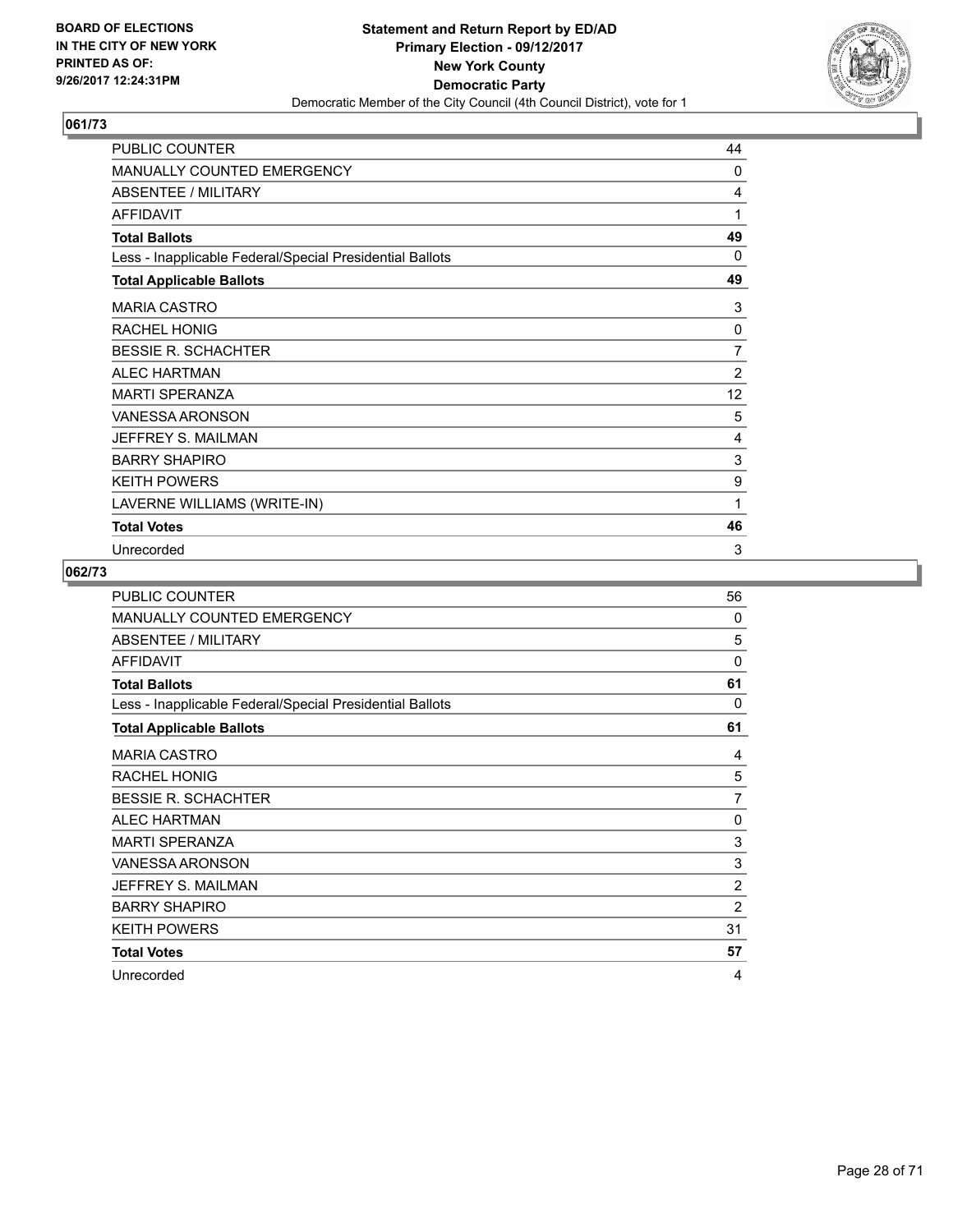**BOARD OF ELECTIONS IN THE CITY OF NEW YORK PRINTED AS OF: 9/26/2017 12:24:31PM**

**Statement and Return Report by ED/AD**
**Primary Election - 09/12/2017**
**New York County**
**Democratic Party**
Democratic Member of the City Council (4th Council District), vote for 1

## 061/73

| | |
|---|---|
| PUBLIC COUNTER | 44 |
| MANUALLY COUNTED EMERGENCY | 0 |
| ABSENTEE / MILITARY | 4 |
| AFFIDAVIT | 1 |
| **Total Ballots** | **49** |
| Less - Inapplicable Federal/Special Presidential Ballots | 0 |
| **Total Applicable Ballots** | **49** |
| MARIA CASTRO | 3 |
| RACHEL HONIG | 0 |
| BESSIE R. SCHACHTER | 7 |
| ALEC HARTMAN | 2 |
| MARTI SPERANZA | 12 |
| VANESSA ARONSON | 5 |
| JEFFREY S. MAILMAN | 4 |
| BARRY SHAPIRO | 3 |
| KEITH POWERS | 9 |
| LAVERNE WILLIAMS (WRITE-IN) | 1 |
| **Total Votes** | **46** |
| Unrecorded | 3 |

## 062/73

| | |
|---|---|
| PUBLIC COUNTER | 56 |
| MANUALLY COUNTED EMERGENCY | 0 |
| ABSENTEE / MILITARY | 5 |
| AFFIDAVIT | 0 |
| **Total Ballots** | **61** |
| Less - Inapplicable Federal/Special Presidential Ballots | 0 |
| **Total Applicable Ballots** | **61** |
| MARIA CASTRO | 4 |
| RACHEL HONIG | 5 |
| BESSIE R. SCHACHTER | 7 |
| ALEC HARTMAN | 0 |
| MARTI SPERANZA | 3 |
| VANESSA ARONSON | 3 |
| JEFFREY S. MAILMAN | 2 |
| BARRY SHAPIRO | 2 |
| KEITH POWERS | 31 |
| **Total Votes** | **57** |
| Unrecorded | 4 |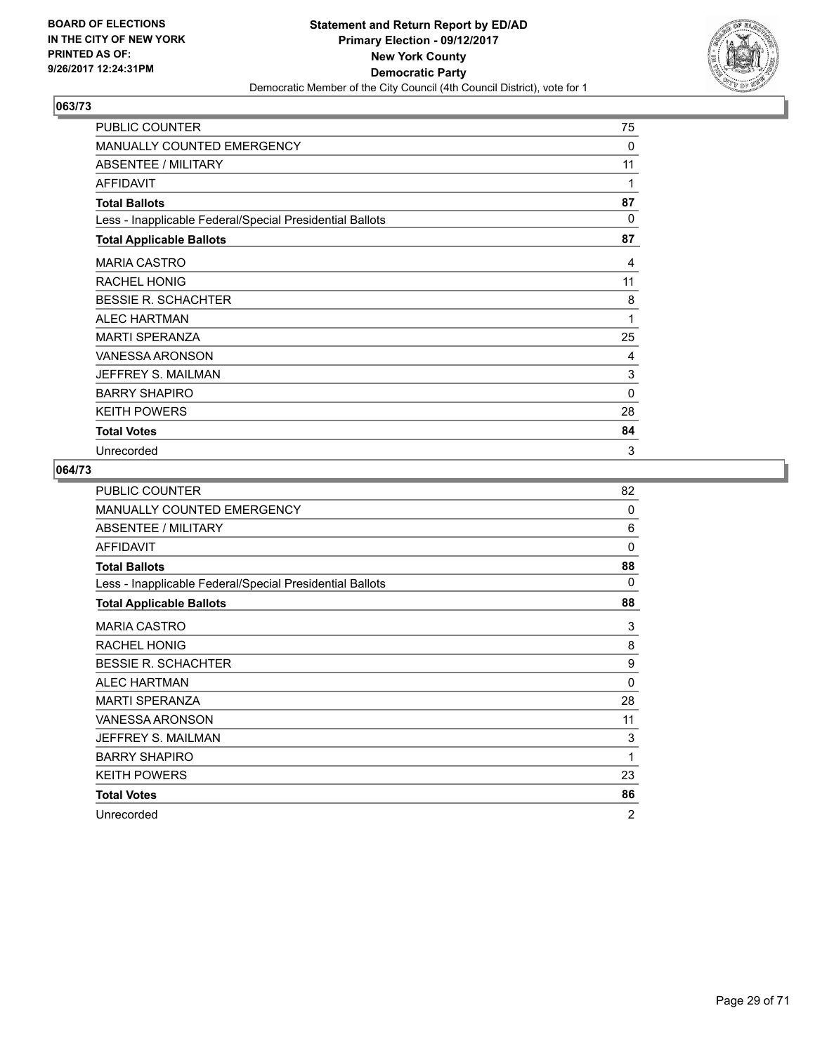**BOARD OF ELECTIONS IN THE CITY OF NEW YORK PRINTED AS OF: 9/26/2017 12:24:31PM**

**Statement and Return Report by ED/AD**
**Primary Election - 09/12/2017**
**New York County**
**Democratic Party**
Democratic Member of the City Council (4th Council District), vote for 1

### 063/73

| | |
|---|---|
| PUBLIC COUNTER | 75 |
| MANUALLY COUNTED EMERGENCY | 0 |
| ABSENTEE / MILITARY | 11 |
| AFFIDAVIT | 1 |
| **Total Ballots** | **87** |
| Less - Inapplicable Federal/Special Presidential Ballots | 0 |
| **Total Applicable Ballots** | **87** |
| MARIA CASTRO | 4 |
| RACHEL HONIG | 11 |
| BESSIE R. SCHACHTER | 8 |
| ALEC HARTMAN | 1 |
| MARTI SPERANZA | 25 |
| VANESSA ARONSON | 4 |
| JEFFREY S. MAILMAN | 3 |
| BARRY SHAPIRO | 0 |
| KEITH POWERS | 28 |
| **Total Votes** | **84** |
| Unrecorded | 3 |

### 064/73

| | |
|---|---|
| PUBLIC COUNTER | 82 |
| MANUALLY COUNTED EMERGENCY | 0 |
| ABSENTEE / MILITARY | 6 |
| AFFIDAVIT | 0 |
| **Total Ballots** | **88** |
| Less - Inapplicable Federal/Special Presidential Ballots | 0 |
| **Total Applicable Ballots** | **88** |
| MARIA CASTRO | 3 |
| RACHEL HONIG | 8 |
| BESSIE R. SCHACHTER | 9 |
| ALEC HARTMAN | 0 |
| MARTI SPERANZA | 28 |
| VANESSA ARONSON | 11 |
| JEFFREY S. MAILMAN | 3 |
| BARRY SHAPIRO | 1 |
| KEITH POWERS | 23 |
| **Total Votes** | **86** |
| Unrecorded | 2 |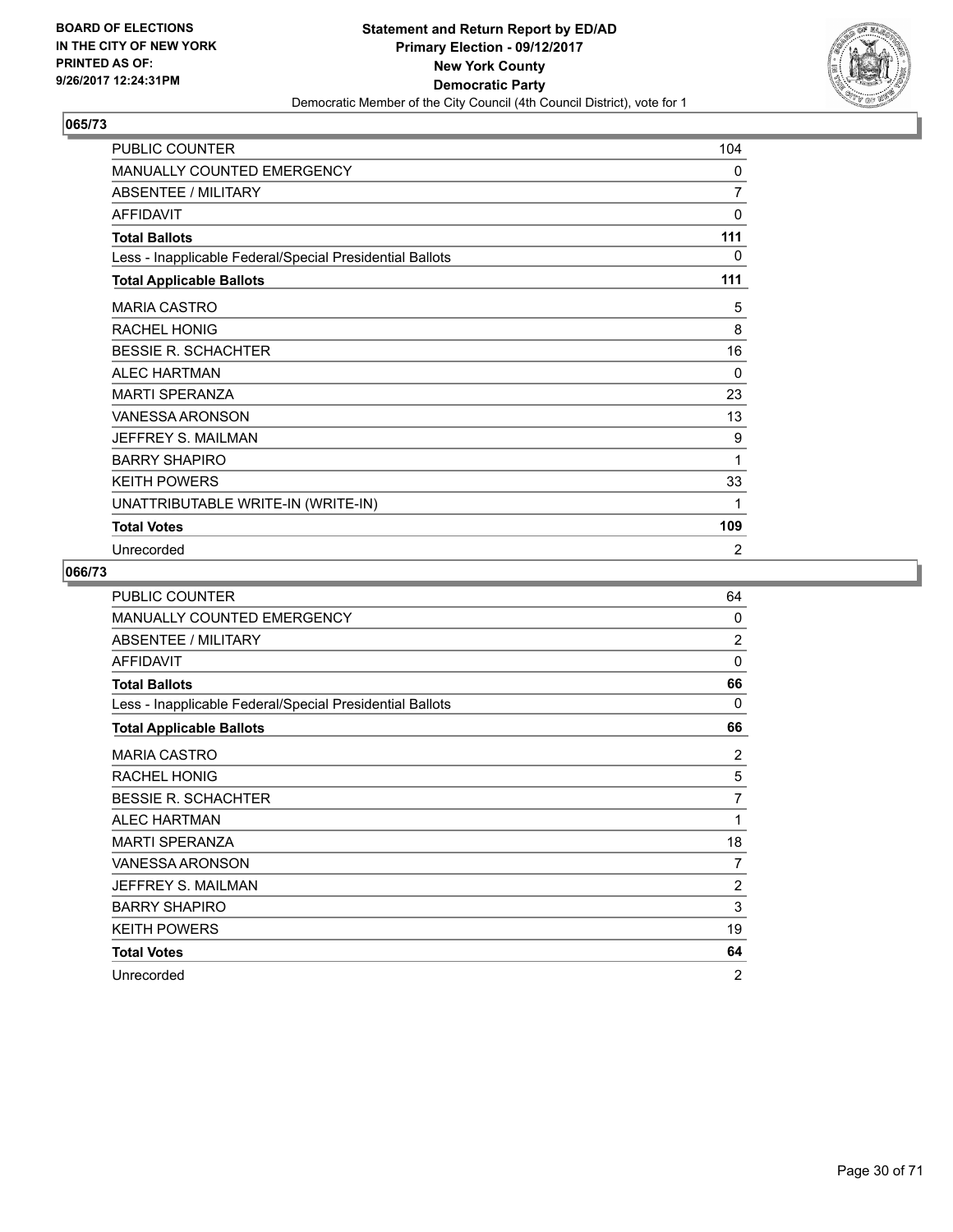BOARD OF ELECTIONS
IN THE CITY OF NEW YORK
PRINTED AS OF:
9/26/2017 12:24:31PM

**Statement and Return Report by ED/AD**
**Primary Election - 09/12/2017**
**New York County**
**Democratic Party**
Democratic Member of the City Council (4th Council District), vote for 1

## 065/73

| | |
|---|---|
| PUBLIC COUNTER | 104 |
| MANUALLY COUNTED EMERGENCY | 0 |
| ABSENTEE / MILITARY | 7 |
| AFFIDAVIT | 0 |
| **Total Ballots** | **111** |
| Less - Inapplicable Federal/Special Presidential Ballots | 0 |
| **Total Applicable Ballots** | **111** |
| MARIA CASTRO | 5 |
| RACHEL HONIG | 8 |
| BESSIE R. SCHACHTER | 16 |
| ALEC HARTMAN | 0 |
| MARTI SPERANZA | 23 |
| VANESSA ARONSON | 13 |
| JEFFREY S. MAILMAN | 9 |
| BARRY SHAPIRO | 1 |
| KEITH POWERS | 33 |
| UNATTRIBUTABLE WRITE-IN (WRITE-IN) | 1 |
| **Total Votes** | **109** |
| Unrecorded | 2 |

## 066/73

| | |
|---|---|
| PUBLIC COUNTER | 64 |
| MANUALLY COUNTED EMERGENCY | 0 |
| ABSENTEE / MILITARY | 2 |
| AFFIDAVIT | 0 |
| **Total Ballots** | **66** |
| Less - Inapplicable Federal/Special Presidential Ballots | 0 |
| **Total Applicable Ballots** | **66** |
| MARIA CASTRO | 2 |
| RACHEL HONIG | 5 |
| BESSIE R. SCHACHTER | 7 |
| ALEC HARTMAN | 1 |
| MARTI SPERANZA | 18 |
| VANESSA ARONSON | 7 |
| JEFFREY S. MAILMAN | 2 |
| BARRY SHAPIRO | 3 |
| KEITH POWERS | 19 |
| **Total Votes** | **64** |
| Unrecorded | 2 |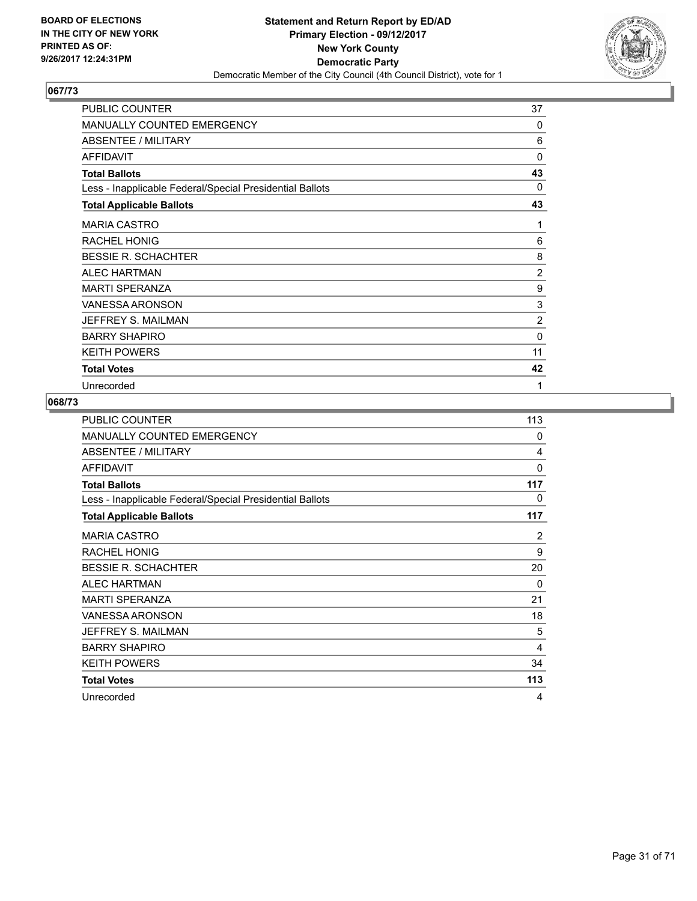BOARD OF ELECTIONS
IN THE CITY OF NEW YORK
PRINTED AS OF:
9/26/2017 12:24:31PM

**Statement and Return Report by ED/AD**
**Primary Election - 09/12/2017**
**New York County**
**Democratic Party**
Democratic Member of the City Council (4th Council District), vote for 1

## 067/73

| | |
|---|---|
| PUBLIC COUNTER | 37 |
| MANUALLY COUNTED EMERGENCY | 0 |
| ABSENTEE / MILITARY | 6 |
| AFFIDAVIT | 0 |
| **Total Ballots** | **43** |
| Less - Inapplicable Federal/Special Presidential Ballots | 0 |
| **Total Applicable Ballots** | **43** |
| MARIA CASTRO | 1 |
| RACHEL HONIG | 6 |
| BESSIE R. SCHACHTER | 8 |
| ALEC HARTMAN | 2 |
| MARTI SPERANZA | 9 |
| VANESSA ARONSON | 3 |
| JEFFREY S. MAILMAN | 2 |
| BARRY SHAPIRO | 0 |
| KEITH POWERS | 11 |
| **Total Votes** | **42** |
| Unrecorded | 1 |

## 068/73

| | |
|---|---|
| PUBLIC COUNTER | 113 |
| MANUALLY COUNTED EMERGENCY | 0 |
| ABSENTEE / MILITARY | 4 |
| AFFIDAVIT | 0 |
| **Total Ballots** | **117** |
| Less - Inapplicable Federal/Special Presidential Ballots | 0 |
| **Total Applicable Ballots** | **117** |
| MARIA CASTRO | 2 |
| RACHEL HONIG | 9 |
| BESSIE R. SCHACHTER | 20 |
| ALEC HARTMAN | 0 |
| MARTI SPERANZA | 21 |
| VANESSA ARONSON | 18 |
| JEFFREY S. MAILMAN | 5 |
| BARRY SHAPIRO | 4 |
| KEITH POWERS | 34 |
| **Total Votes** | **113** |
| Unrecorded | 4 |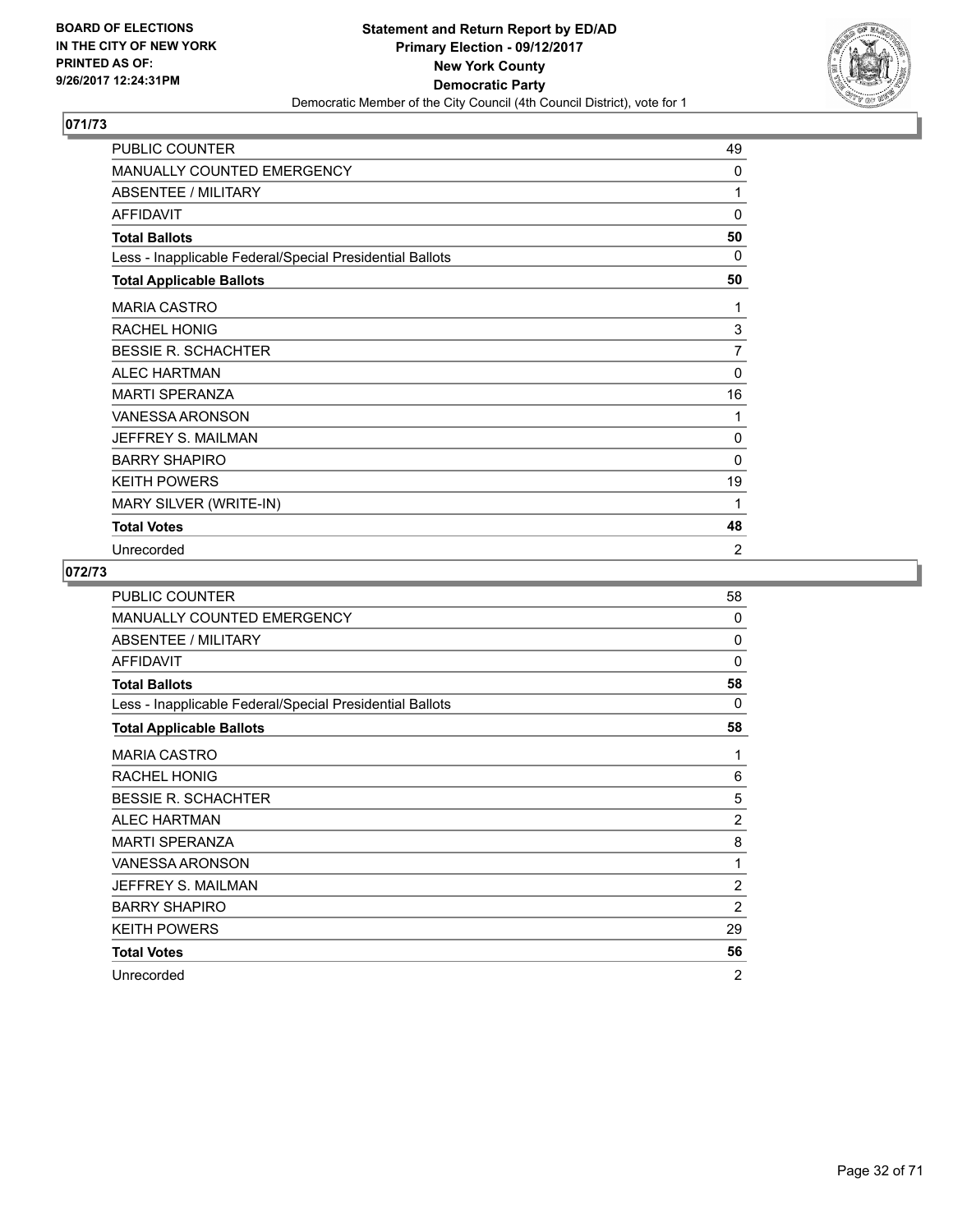BOARD OF ELECTIONS
IN THE CITY OF NEW YORK
PRINTED AS OF:
9/26/2017 12:24:31PM

**Statement and Return Report by ED/AD**
**Primary Election - 09/12/2017**
**New York County**
**Democratic Party**
Democratic Member of the City Council (4th Council District), vote for 1

## 071/73

| | |
|---|---|
| PUBLIC COUNTER | 49 |
| MANUALLY COUNTED EMERGENCY | 0 |
| ABSENTEE / MILITARY | 1 |
| AFFIDAVIT | 0 |
| **Total Ballots** | **50** |
| Less - Inapplicable Federal/Special Presidential Ballots | 0 |
| **Total Applicable Ballots** | **50** |
| MARIA CASTRO | 1 |
| RACHEL HONIG | 3 |
| BESSIE R. SCHACHTER | 7 |
| ALEC HARTMAN | 0 |
| MARTI SPERANZA | 16 |
| VANESSA ARONSON | 1 |
| JEFFREY S. MAILMAN | 0 |
| BARRY SHAPIRO | 0 |
| KEITH POWERS | 19 |
| MARY SILVER (WRITE-IN) | 1 |
| **Total Votes** | **48** |
| Unrecorded | 2 |

## 072/73

| | |
|---|---|
| PUBLIC COUNTER | 58 |
| MANUALLY COUNTED EMERGENCY | 0 |
| ABSENTEE / MILITARY | 0 |
| AFFIDAVIT | 0 |
| **Total Ballots** | **58** |
| Less - Inapplicable Federal/Special Presidential Ballots | 0 |
| **Total Applicable Ballots** | **58** |
| MARIA CASTRO | 1 |
| RACHEL HONIG | 6 |
| BESSIE R. SCHACHTER | 5 |
| ALEC HARTMAN | 2 |
| MARTI SPERANZA | 8 |
| VANESSA ARONSON | 1 |
| JEFFREY S. MAILMAN | 2 |
| BARRY SHAPIRO | 2 |
| KEITH POWERS | 29 |
| **Total Votes** | **56** |
| Unrecorded | 2 |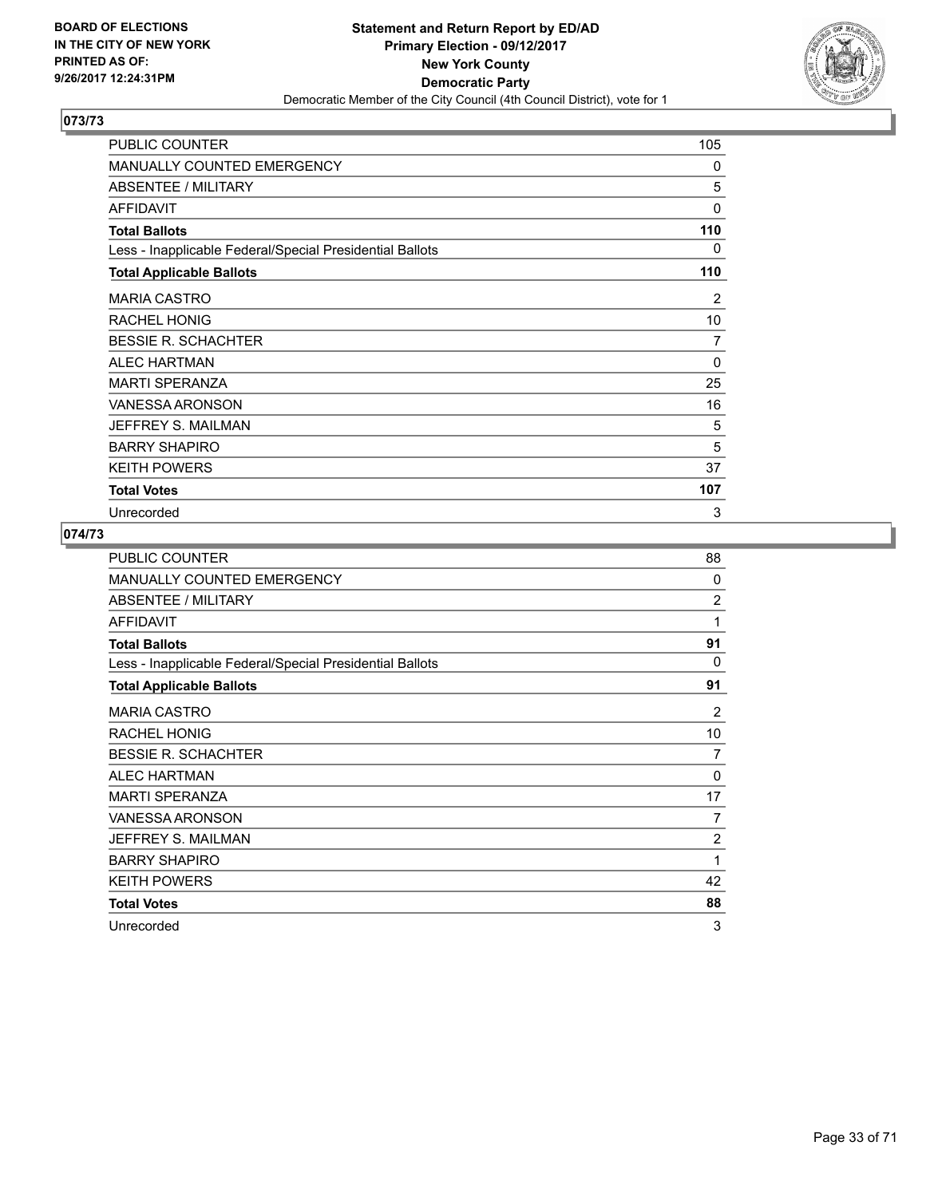BOARD OF ELECTIONS
IN THE CITY OF NEW YORK
PRINTED AS OF:
9/26/2017 12:24:31PM

**Statement and Return Report by ED/AD**
**Primary Election - 09/12/2017**
**New York County**
**Democratic Party**
Democratic Member of the City Council (4th Council District), vote for 1

## 073/73

| | |
|---|---|
| PUBLIC COUNTER | 105 |
| MANUALLY COUNTED EMERGENCY | 0 |
| ABSENTEE / MILITARY | 5 |
| AFFIDAVIT | 0 |
| **Total Ballots** | **110** |
| Less - Inapplicable Federal/Special Presidential Ballots | 0 |
| **Total Applicable Ballots** | **110** |
| MARIA CASTRO | 2 |
| RACHEL HONIG | 10 |
| BESSIE R. SCHACHTER | 7 |
| ALEC HARTMAN | 0 |
| MARTI SPERANZA | 25 |
| VANESSA ARONSON | 16 |
| JEFFREY S. MAILMAN | 5 |
| BARRY SHAPIRO | 5 |
| KEITH POWERS | 37 |
| **Total Votes** | **107** |
| Unrecorded | 3 |

## 074/73

| | |
|---|---|
| PUBLIC COUNTER | 88 |
| MANUALLY COUNTED EMERGENCY | 0 |
| ABSENTEE / MILITARY | 2 |
| AFFIDAVIT | 1 |
| **Total Ballots** | **91** |
| Less - Inapplicable Federal/Special Presidential Ballots | 0 |
| **Total Applicable Ballots** | **91** |
| MARIA CASTRO | 2 |
| RACHEL HONIG | 10 |
| BESSIE R. SCHACHTER | 7 |
| ALEC HARTMAN | 0 |
| MARTI SPERANZA | 17 |
| VANESSA ARONSON | 7 |
| JEFFREY S. MAILMAN | 2 |
| BARRY SHAPIRO | 1 |
| KEITH POWERS | 42 |
| **Total Votes** | **88** |
| Unrecorded | 3 |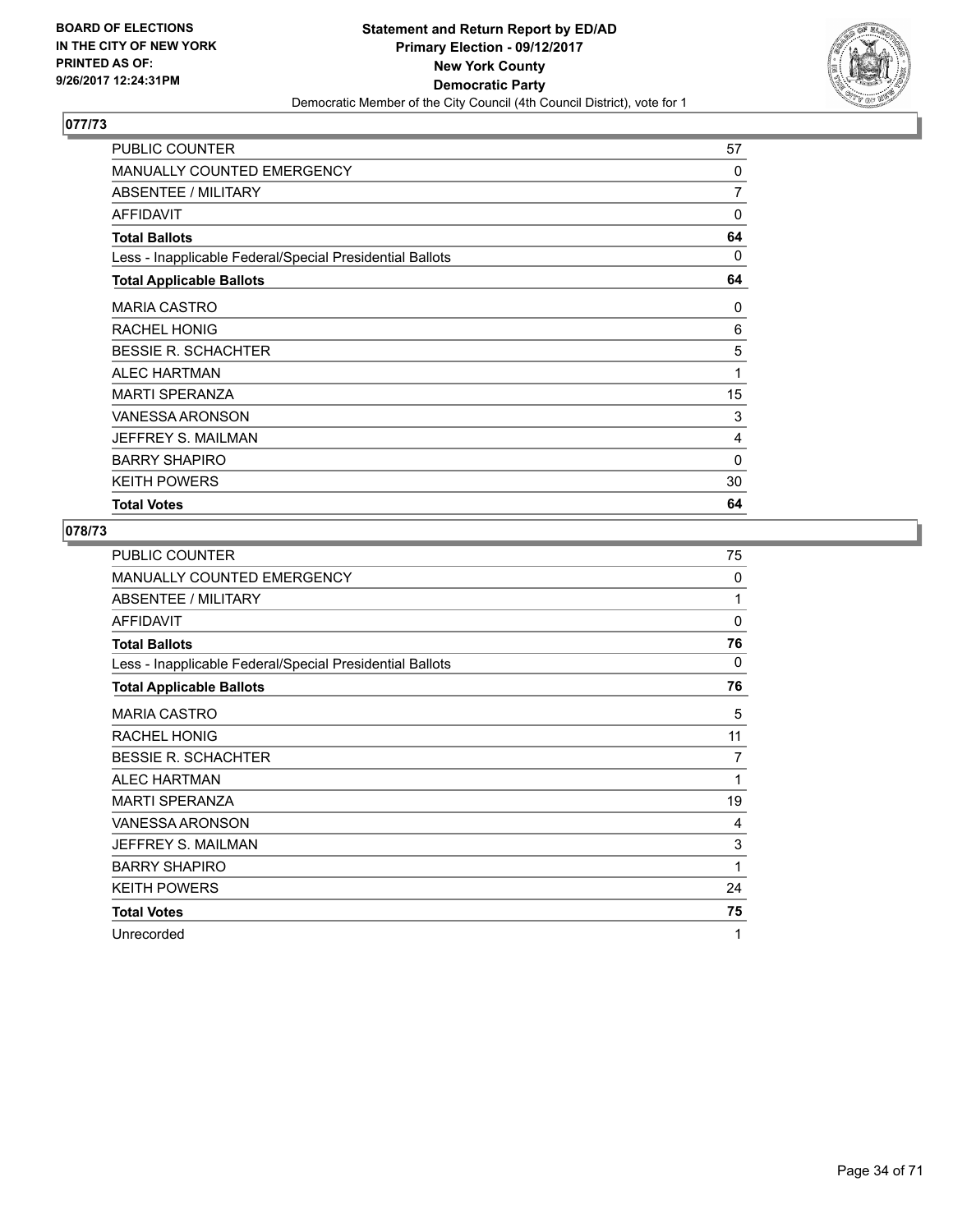BOARD OF ELECTIONS
IN THE CITY OF NEW YORK
PRINTED AS OF:
9/26/2017 12:24:31PM

**Statement and Return Report by ED/AD**
**Primary Election - 09/12/2017**
**New York County**
**Democratic Party**
Democratic Member of the City Council (4th Council District), vote for 1

## 077/73

| | |
|---|---|
| PUBLIC COUNTER | 57 |
| MANUALLY COUNTED EMERGENCY | 0 |
| ABSENTEE / MILITARY | 7 |
| AFFIDAVIT | 0 |
| **Total Ballots** | **64** |
| Less - Inapplicable Federal/Special Presidential Ballots | 0 |
| **Total Applicable Ballots** | **64** |
| MARIA CASTRO | 0 |
| RACHEL HONIG | 6 |
| BESSIE R. SCHACHTER | 5 |
| ALEC HARTMAN | 1 |
| MARTI SPERANZA | 15 |
| VANESSA ARONSON | 3 |
| JEFFREY S. MAILMAN | 4 |
| BARRY SHAPIRO | 0 |
| KEITH POWERS | 30 |
| **Total Votes** | **64** |

## 078/73

| | |
|---|---|
| PUBLIC COUNTER | 75 |
| MANUALLY COUNTED EMERGENCY | 0 |
| ABSENTEE / MILITARY | 1 |
| AFFIDAVIT | 0 |
| **Total Ballots** | **76** |
| Less - Inapplicable Federal/Special Presidential Ballots | 0 |
| **Total Applicable Ballots** | **76** |
| MARIA CASTRO | 5 |
| RACHEL HONIG | 11 |
| BESSIE R. SCHACHTER | 7 |
| ALEC HARTMAN | 1 |
| MARTI SPERANZA | 19 |
| VANESSA ARONSON | 4 |
| JEFFREY S. MAILMAN | 3 |
| BARRY SHAPIRO | 1 |
| KEITH POWERS | 24 |
| **Total Votes** | **75** |
| Unrecorded | 1 |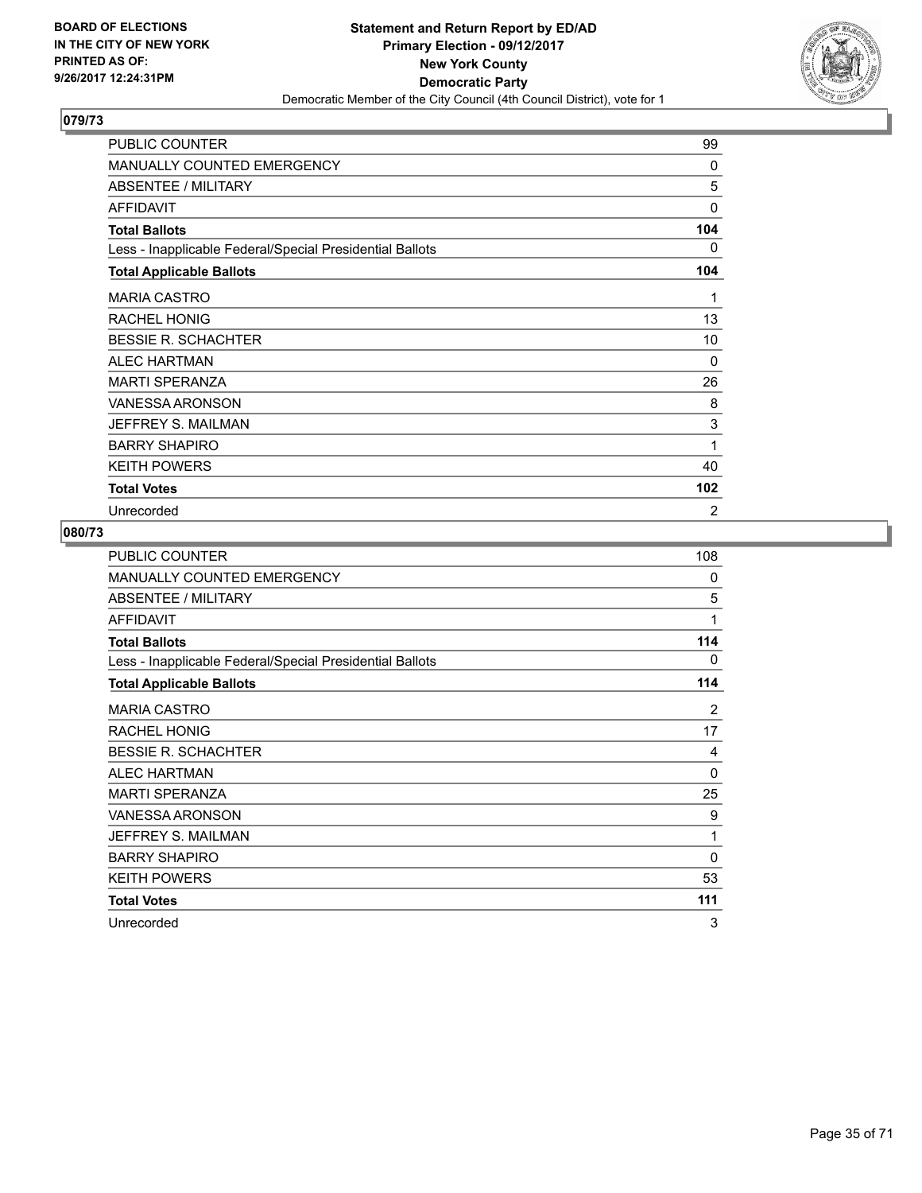BOARD OF ELECTIONS
IN THE CITY OF NEW YORK
PRINTED AS OF:
9/26/2017 12:24:31PM

**Statement and Return Report by ED/AD**
**Primary Election - 09/12/2017**
**New York County**
**Democratic Party**
Democratic Member of the City Council (4th Council District), vote for 1

## 079/73

| | |
|---|---|
| PUBLIC COUNTER | 99 |
| MANUALLY COUNTED EMERGENCY | 0 |
| ABSENTEE / MILITARY | 5 |
| AFFIDAVIT | 0 |
| **Total Ballots** | **104** |
| Less - Inapplicable Federal/Special Presidential Ballots | 0 |
| **Total Applicable Ballots** | **104** |
| MARIA CASTRO | 1 |
| RACHEL HONIG | 13 |
| BESSIE R. SCHACHTER | 10 |
| ALEC HARTMAN | 0 |
| MARTI SPERANZA | 26 |
| VANESSA ARONSON | 8 |
| JEFFREY S. MAILMAN | 3 |
| BARRY SHAPIRO | 1 |
| KEITH POWERS | 40 |
| **Total Votes** | **102** |
| Unrecorded | 2 |

## 080/73

| | |
|---|---|
| PUBLIC COUNTER | 108 |
| MANUALLY COUNTED EMERGENCY | 0 |
| ABSENTEE / MILITARY | 5 |
| AFFIDAVIT | 1 |
| **Total Ballots** | **114** |
| Less - Inapplicable Federal/Special Presidential Ballots | 0 |
| **Total Applicable Ballots** | **114** |
| MARIA CASTRO | 2 |
| RACHEL HONIG | 17 |
| BESSIE R. SCHACHTER | 4 |
| ALEC HARTMAN | 0 |
| MARTI SPERANZA | 25 |
| VANESSA ARONSON | 9 |
| JEFFREY S. MAILMAN | 1 |
| BARRY SHAPIRO | 0 |
| KEITH POWERS | 53 |
| **Total Votes** | **111** |
| Unrecorded | 3 |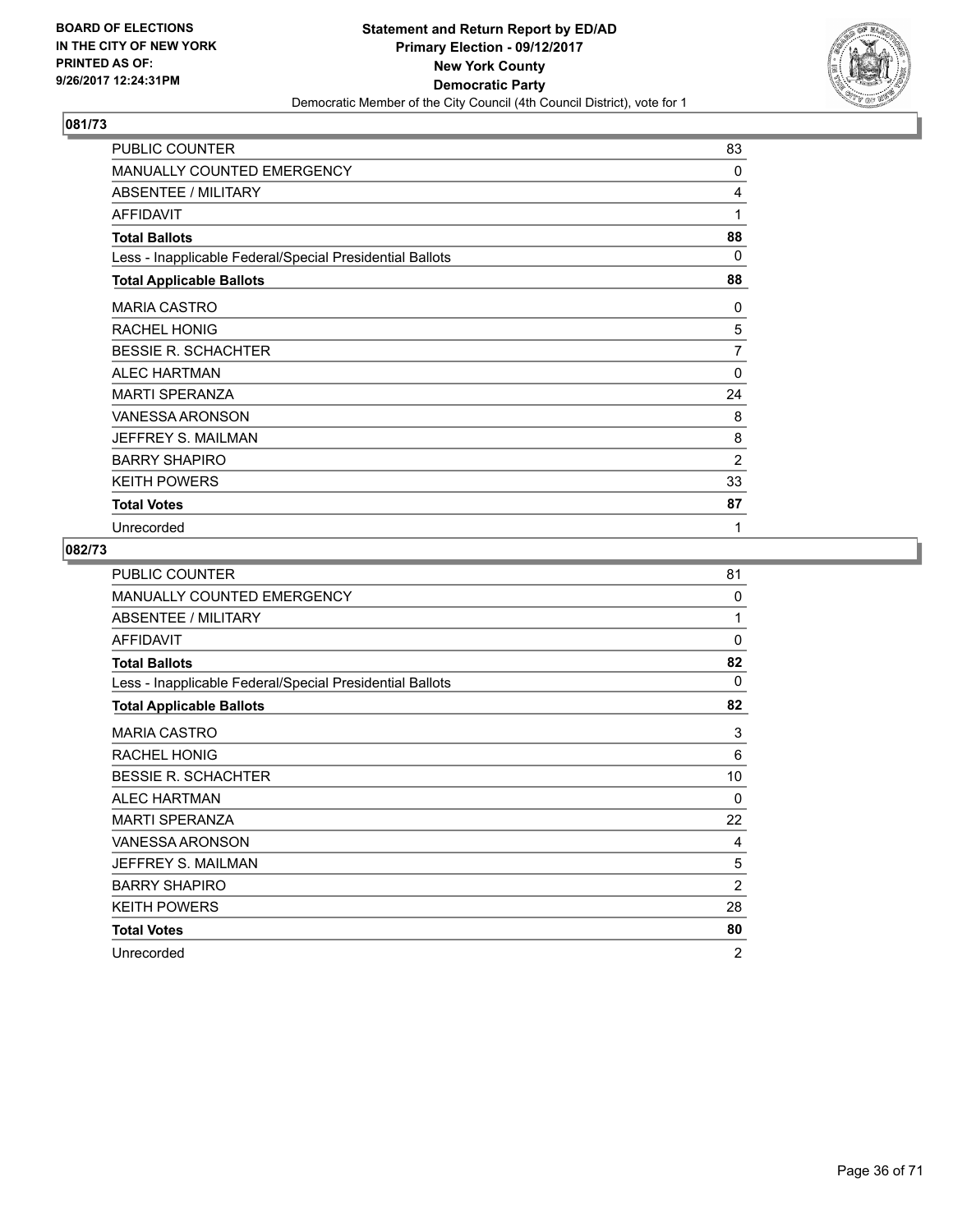**Statement and Return Report by ED/AD**
**Primary Election - 09/12/2017**
**New York County**
**Democratic Party**
Democratic Member of the City Council (4th Council District), vote for 1

BOARD OF ELECTIONS
IN THE CITY OF NEW YORK
PRINTED AS OF:
9/26/2017 12:24:31PM

## 081/73

| | |
|---|---|
| PUBLIC COUNTER | 83 |
| MANUALLY COUNTED EMERGENCY | 0 |
| ABSENTEE / MILITARY | 4 |
| AFFIDAVIT | 1 |
| **Total Ballots** | **88** |
| Less - Inapplicable Federal/Special Presidential Ballots | 0 |
| **Total Applicable Ballots** | **88** |
| MARIA CASTRO | 0 |
| RACHEL HONIG | 5 |
| BESSIE R. SCHACHTER | 7 |
| ALEC HARTMAN | 0 |
| MARTI SPERANZA | 24 |
| VANESSA ARONSON | 8 |
| JEFFREY S. MAILMAN | 8 |
| BARRY SHAPIRO | 2 |
| KEITH POWERS | 33 |
| **Total Votes** | **87** |
| Unrecorded | 1 |

## 082/73

| | |
|---|---|
| PUBLIC COUNTER | 81 |
| MANUALLY COUNTED EMERGENCY | 0 |
| ABSENTEE / MILITARY | 1 |
| AFFIDAVIT | 0 |
| **Total Ballots** | **82** |
| Less - Inapplicable Federal/Special Presidential Ballots | 0 |
| **Total Applicable Ballots** | **82** |
| MARIA CASTRO | 3 |
| RACHEL HONIG | 6 |
| BESSIE R. SCHACHTER | 10 |
| ALEC HARTMAN | 0 |
| MARTI SPERANZA | 22 |
| VANESSA ARONSON | 4 |
| JEFFREY S. MAILMAN | 5 |
| BARRY SHAPIRO | 2 |
| KEITH POWERS | 28 |
| **Total Votes** | **80** |
| Unrecorded | 2 |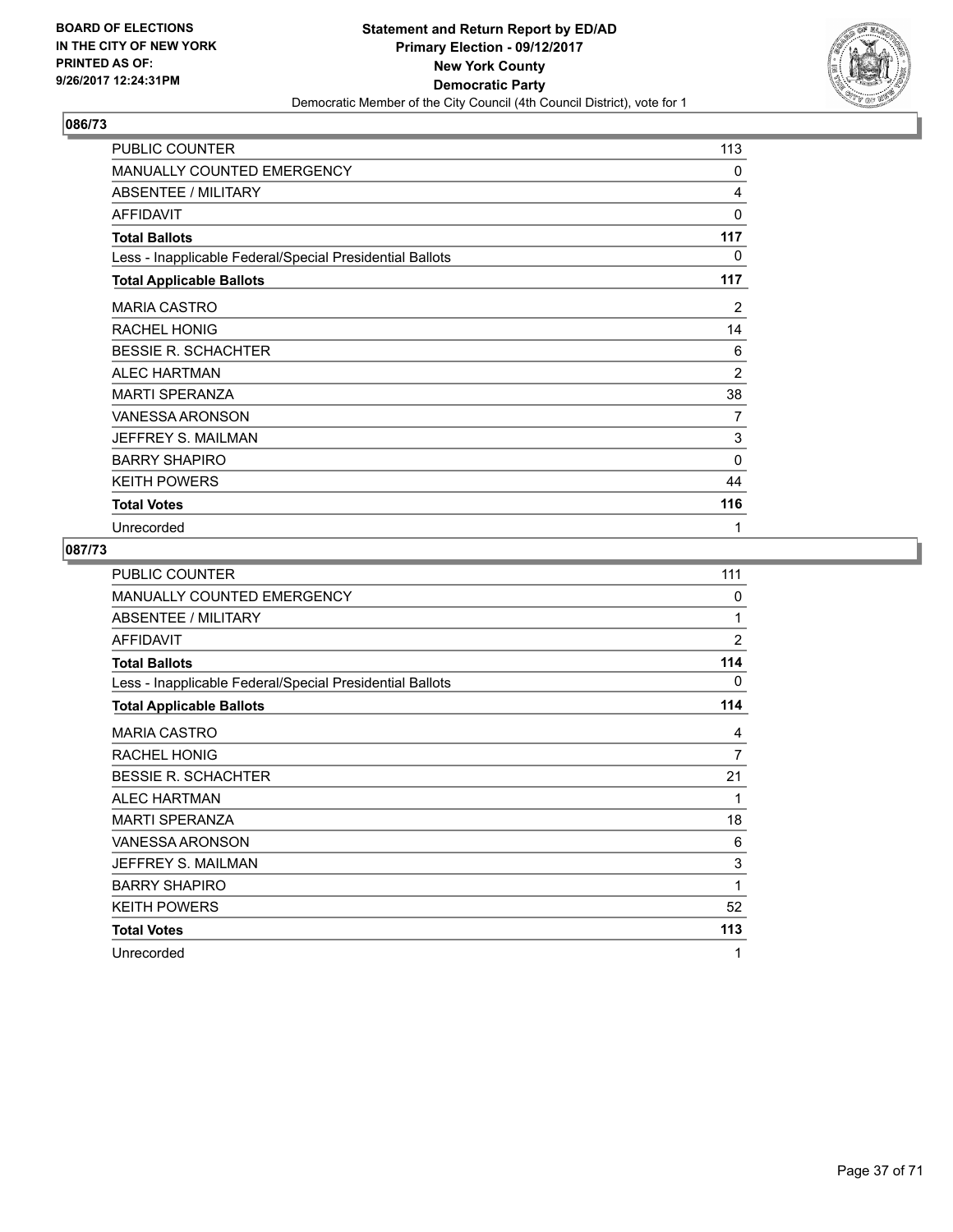BOARD OF ELECTIONS
IN THE CITY OF NEW YORK
PRINTED AS OF:
9/26/2017 12:24:31PM

**Statement and Return Report by ED/AD**
**Primary Election - 09/12/2017**
**New York County**
**Democratic Party**
Democratic Member of the City Council (4th Council District), vote for 1

## 086/73

| | |
|---|---|
| PUBLIC COUNTER | 113 |
| MANUALLY COUNTED EMERGENCY | 0 |
| ABSENTEE / MILITARY | 4 |
| AFFIDAVIT | 0 |
| **Total Ballots** | **117** |
| Less - Inapplicable Federal/Special Presidential Ballots | 0 |
| **Total Applicable Ballots** | **117** |
| MARIA CASTRO | 2 |
| RACHEL HONIG | 14 |
| BESSIE R. SCHACHTER | 6 |
| ALEC HARTMAN | 2 |
| MARTI SPERANZA | 38 |
| VANESSA ARONSON | 7 |
| JEFFREY S. MAILMAN | 3 |
| BARRY SHAPIRO | 0 |
| KEITH POWERS | 44 |
| **Total Votes** | **116** |
| Unrecorded | 1 |

## 087/73

| | |
|---|---|
| PUBLIC COUNTER | 111 |
| MANUALLY COUNTED EMERGENCY | 0 |
| ABSENTEE / MILITARY | 1 |
| AFFIDAVIT | 2 |
| **Total Ballots** | **114** |
| Less - Inapplicable Federal/Special Presidential Ballots | 0 |
| **Total Applicable Ballots** | **114** |
| MARIA CASTRO | 4 |
| RACHEL HONIG | 7 |
| BESSIE R. SCHACHTER | 21 |
| ALEC HARTMAN | 1 |
| MARTI SPERANZA | 18 |
| VANESSA ARONSON | 6 |
| JEFFREY S. MAILMAN | 3 |
| BARRY SHAPIRO | 1 |
| KEITH POWERS | 52 |
| **Total Votes** | **113** |
| Unrecorded | 1 |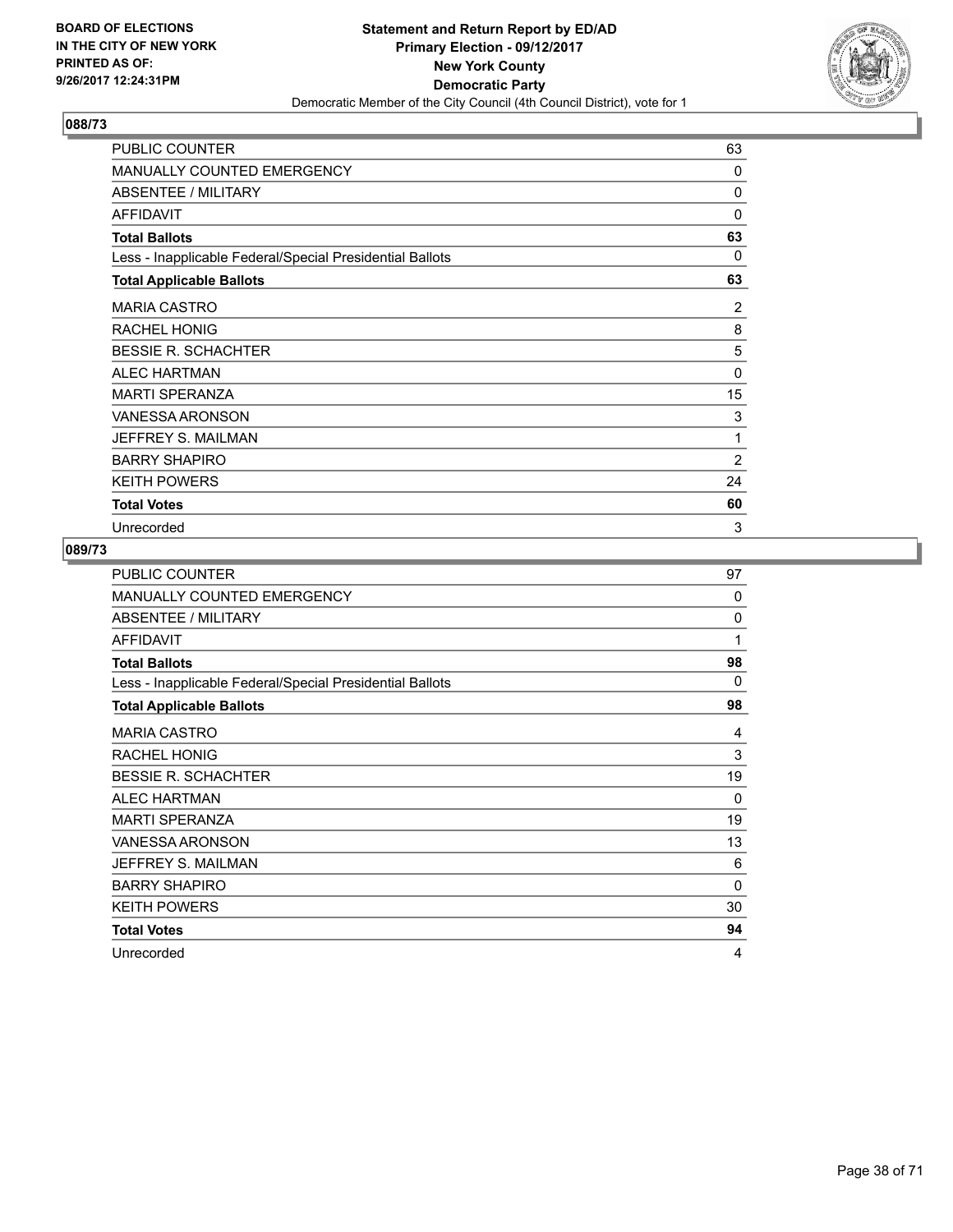BOARD OF ELECTIONS
IN THE CITY OF NEW YORK
PRINTED AS OF:
9/26/2017 12:24:31PM

**Statement and Return Report by ED/AD**
**Primary Election - 09/12/2017**
**New York County**
**Democratic Party**
Democratic Member of the City Council (4th Council District), vote for 1

## 088/73

| | |
|---|---|
| PUBLIC COUNTER | 63 |
| MANUALLY COUNTED EMERGENCY | 0 |
| ABSENTEE / MILITARY | 0 |
| AFFIDAVIT | 0 |
| **Total Ballots** | **63** |
| Less - Inapplicable Federal/Special Presidential Ballots | 0 |
| **Total Applicable Ballots** | **63** |
| MARIA CASTRO | 2 |
| RACHEL HONIG | 8 |
| BESSIE R. SCHACHTER | 5 |
| ALEC HARTMAN | 0 |
| MARTI SPERANZA | 15 |
| VANESSA ARONSON | 3 |
| JEFFREY S. MAILMAN | 1 |
| BARRY SHAPIRO | 2 |
| KEITH POWERS | 24 |
| **Total Votes** | **60** |
| Unrecorded | 3 |

## 089/73

| | |
|---|---|
| PUBLIC COUNTER | 97 |
| MANUALLY COUNTED EMERGENCY | 0 |
| ABSENTEE / MILITARY | 0 |
| AFFIDAVIT | 1 |
| **Total Ballots** | **98** |
| Less - Inapplicable Federal/Special Presidential Ballots | 0 |
| **Total Applicable Ballots** | **98** |
| MARIA CASTRO | 4 |
| RACHEL HONIG | 3 |
| BESSIE R. SCHACHTER | 19 |
| ALEC HARTMAN | 0 |
| MARTI SPERANZA | 19 |
| VANESSA ARONSON | 13 |
| JEFFREY S. MAILMAN | 6 |
| BARRY SHAPIRO | 0 |
| KEITH POWERS | 30 |
| **Total Votes** | **94** |
| Unrecorded | 4 |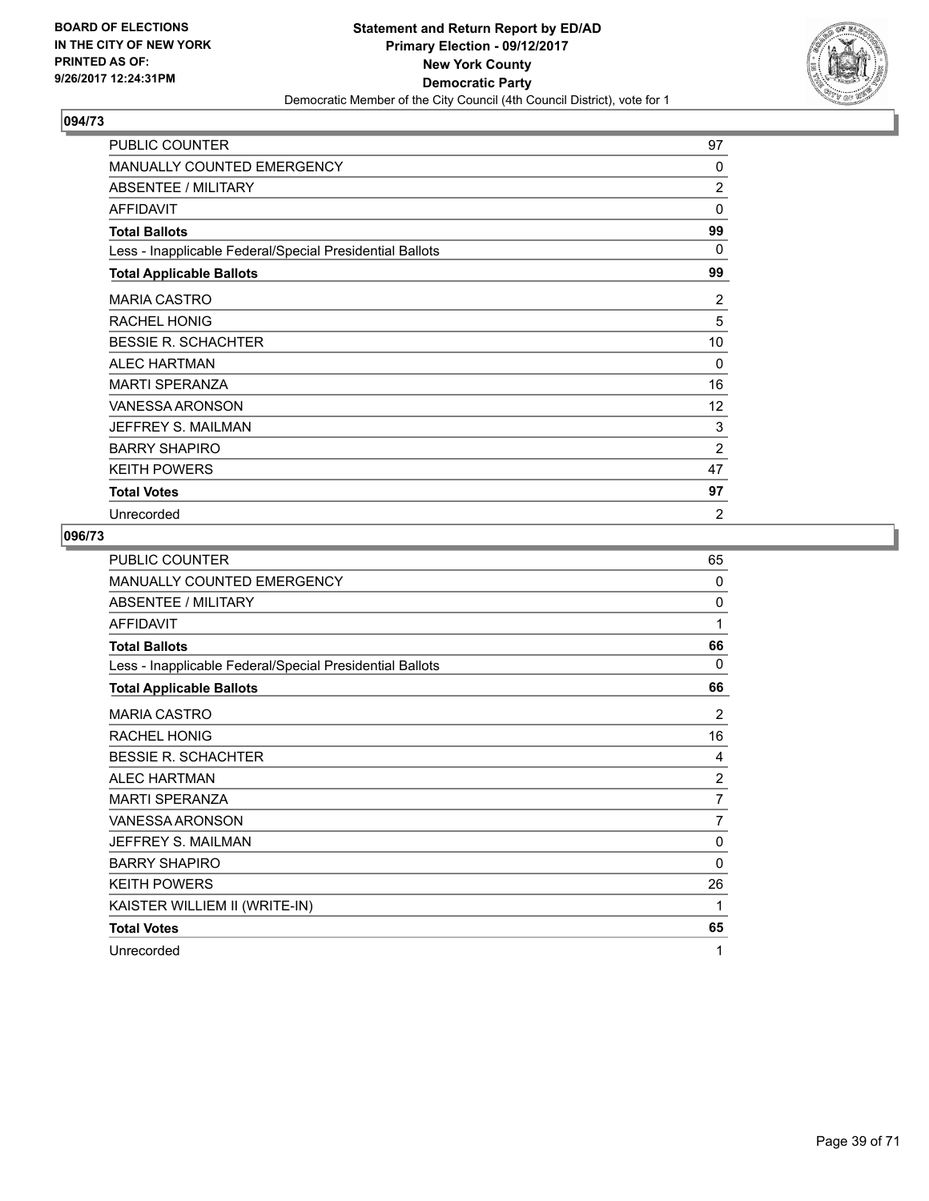**BOARD OF ELECTIONS IN THE CITY OF NEW YORK PRINTED AS OF: 9/26/2017 12:24:31PM**

**Statement and Return Report by ED/AD Primary Election - 09/12/2017 New York County Democratic Party**

Democratic Member of the City Council (4th Council District), vote for 1

## 094/73

| | |
|---|---|
| PUBLIC COUNTER | 97 |
| MANUALLY COUNTED EMERGENCY | 0 |
| ABSENTEE / MILITARY | 2 |
| AFFIDAVIT | 0 |
| **Total Ballots** | **99** |
| Less - Inapplicable Federal/Special Presidential Ballots | 0 |
| **Total Applicable Ballots** | **99** |
| MARIA CASTRO | 2 |
| RACHEL HONIG | 5 |
| BESSIE R. SCHACHTER | 10 |
| ALEC HARTMAN | 0 |
| MARTI SPERANZA | 16 |
| VANESSA ARONSON | 12 |
| JEFFREY S. MAILMAN | 3 |
| BARRY SHAPIRO | 2 |
| KEITH POWERS | 47 |
| **Total Votes** | **97** |
| Unrecorded | 2 |

## 096/73

| | |
|---|---|
| PUBLIC COUNTER | 65 |
| MANUALLY COUNTED EMERGENCY | 0 |
| ABSENTEE / MILITARY | 0 |
| AFFIDAVIT | 1 |
| **Total Ballots** | **66** |
| Less - Inapplicable Federal/Special Presidential Ballots | 0 |
| **Total Applicable Ballots** | **66** |
| MARIA CASTRO | 2 |
| RACHEL HONIG | 16 |
| BESSIE R. SCHACHTER | 4 |
| ALEC HARTMAN | 2 |
| MARTI SPERANZA | 7 |
| VANESSA ARONSON | 7 |
| JEFFREY S. MAILMAN | 0 |
| BARRY SHAPIRO | 0 |
| KEITH POWERS | 26 |
| KAISTER WILLIEM II (WRITE-IN) | 1 |
| **Total Votes** | **65** |
| Unrecorded | 1 |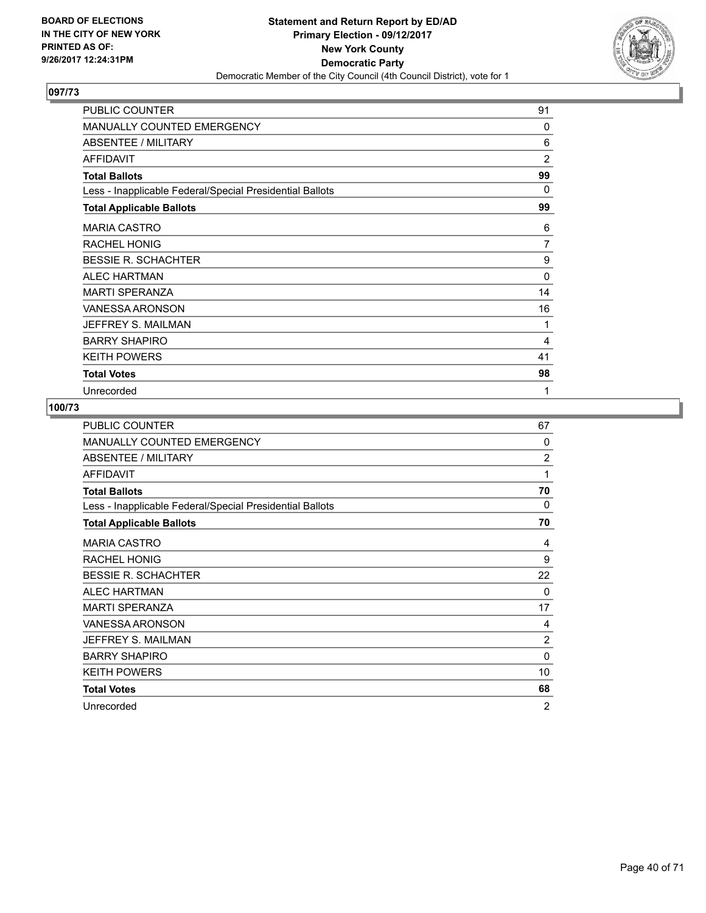**BOARD OF ELECTIONS IN THE CITY OF NEW YORK PRINTED AS OF: 9/26/2017 12:24:31PM**

**Statement and Return Report by ED/AD Primary Election - 09/12/2017 New York County Democratic Party**
Democratic Member of the City Council (4th Council District), vote for 1

## 097/73

| | |
|---|---|
| PUBLIC COUNTER | 91 |
| MANUALLY COUNTED EMERGENCY | 0 |
| ABSENTEE / MILITARY | 6 |
| AFFIDAVIT | 2 |
| **Total Ballots** | **99** |
| Less - Inapplicable Federal/Special Presidential Ballots | 0 |
| **Total Applicable Ballots** | **99** |
| MARIA CASTRO | 6 |
| RACHEL HONIG | 7 |
| BESSIE R. SCHACHTER | 9 |
| ALEC HARTMAN | 0 |
| MARTI SPERANZA | 14 |
| VANESSA ARONSON | 16 |
| JEFFREY S. MAILMAN | 1 |
| BARRY SHAPIRO | 4 |
| KEITH POWERS | 41 |
| **Total Votes** | **98** |
| Unrecorded | 1 |

## 100/73

| | |
|---|---|
| PUBLIC COUNTER | 67 |
| MANUALLY COUNTED EMERGENCY | 0 |
| ABSENTEE / MILITARY | 2 |
| AFFIDAVIT | 1 |
| **Total Ballots** | **70** |
| Less - Inapplicable Federal/Special Presidential Ballots | 0 |
| **Total Applicable Ballots** | **70** |
| MARIA CASTRO | 4 |
| RACHEL HONIG | 9 |
| BESSIE R. SCHACHTER | 22 |
| ALEC HARTMAN | 0 |
| MARTI SPERANZA | 17 |
| VANESSA ARONSON | 4 |
| JEFFREY S. MAILMAN | 2 |
| BARRY SHAPIRO | 0 |
| KEITH POWERS | 10 |
| **Total Votes** | **68** |
| Unrecorded | 2 |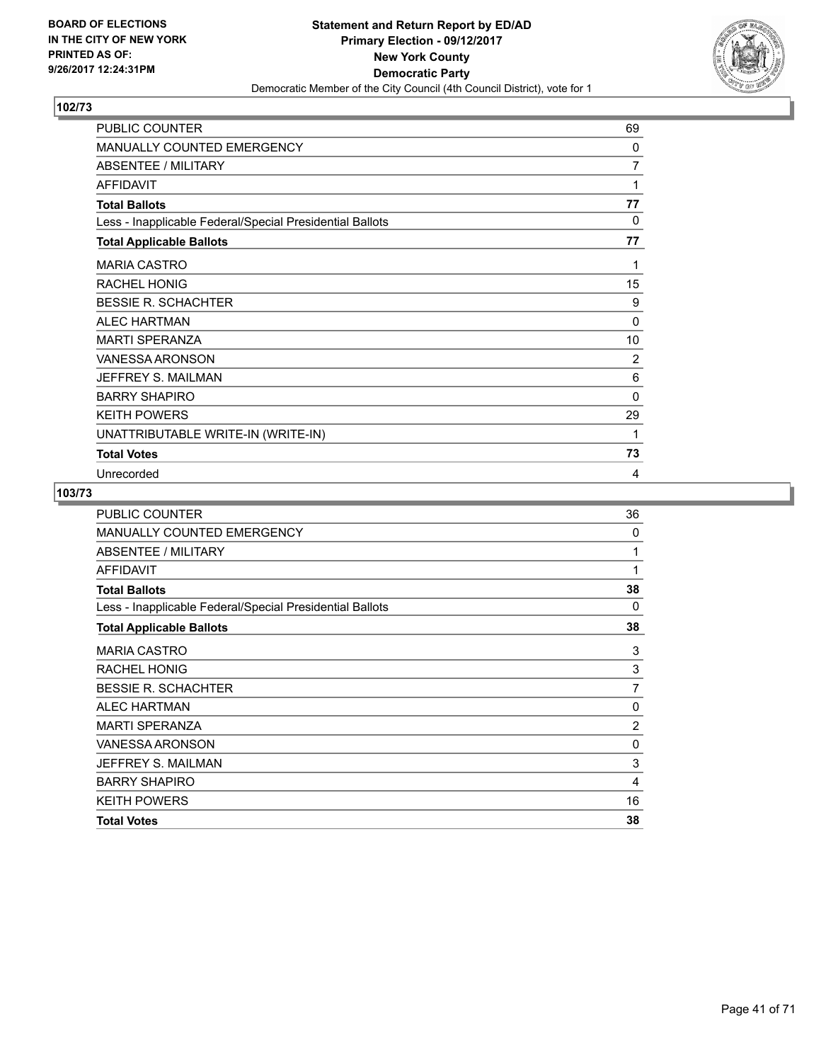**BOARD OF ELECTIONS IN THE CITY OF NEW YORK PRINTED AS OF: 9/26/2017 12:24:31PM**

**Statement and Return Report by ED/AD**
**Primary Election - 09/12/2017**
**New York County**
**Democratic Party**
Democratic Member of the City Council (4th Council District), vote for 1

### 102/73

| | |
|---|---|
| PUBLIC COUNTER | 69 |
| MANUALLY COUNTED EMERGENCY | 0 |
| ABSENTEE / MILITARY | 7 |
| AFFIDAVIT | 1 |
| **Total Ballots** | **77** |
| Less - Inapplicable Federal/Special Presidential Ballots | 0 |
| **Total Applicable Ballots** | **77** |
| MARIA CASTRO | 1 |
| RACHEL HONIG | 15 |
| BESSIE R. SCHACHTER | 9 |
| ALEC HARTMAN | 0 |
| MARTI SPERANZA | 10 |
| VANESSA ARONSON | 2 |
| JEFFREY S. MAILMAN | 6 |
| BARRY SHAPIRO | 0 |
| KEITH POWERS | 29 |
| UNATTRIBUTABLE WRITE-IN (WRITE-IN) | 1 |
| **Total Votes** | **73** |
| Unrecorded | 4 |

### 103/73

| | |
|---|---|
| PUBLIC COUNTER | 36 |
| MANUALLY COUNTED EMERGENCY | 0 |
| ABSENTEE / MILITARY | 1 |
| AFFIDAVIT | 1 |
| **Total Ballots** | **38** |
| Less - Inapplicable Federal/Special Presidential Ballots | 0 |
| **Total Applicable Ballots** | **38** |
| MARIA CASTRO | 3 |
| RACHEL HONIG | 3 |
| BESSIE R. SCHACHTER | 7 |
| ALEC HARTMAN | 0 |
| MARTI SPERANZA | 2 |
| VANESSA ARONSON | 0 |
| JEFFREY S. MAILMAN | 3 |
| BARRY SHAPIRO | 4 |
| KEITH POWERS | 16 |
| **Total Votes** | **38** |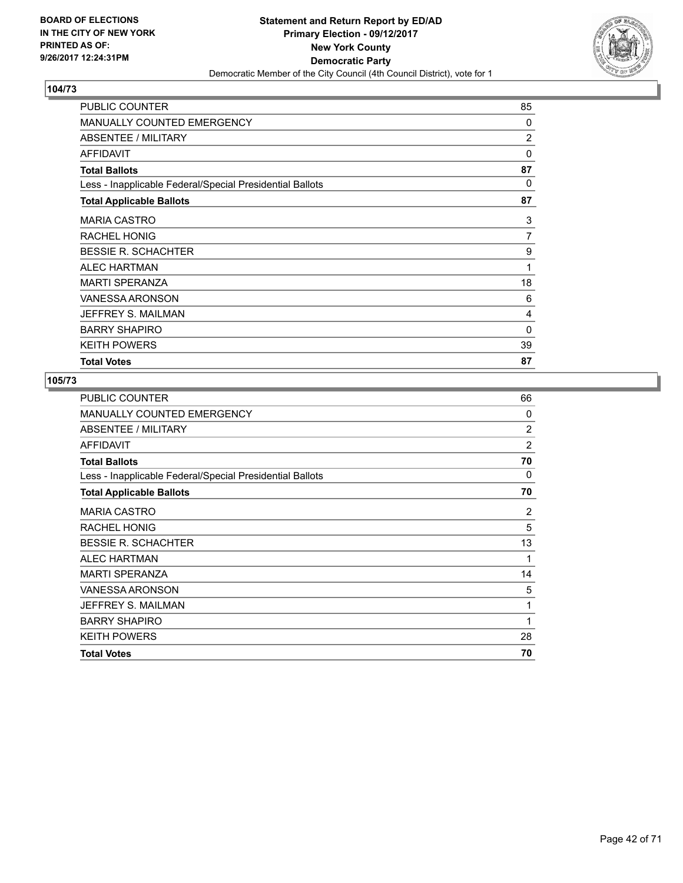**BOARD OF ELECTIONS IN THE CITY OF NEW YORK PRINTED AS OF: 9/26/2017 12:24:31PM**

**Statement and Return Report by ED/AD**
**Primary Election - 09/12/2017**
**New York County**
**Democratic Party**
Democratic Member of the City Council (4th Council District), vote for 1

## 104/73

| | |
|---|---|
| PUBLIC COUNTER | 85 |
| MANUALLY COUNTED EMERGENCY | 0 |
| ABSENTEE / MILITARY | 2 |
| AFFIDAVIT | 0 |
| **Total Ballots** | **87** |
| Less - Inapplicable Federal/Special Presidential Ballots | 0 |
| **Total Applicable Ballots** | **87** |
| MARIA CASTRO | 3 |
| RACHEL HONIG | 7 |
| BESSIE R. SCHACHTER | 9 |
| ALEC HARTMAN | 1 |
| MARTI SPERANZA | 18 |
| VANESSA ARONSON | 6 |
| JEFFREY S. MAILMAN | 4 |
| BARRY SHAPIRO | 0 |
| KEITH POWERS | 39 |
| **Total Votes** | **87** |

## 105/73

| | |
|---|---|
| PUBLIC COUNTER | 66 |
| MANUALLY COUNTED EMERGENCY | 0 |
| ABSENTEE / MILITARY | 2 |
| AFFIDAVIT | 2 |
| **Total Ballots** | **70** |
| Less - Inapplicable Federal/Special Presidential Ballots | 0 |
| **Total Applicable Ballots** | **70** |
| MARIA CASTRO | 2 |
| RACHEL HONIG | 5 |
| BESSIE R. SCHACHTER | 13 |
| ALEC HARTMAN | 1 |
| MARTI SPERANZA | 14 |
| VANESSA ARONSON | 5 |
| JEFFREY S. MAILMAN | 1 |
| BARRY SHAPIRO | 1 |
| KEITH POWERS | 28 |
| **Total Votes** | **70** |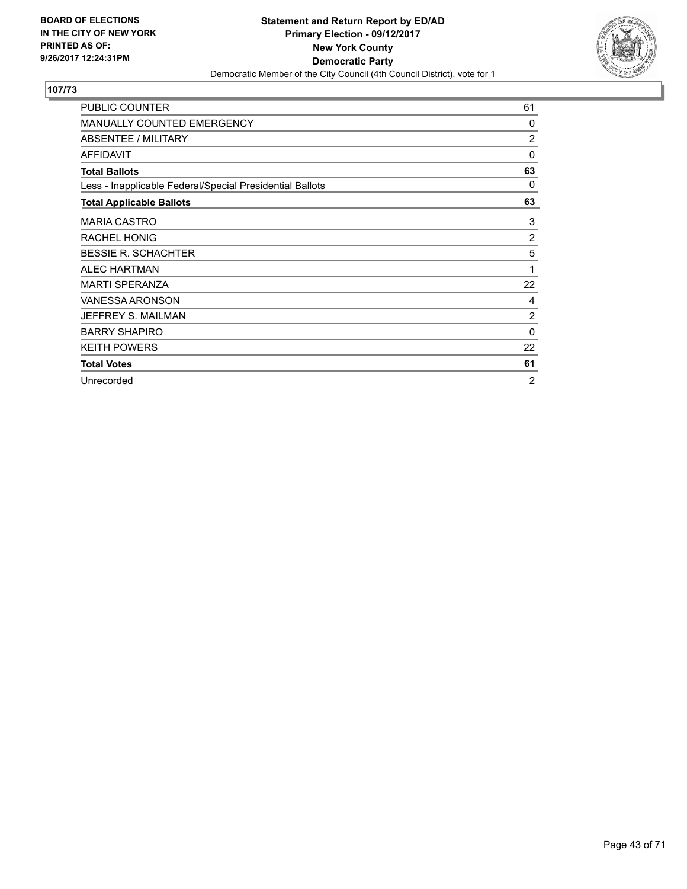**BOARD OF ELECTIONS IN THE CITY OF NEW YORK PRINTED AS OF: 9/26/2017 12:24:31PM**

**Statement and Return Report by ED/AD**
**Primary Election - 09/12/2017**
**New York County**
**Democratic Party**
Democratic Member of the City Council (4th Council District), vote for 1

## 107/73

| | |
|---|---|
| PUBLIC COUNTER | 61 |
| MANUALLY COUNTED EMERGENCY | 0 |
| ABSENTEE / MILITARY | 2 |
| AFFIDAVIT | 0 |
| **Total Ballots** | **63** |
| Less - Inapplicable Federal/Special Presidential Ballots | 0 |
| **Total Applicable Ballots** | **63** |
| MARIA CASTRO | 3 |
| RACHEL HONIG | 2 |
| BESSIE R. SCHACHTER | 5 |
| ALEC HARTMAN | 1 |
| MARTI SPERANZA | 22 |
| VANESSA ARONSON | 4 |
| JEFFREY S. MAILMAN | 2 |
| BARRY SHAPIRO | 0 |
| KEITH POWERS | 22 |
| **Total Votes** | **61** |
| Unrecorded | 2 |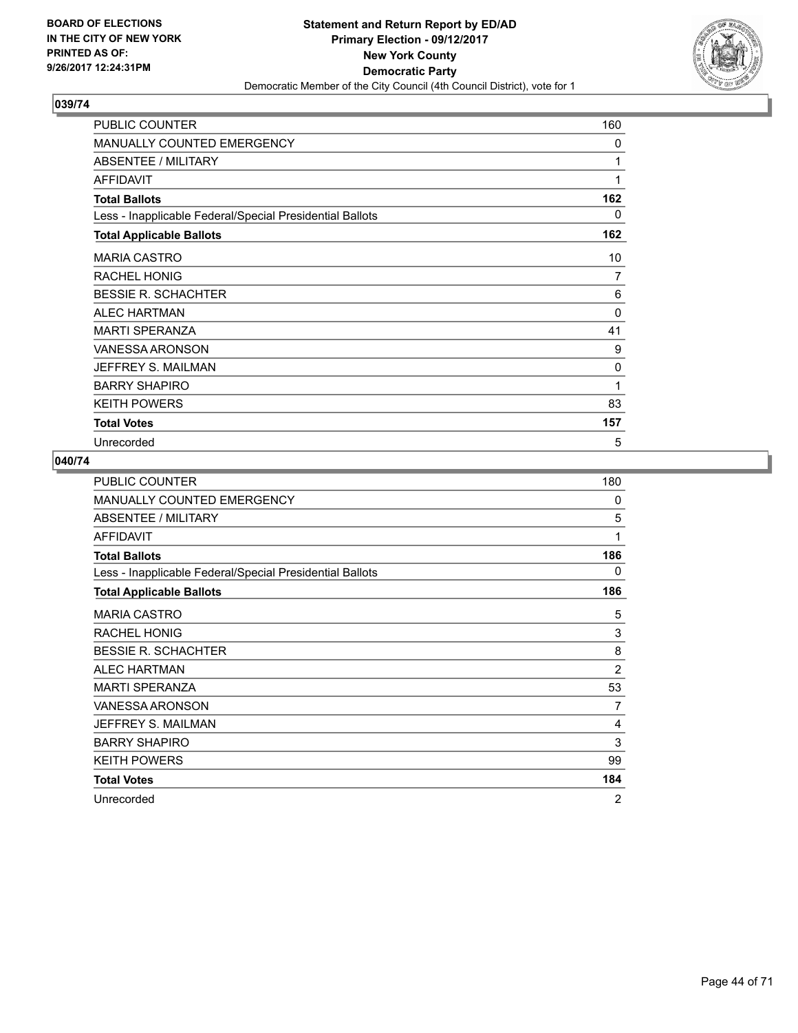BOARD OF ELECTIONS
IN THE CITY OF NEW YORK
PRINTED AS OF:
9/26/2017 12:24:31PM

**Statement and Return Report by ED/AD**
**Primary Election - 09/12/2017**
**New York County**
**Democratic Party**
Democratic Member of the City Council (4th Council District), vote for 1

## 039/74

| | |
|---|---|
| PUBLIC COUNTER | 160 |
| MANUALLY COUNTED EMERGENCY | 0 |
| ABSENTEE / MILITARY | 1 |
| AFFIDAVIT | 1 |
| **Total Ballots** | **162** |
| Less - Inapplicable Federal/Special Presidential Ballots | 0 |
| **Total Applicable Ballots** | **162** |
| MARIA CASTRO | 10 |
| RACHEL HONIG | 7 |
| BESSIE R. SCHACHTER | 6 |
| ALEC HARTMAN | 0 |
| MARTI SPERANZA | 41 |
| VANESSA ARONSON | 9 |
| JEFFREY S. MAILMAN | 0 |
| BARRY SHAPIRO | 1 |
| KEITH POWERS | 83 |
| **Total Votes** | **157** |
| Unrecorded | 5 |

## 040/74

| | |
|---|---|
| PUBLIC COUNTER | 180 |
| MANUALLY COUNTED EMERGENCY | 0 |
| ABSENTEE / MILITARY | 5 |
| AFFIDAVIT | 1 |
| **Total Ballots** | **186** |
| Less - Inapplicable Federal/Special Presidential Ballots | 0 |
| **Total Applicable Ballots** | **186** |
| MARIA CASTRO | 5 |
| RACHEL HONIG | 3 |
| BESSIE R. SCHACHTER | 8 |
| ALEC HARTMAN | 2 |
| MARTI SPERANZA | 53 |
| VANESSA ARONSON | 7 |
| JEFFREY S. MAILMAN | 4 |
| BARRY SHAPIRO | 3 |
| KEITH POWERS | 99 |
| **Total Votes** | **184** |
| Unrecorded | 2 |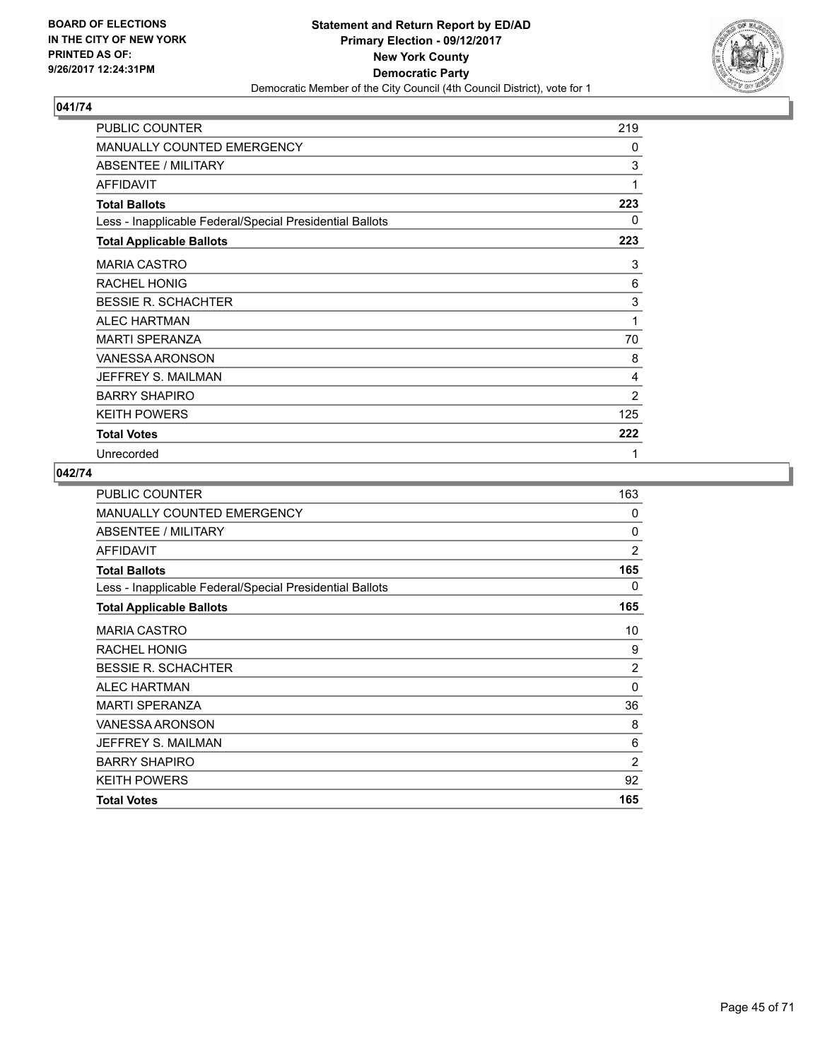**BOARD OF ELECTIONS IN THE CITY OF NEW YORK PRINTED AS OF: 9/26/2017 12:24:31PM**

**Statement and Return Report by ED/AD**
**Primary Election - 09/12/2017**
**New York County**
**Democratic Party**
Democratic Member of the City Council (4th Council District), vote for 1

## 041/74

| | |
|---|---|
| PUBLIC COUNTER | 219 |
| MANUALLY COUNTED EMERGENCY | 0 |
| ABSENTEE / MILITARY | 3 |
| AFFIDAVIT | 1 |
| **Total Ballots** | **223** |
| Less - Inapplicable Federal/Special Presidential Ballots | 0 |
| **Total Applicable Ballots** | **223** |
| MARIA CASTRO | 3 |
| RACHEL HONIG | 6 |
| BESSIE R. SCHACHTER | 3 |
| ALEC HARTMAN | 1 |
| MARTI SPERANZA | 70 |
| VANESSA ARONSON | 8 |
| JEFFREY S. MAILMAN | 4 |
| BARRY SHAPIRO | 2 |
| KEITH POWERS | 125 |
| **Total Votes** | **222** |
| Unrecorded | 1 |

## 042/74

| | |
|---|---|
| PUBLIC COUNTER | 163 |
| MANUALLY COUNTED EMERGENCY | 0 |
| ABSENTEE / MILITARY | 0 |
| AFFIDAVIT | 2 |
| **Total Ballots** | **165** |
| Less - Inapplicable Federal/Special Presidential Ballots | 0 |
| **Total Applicable Ballots** | **165** |
| MARIA CASTRO | 10 |
| RACHEL HONIG | 9 |
| BESSIE R. SCHACHTER | 2 |
| ALEC HARTMAN | 0 |
| MARTI SPERANZA | 36 |
| VANESSA ARONSON | 8 |
| JEFFREY S. MAILMAN | 6 |
| BARRY SHAPIRO | 2 |
| KEITH POWERS | 92 |
| **Total Votes** | **165** |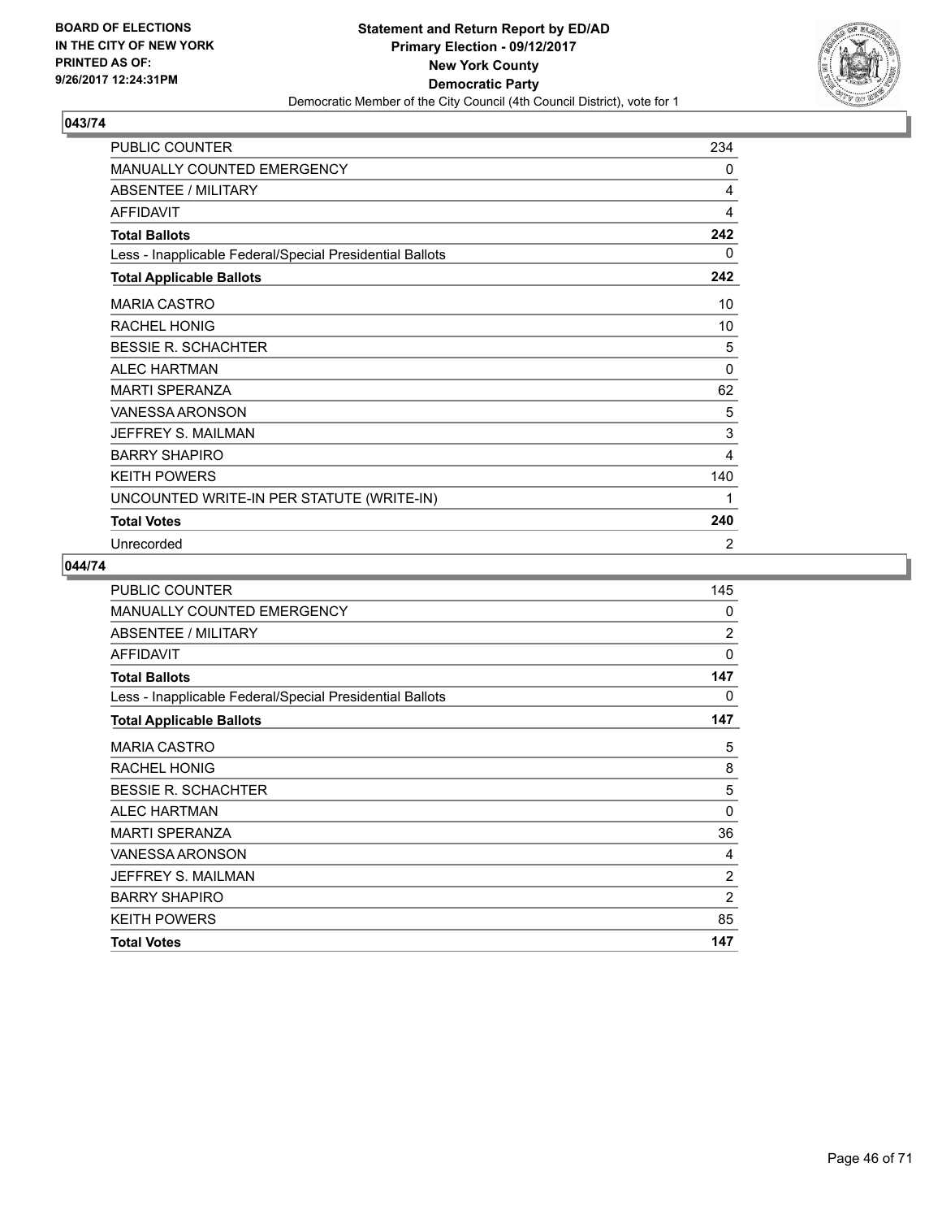BOARD OF ELECTIONS
IN THE CITY OF NEW YORK
PRINTED AS OF:
9/26/2017 12:24:31PM

**Statement and Return Report by ED/AD**
**Primary Election - 09/12/2017**
**New York County**
**Democratic Party**
Democratic Member of the City Council (4th Council District), vote for 1

## 043/74

| | |
|---|---|
| PUBLIC COUNTER | 234 |
| MANUALLY COUNTED EMERGENCY | 0 |
| ABSENTEE / MILITARY | 4 |
| AFFIDAVIT | 4 |
| **Total Ballots** | **242** |
| Less - Inapplicable Federal/Special Presidential Ballots | 0 |
| **Total Applicable Ballots** | **242** |
| MARIA CASTRO | 10 |
| RACHEL HONIG | 10 |
| BESSIE R. SCHACHTER | 5 |
| ALEC HARTMAN | 0 |
| MARTI SPERANZA | 62 |
| VANESSA ARONSON | 5 |
| JEFFREY S. MAILMAN | 3 |
| BARRY SHAPIRO | 4 |
| KEITH POWERS | 140 |
| UNCOUNTED WRITE-IN PER STATUTE (WRITE-IN) | 1 |
| **Total Votes** | **240** |
| Unrecorded | 2 |

## 044/74

| | |
|---|---|
| PUBLIC COUNTER | 145 |
| MANUALLY COUNTED EMERGENCY | 0 |
| ABSENTEE / MILITARY | 2 |
| AFFIDAVIT | 0 |
| **Total Ballots** | **147** |
| Less - Inapplicable Federal/Special Presidential Ballots | 0 |
| **Total Applicable Ballots** | **147** |
| MARIA CASTRO | 5 |
| RACHEL HONIG | 8 |
| BESSIE R. SCHACHTER | 5 |
| ALEC HARTMAN | 0 |
| MARTI SPERANZA | 36 |
| VANESSA ARONSON | 4 |
| JEFFREY S. MAILMAN | 2 |
| BARRY SHAPIRO | 2 |
| KEITH POWERS | 85 |
| **Total Votes** | **147** |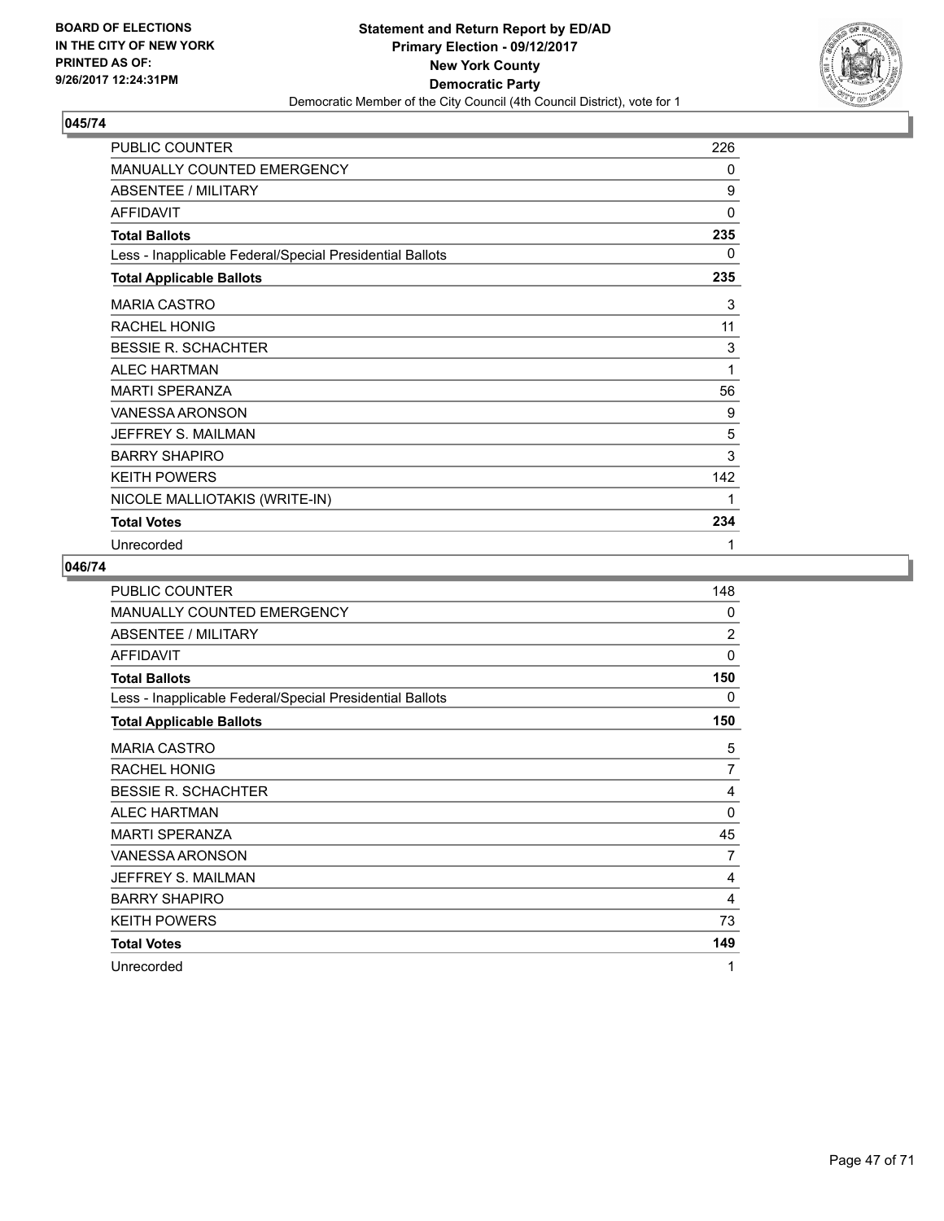**BOARD OF ELECTIONS IN THE CITY OF NEW YORK PRINTED AS OF: 9/26/2017 12:24:31PM**

**Statement and Return Report by ED/AD**
**Primary Election - 09/12/2017**
**New York County**
**Democratic Party**
Democratic Member of the City Council (4th Council District), vote for 1

## 045/74

| | |
|---|---|
| PUBLIC COUNTER | 226 |
| MANUALLY COUNTED EMERGENCY | 0 |
| ABSENTEE / MILITARY | 9 |
| AFFIDAVIT | 0 |
| **Total Ballots** | **235** |
| Less - Inapplicable Federal/Special Presidential Ballots | 0 |
| **Total Applicable Ballots** | **235** |
| MARIA CASTRO | 3 |
| RACHEL HONIG | 11 |
| BESSIE R. SCHACHTER | 3 |
| ALEC HARTMAN | 1 |
| MARTI SPERANZA | 56 |
| VANESSA ARONSON | 9 |
| JEFFREY S. MAILMAN | 5 |
| BARRY SHAPIRO | 3 |
| KEITH POWERS | 142 |
| NICOLE MALLIOTAKIS (WRITE-IN) | 1 |
| **Total Votes** | **234** |
| Unrecorded | 1 |

## 046/74

| | |
|---|---|
| PUBLIC COUNTER | 148 |
| MANUALLY COUNTED EMERGENCY | 0 |
| ABSENTEE / MILITARY | 2 |
| AFFIDAVIT | 0 |
| **Total Ballots** | **150** |
| Less - Inapplicable Federal/Special Presidential Ballots | 0 |
| **Total Applicable Ballots** | **150** |
| MARIA CASTRO | 5 |
| RACHEL HONIG | 7 |
| BESSIE R. SCHACHTER | 4 |
| ALEC HARTMAN | 0 |
| MARTI SPERANZA | 45 |
| VANESSA ARONSON | 7 |
| JEFFREY S. MAILMAN | 4 |
| BARRY SHAPIRO | 4 |
| KEITH POWERS | 73 |
| **Total Votes** | **149** |
| Unrecorded | 1 |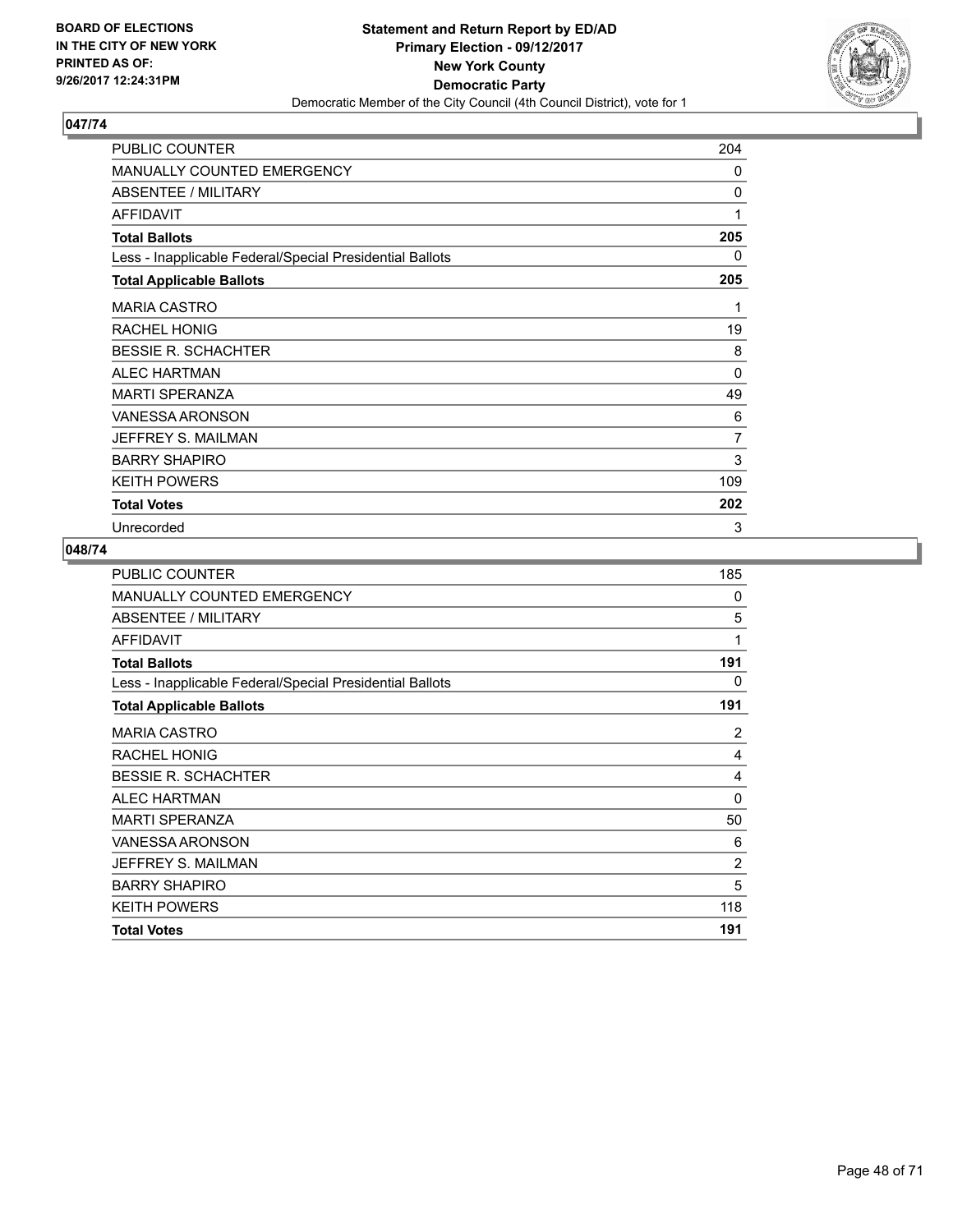**BOARD OF ELECTIONS IN THE CITY OF NEW YORK PRINTED AS OF: 9/26/2017 12:24:31PM**

**Statement and Return Report by ED/AD**
**Primary Election - 09/12/2017**
**New York County**
**Democratic Party**
Democratic Member of the City Council (4th Council District), vote for 1

## 047/74

| | |
|---|---|
| PUBLIC COUNTER | 204 |
| MANUALLY COUNTED EMERGENCY | 0 |
| ABSENTEE / MILITARY | 0 |
| AFFIDAVIT | 1 |
| **Total Ballots** | **205** |
| Less - Inapplicable Federal/Special Presidential Ballots | 0 |
| **Total Applicable Ballots** | **205** |
| MARIA CASTRO | 1 |
| RACHEL HONIG | 19 |
| BESSIE R. SCHACHTER | 8 |
| ALEC HARTMAN | 0 |
| MARTI SPERANZA | 49 |
| VANESSA ARONSON | 6 |
| JEFFREY S. MAILMAN | 7 |
| BARRY SHAPIRO | 3 |
| KEITH POWERS | 109 |
| **Total Votes** | **202** |
| Unrecorded | 3 |

## 048/74

| | |
|---|---|
| PUBLIC COUNTER | 185 |
| MANUALLY COUNTED EMERGENCY | 0 |
| ABSENTEE / MILITARY | 5 |
| AFFIDAVIT | 1 |
| **Total Ballots** | **191** |
| Less - Inapplicable Federal/Special Presidential Ballots | 0 |
| **Total Applicable Ballots** | **191** |
| MARIA CASTRO | 2 |
| RACHEL HONIG | 4 |
| BESSIE R. SCHACHTER | 4 |
| ALEC HARTMAN | 0 |
| MARTI SPERANZA | 50 |
| VANESSA ARONSON | 6 |
| JEFFREY S. MAILMAN | 2 |
| BARRY SHAPIRO | 5 |
| KEITH POWERS | 118 |
| **Total Votes** | **191** |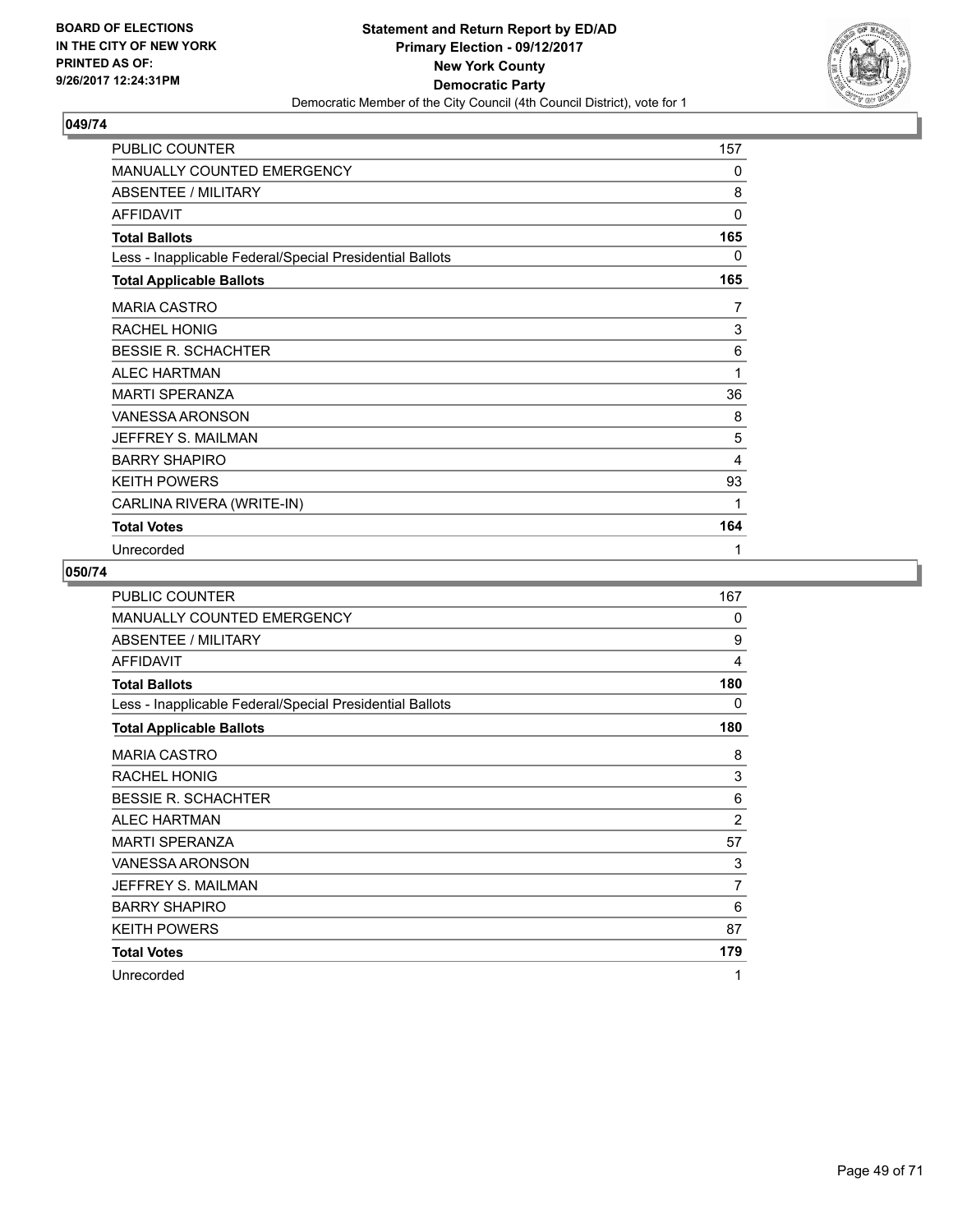**BOARD OF ELECTIONS IN THE CITY OF NEW YORK PRINTED AS OF: 9/26/2017 12:24:31PM**

**Statement and Return Report by ED/AD**
**Primary Election - 09/12/2017**
**New York County**
**Democratic Party**
Democratic Member of the City Council (4th Council District), vote for 1

## 049/74

| | |
|---|---|
| PUBLIC COUNTER | 157 |
| MANUALLY COUNTED EMERGENCY | 0 |
| ABSENTEE / MILITARY | 8 |
| AFFIDAVIT | 0 |
| **Total Ballots** | **165** |
| Less - Inapplicable Federal/Special Presidential Ballots | 0 |
| **Total Applicable Ballots** | **165** |
| MARIA CASTRO | 7 |
| RACHEL HONIG | 3 |
| BESSIE R. SCHACHTER | 6 |
| ALEC HARTMAN | 1 |
| MARTI SPERANZA | 36 |
| VANESSA ARONSON | 8 |
| JEFFREY S. MAILMAN | 5 |
| BARRY SHAPIRO | 4 |
| KEITH POWERS | 93 |
| CARLINA RIVERA (WRITE-IN) | 1 |
| **Total Votes** | **164** |
| Unrecorded | 1 |

## 050/74

| | |
|---|---|
| PUBLIC COUNTER | 167 |
| MANUALLY COUNTED EMERGENCY | 0 |
| ABSENTEE / MILITARY | 9 |
| AFFIDAVIT | 4 |
| **Total Ballots** | **180** |
| Less - Inapplicable Federal/Special Presidential Ballots | 0 |
| **Total Applicable Ballots** | **180** |
| MARIA CASTRO | 8 |
| RACHEL HONIG | 3 |
| BESSIE R. SCHACHTER | 6 |
| ALEC HARTMAN | 2 |
| MARTI SPERANZA | 57 |
| VANESSA ARONSON | 3 |
| JEFFREY S. MAILMAN | 7 |
| BARRY SHAPIRO | 6 |
| KEITH POWERS | 87 |
| **Total Votes** | **179** |
| Unrecorded | 1 |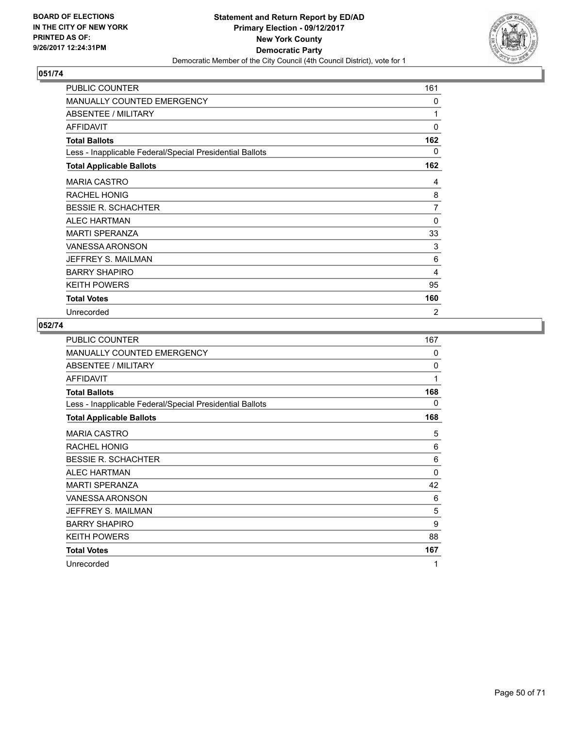BOARD OF ELECTIONS
IN THE CITY OF NEW YORK
PRINTED AS OF:
9/26/2017 12:24:31PM

**Statement and Return Report by ED/AD**
**Primary Election - 09/12/2017**
**New York County**
**Democratic Party**
Democratic Member of the City Council (4th Council District), vote for 1

## 051/74

| | |
|---|---|
| PUBLIC COUNTER | 161 |
| MANUALLY COUNTED EMERGENCY | 0 |
| ABSENTEE / MILITARY | 1 |
| AFFIDAVIT | 0 |
| **Total Ballots** | **162** |
| Less - Inapplicable Federal/Special Presidential Ballots | 0 |
| **Total Applicable Ballots** | **162** |
| MARIA CASTRO | 4 |
| RACHEL HONIG | 8 |
| BESSIE R. SCHACHTER | 7 |
| ALEC HARTMAN | 0 |
| MARTI SPERANZA | 33 |
| VANESSA ARONSON | 3 |
| JEFFREY S. MAILMAN | 6 |
| BARRY SHAPIRO | 4 |
| KEITH POWERS | 95 |
| **Total Votes** | **160** |
| Unrecorded | 2 |

## 052/74

| | |
|---|---|
| PUBLIC COUNTER | 167 |
| MANUALLY COUNTED EMERGENCY | 0 |
| ABSENTEE / MILITARY | 0 |
| AFFIDAVIT | 1 |
| **Total Ballots** | **168** |
| Less - Inapplicable Federal/Special Presidential Ballots | 0 |
| **Total Applicable Ballots** | **168** |
| MARIA CASTRO | 5 |
| RACHEL HONIG | 6 |
| BESSIE R. SCHACHTER | 6 |
| ALEC HARTMAN | 0 |
| MARTI SPERANZA | 42 |
| VANESSA ARONSON | 6 |
| JEFFREY S. MAILMAN | 5 |
| BARRY SHAPIRO | 9 |
| KEITH POWERS | 88 |
| **Total Votes** | **167** |
| Unrecorded | 1 |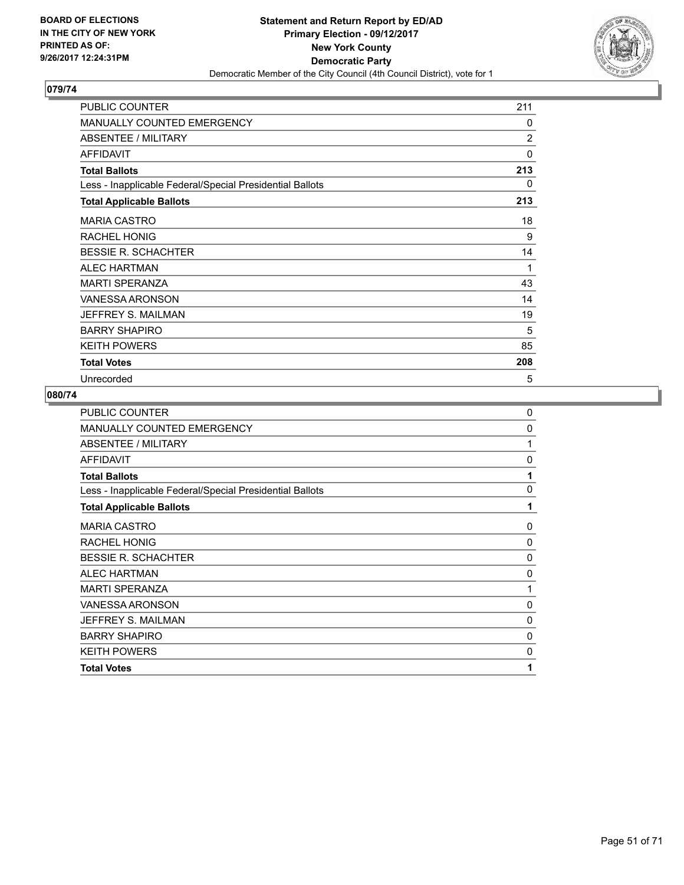**BOARD OF ELECTIONS IN THE CITY OF NEW YORK PRINTED AS OF: 9/26/2017 12:24:31PM**

**Statement and Return Report by ED/AD**
**Primary Election - 09/12/2017**
**New York County**
**Democratic Party**
Democratic Member of the City Council (4th Council District), vote for 1

## 079/74

| | |
|---|---|
| PUBLIC COUNTER | 211 |
| MANUALLY COUNTED EMERGENCY | 0 |
| ABSENTEE / MILITARY | 2 |
| AFFIDAVIT | 0 |
| **Total Ballots** | **213** |
| Less - Inapplicable Federal/Special Presidential Ballots | 0 |
| **Total Applicable Ballots** | **213** |
| MARIA CASTRO | 18 |
| RACHEL HONIG | 9 |
| BESSIE R. SCHACHTER | 14 |
| ALEC HARTMAN | 1 |
| MARTI SPERANZA | 43 |
| VANESSA ARONSON | 14 |
| JEFFREY S. MAILMAN | 19 |
| BARRY SHAPIRO | 5 |
| KEITH POWERS | 85 |
| **Total Votes** | **208** |
| Unrecorded | 5 |

## 080/74

| | |
|---|---|
| PUBLIC COUNTER | 0 |
| MANUALLY COUNTED EMERGENCY | 0 |
| ABSENTEE / MILITARY | 1 |
| AFFIDAVIT | 0 |
| **Total Ballots** | **1** |
| Less - Inapplicable Federal/Special Presidential Ballots | 0 |
| **Total Applicable Ballots** | **1** |
| MARIA CASTRO | 0 |
| RACHEL HONIG | 0 |
| BESSIE R. SCHACHTER | 0 |
| ALEC HARTMAN | 0 |
| MARTI SPERANZA | 1 |
| VANESSA ARONSON | 0 |
| JEFFREY S. MAILMAN | 0 |
| BARRY SHAPIRO | 0 |
| KEITH POWERS | 0 |
| **Total Votes** | **1** |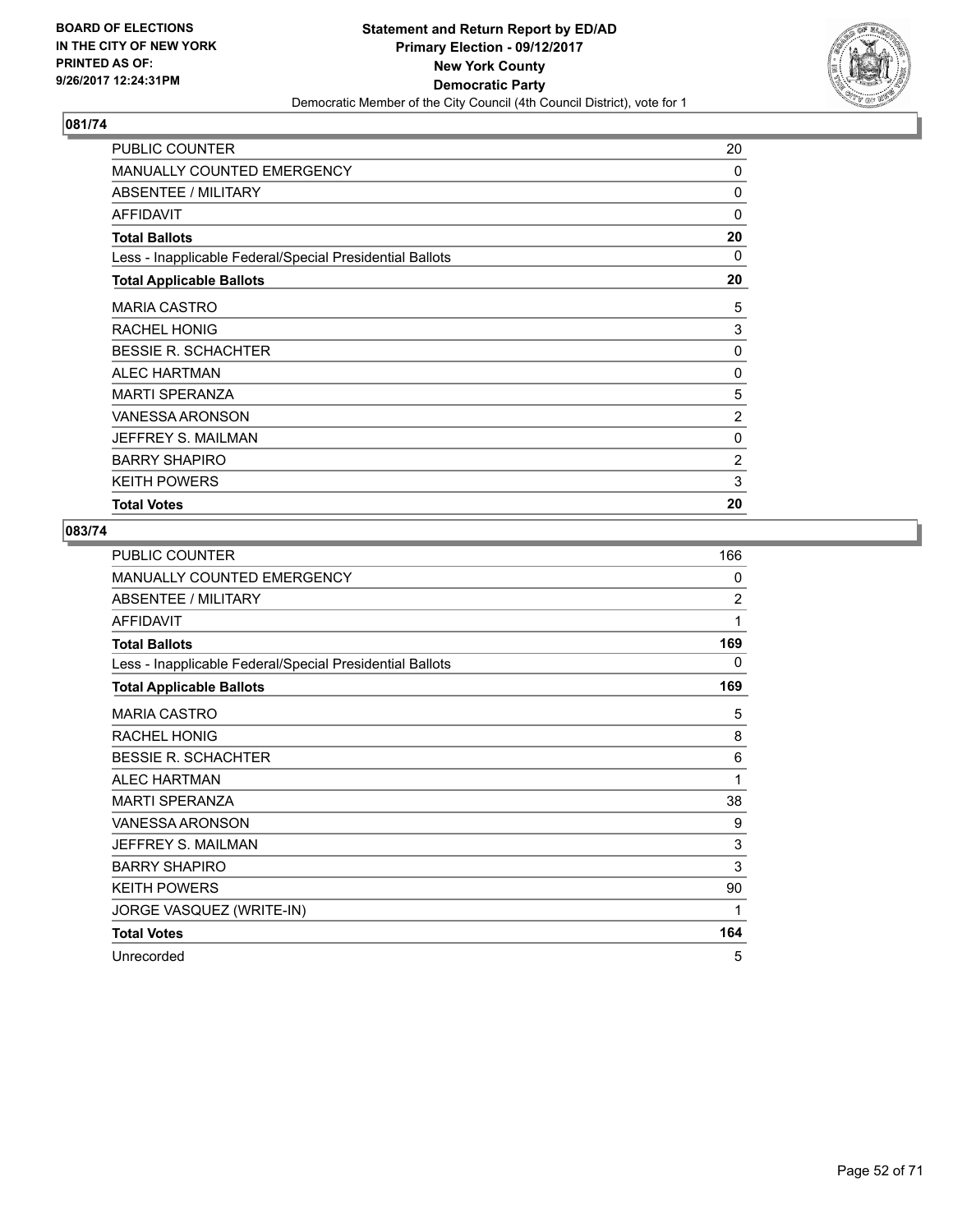**BOARD OF ELECTIONS IN THE CITY OF NEW YORK PRINTED AS OF: 9/26/2017 12:24:31PM**

**Statement and Return Report by ED/AD Primary Election - 09/12/2017 New York County Democratic Party**

Democratic Member of the City Council (4th Council District), vote for 1

## 081/74

| | |
|---|---|
| PUBLIC COUNTER | 20 |
| MANUALLY COUNTED EMERGENCY | 0 |
| ABSENTEE / MILITARY | 0 |
| AFFIDAVIT | 0 |
| **Total Ballots** | **20** |
| Less - Inapplicable Federal/Special Presidential Ballots | 0 |
| **Total Applicable Ballots** | **20** |
| MARIA CASTRO | 5 |
| RACHEL HONIG | 3 |
| BESSIE R. SCHACHTER | 0 |
| ALEC HARTMAN | 0 |
| MARTI SPERANZA | 5 |
| VANESSA ARONSON | 2 |
| JEFFREY S. MAILMAN | 0 |
| BARRY SHAPIRO | 2 |
| KEITH POWERS | 3 |
| **Total Votes** | **20** |

## 083/74

| | |
|---|---|
| PUBLIC COUNTER | 166 |
| MANUALLY COUNTED EMERGENCY | 0 |
| ABSENTEE / MILITARY | 2 |
| AFFIDAVIT | 1 |
| **Total Ballots** | **169** |
| Less - Inapplicable Federal/Special Presidential Ballots | 0 |
| **Total Applicable Ballots** | **169** |
| MARIA CASTRO | 5 |
| RACHEL HONIG | 8 |
| BESSIE R. SCHACHTER | 6 |
| ALEC HARTMAN | 1 |
| MARTI SPERANZA | 38 |
| VANESSA ARONSON | 9 |
| JEFFREY S. MAILMAN | 3 |
| BARRY SHAPIRO | 3 |
| KEITH POWERS | 90 |
| JORGE VASQUEZ (WRITE-IN) | 1 |
| **Total Votes** | **164** |
| Unrecorded | 5 |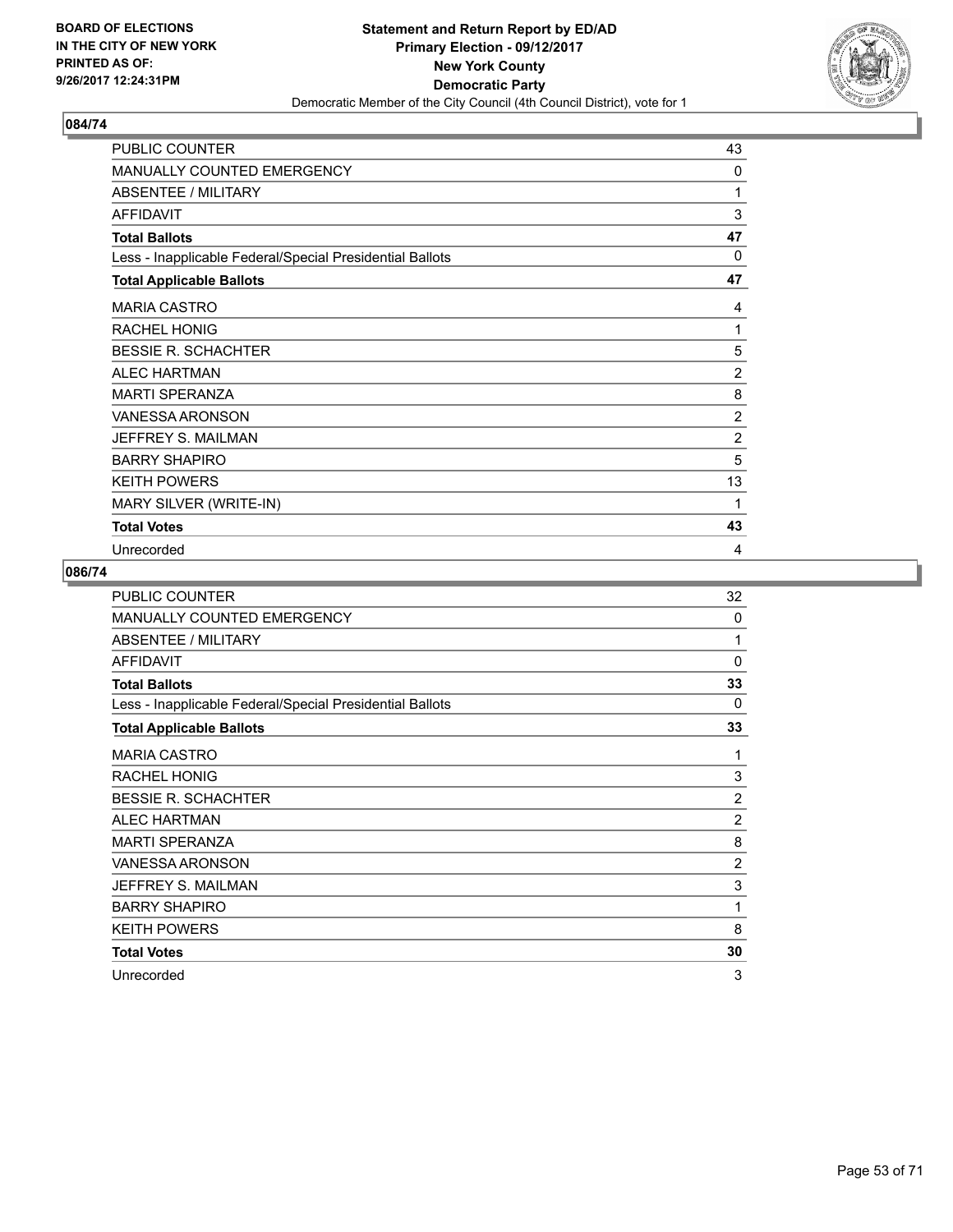**BOARD OF ELECTIONS IN THE CITY OF NEW YORK PRINTED AS OF: 9/26/2017 12:24:31PM**

**Statement and Return Report by ED/AD**
**Primary Election - 09/12/2017**
**New York County**
**Democratic Party**
Democratic Member of the City Council (4th Council District), vote for 1

## 084/74

| | |
|---|---|
| PUBLIC COUNTER | 43 |
| MANUALLY COUNTED EMERGENCY | 0 |
| ABSENTEE / MILITARY | 1 |
| AFFIDAVIT | 3 |
| **Total Ballots** | **47** |
| Less - Inapplicable Federal/Special Presidential Ballots | 0 |
| **Total Applicable Ballots** | **47** |
| MARIA CASTRO | 4 |
| RACHEL HONIG | 1 |
| BESSIE R. SCHACHTER | 5 |
| ALEC HARTMAN | 2 |
| MARTI SPERANZA | 8 |
| VANESSA ARONSON | 2 |
| JEFFREY S. MAILMAN | 2 |
| BARRY SHAPIRO | 5 |
| KEITH POWERS | 13 |
| MARY SILVER (WRITE-IN) | 1 |
| **Total Votes** | **43** |
| Unrecorded | 4 |

## 086/74

| | |
|---|---|
| PUBLIC COUNTER | 32 |
| MANUALLY COUNTED EMERGENCY | 0 |
| ABSENTEE / MILITARY | 1 |
| AFFIDAVIT | 0 |
| **Total Ballots** | **33** |
| Less - Inapplicable Federal/Special Presidential Ballots | 0 |
| **Total Applicable Ballots** | **33** |
| MARIA CASTRO | 1 |
| RACHEL HONIG | 3 |
| BESSIE R. SCHACHTER | 2 |
| ALEC HARTMAN | 2 |
| MARTI SPERANZA | 8 |
| VANESSA ARONSON | 2 |
| JEFFREY S. MAILMAN | 3 |
| BARRY SHAPIRO | 1 |
| KEITH POWERS | 8 |
| **Total Votes** | **30** |
| Unrecorded | 3 |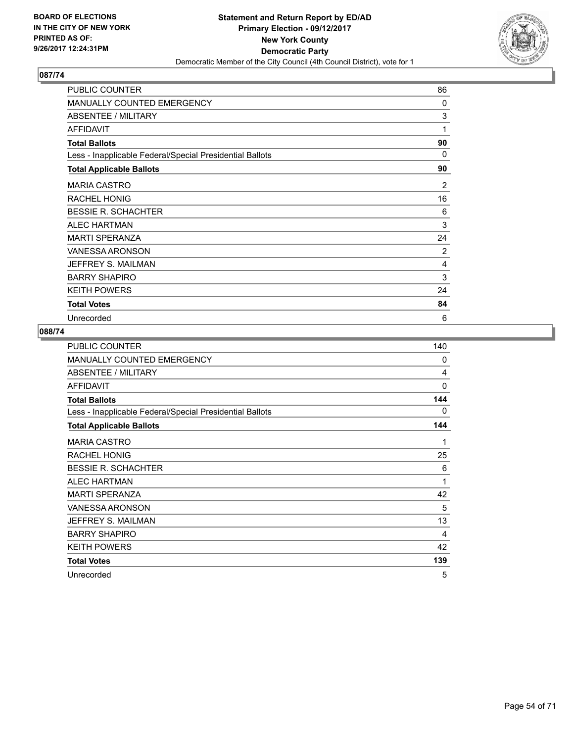BOARD OF ELECTIONS
IN THE CITY OF NEW YORK
PRINTED AS OF:
9/26/2017 12:24:31PM

**Statement and Return Report by ED/AD**
**Primary Election - 09/12/2017**
**New York County**
**Democratic Party**
Democratic Member of the City Council (4th Council District), vote for 1

## 087/74

| | |
|---|---|
| PUBLIC COUNTER | 86 |
| MANUALLY COUNTED EMERGENCY | 0 |
| ABSENTEE / MILITARY | 3 |
| AFFIDAVIT | 1 |
| **Total Ballots** | **90** |
| Less - Inapplicable Federal/Special Presidential Ballots | 0 |
| **Total Applicable Ballots** | **90** |
| MARIA CASTRO | 2 |
| RACHEL HONIG | 16 |
| BESSIE R. SCHACHTER | 6 |
| ALEC HARTMAN | 3 |
| MARTI SPERANZA | 24 |
| VANESSA ARONSON | 2 |
| JEFFREY S. MAILMAN | 4 |
| BARRY SHAPIRO | 3 |
| KEITH POWERS | 24 |
| **Total Votes** | **84** |
| Unrecorded | 6 |

## 088/74

| | |
|---|---|
| PUBLIC COUNTER | 140 |
| MANUALLY COUNTED EMERGENCY | 0 |
| ABSENTEE / MILITARY | 4 |
| AFFIDAVIT | 0 |
| **Total Ballots** | **144** |
| Less - Inapplicable Federal/Special Presidential Ballots | 0 |
| **Total Applicable Ballots** | **144** |
| MARIA CASTRO | 1 |
| RACHEL HONIG | 25 |
| BESSIE R. SCHACHTER | 6 |
| ALEC HARTMAN | 1 |
| MARTI SPERANZA | 42 |
| VANESSA ARONSON | 5 |
| JEFFREY S. MAILMAN | 13 |
| BARRY SHAPIRO | 4 |
| KEITH POWERS | 42 |
| **Total Votes** | **139** |
| Unrecorded | 5 |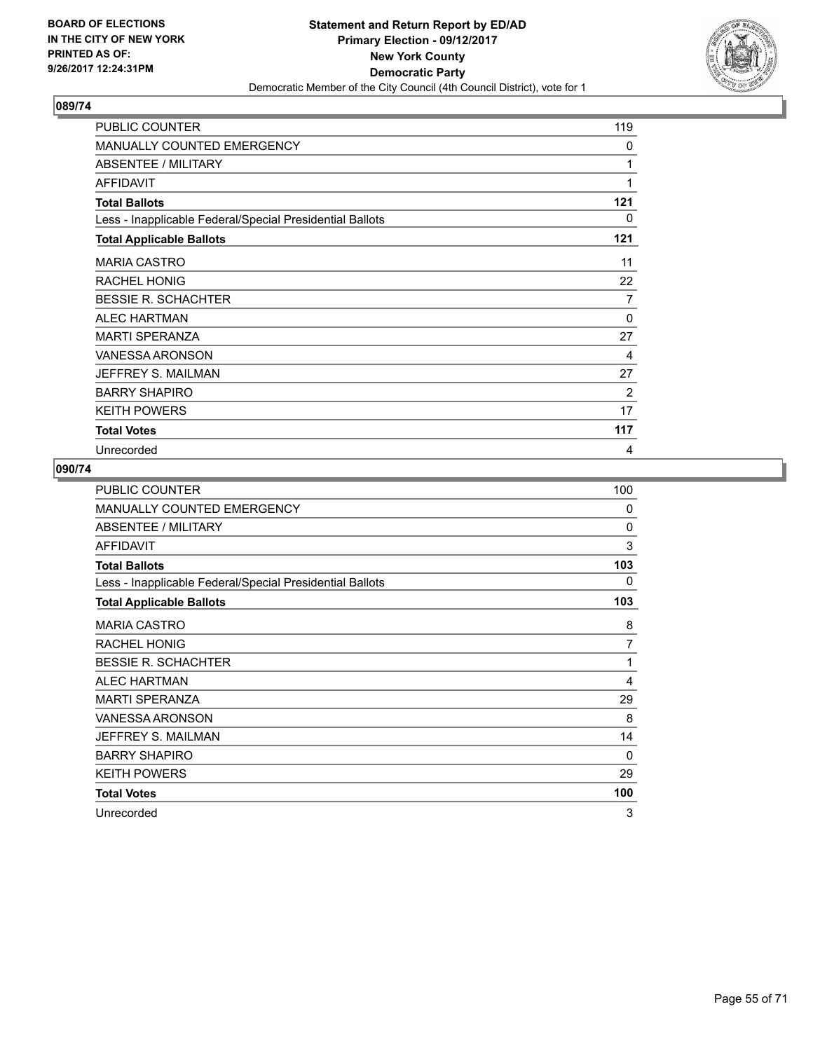**BOARD OF ELECTIONS IN THE CITY OF NEW YORK PRINTED AS OF: 9/26/2017 12:24:31PM**

**Statement and Return Report by ED/AD**
**Primary Election - 09/12/2017**
**New York County**
**Democratic Party**
Democratic Member of the City Council (4th Council District), vote for 1

## 089/74

| | |
|---|---|
| PUBLIC COUNTER | 119 |
| MANUALLY COUNTED EMERGENCY | 0 |
| ABSENTEE / MILITARY | 1 |
| AFFIDAVIT | 1 |
| **Total Ballots** | **121** |
| Less - Inapplicable Federal/Special Presidential Ballots | 0 |
| **Total Applicable Ballots** | **121** |
| MARIA CASTRO | 11 |
| RACHEL HONIG | 22 |
| BESSIE R. SCHACHTER | 7 |
| ALEC HARTMAN | 0 |
| MARTI SPERANZA | 27 |
| VANESSA ARONSON | 4 |
| JEFFREY S. MAILMAN | 27 |
| BARRY SHAPIRO | 2 |
| KEITH POWERS | 17 |
| **Total Votes** | **117** |
| Unrecorded | 4 |

## 090/74

| | |
|---|---|
| PUBLIC COUNTER | 100 |
| MANUALLY COUNTED EMERGENCY | 0 |
| ABSENTEE / MILITARY | 0 |
| AFFIDAVIT | 3 |
| **Total Ballots** | **103** |
| Less - Inapplicable Federal/Special Presidential Ballots | 0 |
| **Total Applicable Ballots** | **103** |
| MARIA CASTRO | 8 |
| RACHEL HONIG | 7 |
| BESSIE R. SCHACHTER | 1 |
| ALEC HARTMAN | 4 |
| MARTI SPERANZA | 29 |
| VANESSA ARONSON | 8 |
| JEFFREY S. MAILMAN | 14 |
| BARRY SHAPIRO | 0 |
| KEITH POWERS | 29 |
| **Total Votes** | **100** |
| Unrecorded | 3 |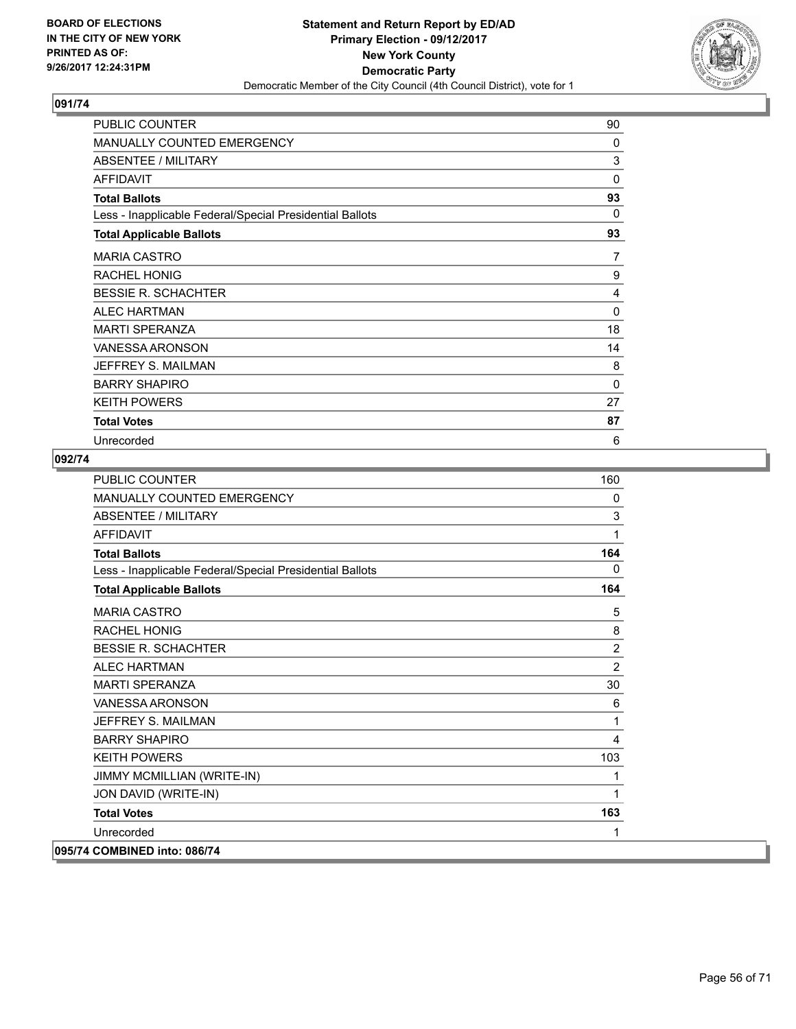**BOARD OF ELECTIONS IN THE CITY OF NEW YORK PRINTED AS OF: 9/26/2017 12:24:31PM**

**Statement and Return Report by ED/AD**
**Primary Election - 09/12/2017**
**New York County**
**Democratic Party**
Democratic Member of the City Council (4th Council District), vote for 1

## 091/74

| | |
|---|---|
| PUBLIC COUNTER | 90 |
| MANUALLY COUNTED EMERGENCY | 0 |
| ABSENTEE / MILITARY | 3 |
| AFFIDAVIT | 0 |
| **Total Ballots** | **93** |
| Less - Inapplicable Federal/Special Presidential Ballots | 0 |
| **Total Applicable Ballots** | **93** |
| MARIA CASTRO | 7 |
| RACHEL HONIG | 9 |
| BESSIE R. SCHACHTER | 4 |
| ALEC HARTMAN | 0 |
| MARTI SPERANZA | 18 |
| VANESSA ARONSON | 14 |
| JEFFREY S. MAILMAN | 8 |
| BARRY SHAPIRO | 0 |
| KEITH POWERS | 27 |
| **Total Votes** | **87** |
| Unrecorded | 6 |

## 092/74

| | |
|---|---|
| PUBLIC COUNTER | 160 |
| MANUALLY COUNTED EMERGENCY | 0 |
| ABSENTEE / MILITARY | 3 |
| AFFIDAVIT | 1 |
| **Total Ballots** | **164** |
| Less - Inapplicable Federal/Special Presidential Ballots | 0 |
| **Total Applicable Ballots** | **164** |
| MARIA CASTRO | 5 |
| RACHEL HONIG | 8 |
| BESSIE R. SCHACHTER | 2 |
| ALEC HARTMAN | 2 |
| MARTI SPERANZA | 30 |
| VANESSA ARONSON | 6 |
| JEFFREY S. MAILMAN | 1 |
| BARRY SHAPIRO | 4 |
| KEITH POWERS | 103 |
| JIMMY MCMILLIAN (WRITE-IN) | 1 |
| JON DAVID (WRITE-IN) | 1 |
| **Total Votes** | **163** |
| Unrecorded | 1 |

## 095/74 COMBINED into: 086/74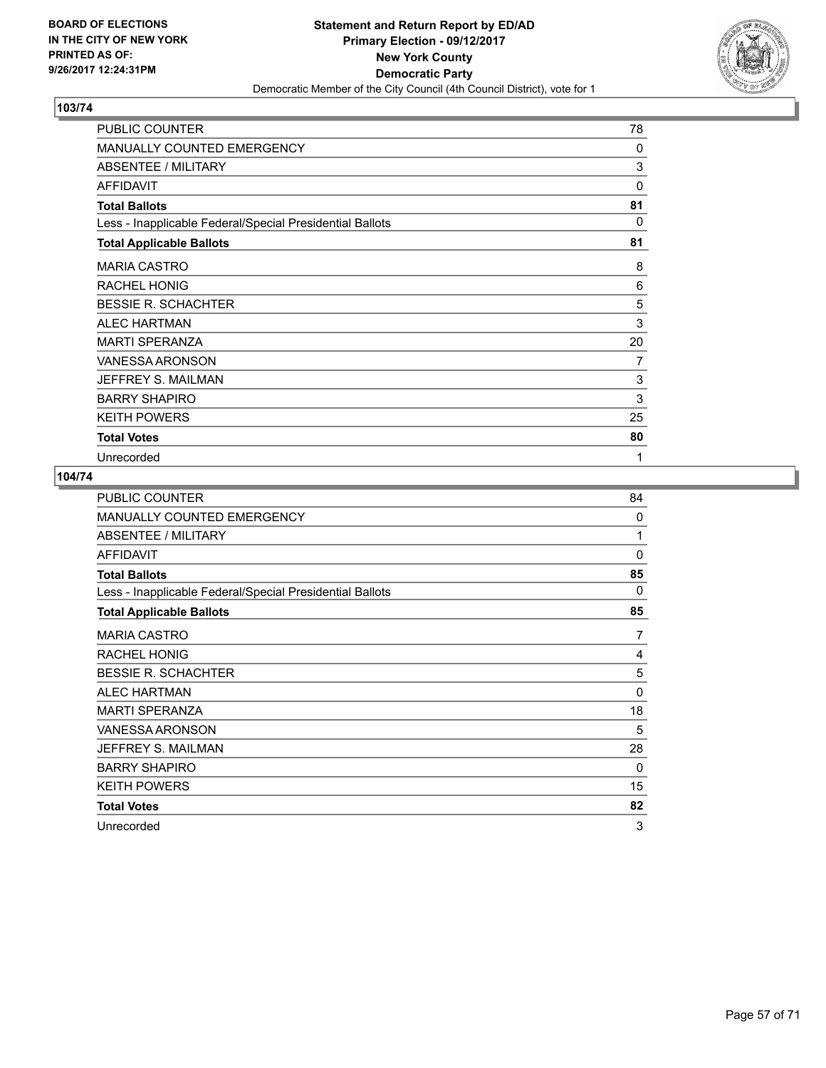BOARD OF ELECTIONS
IN THE CITY OF NEW YORK
PRINTED AS OF:
9/26/2017 12:24:31PM

**Statement and Return Report by ED/AD**
**Primary Election - 09/12/2017**
**New York County**
**Democratic Party**
Democratic Member of the City Council (4th Council District), vote for 1

## 103/74

| | |
|---|---|
| PUBLIC COUNTER | 78 |
| MANUALLY COUNTED EMERGENCY | 0 |
| ABSENTEE / MILITARY | 3 |
| AFFIDAVIT | 0 |
| **Total Ballots** | **81** |
| Less - Inapplicable Federal/Special Presidential Ballots | 0 |
| **Total Applicable Ballots** | **81** |
| MARIA CASTRO | 8 |
| RACHEL HONIG | 6 |
| BESSIE R. SCHACHTER | 5 |
| ALEC HARTMAN | 3 |
| MARTI SPERANZA | 20 |
| VANESSA ARONSON | 7 |
| JEFFREY S. MAILMAN | 3 |
| BARRY SHAPIRO | 3 |
| KEITH POWERS | 25 |
| **Total Votes** | **80** |
| Unrecorded | 1 |

## 104/74

| | |
|---|---|
| PUBLIC COUNTER | 84 |
| MANUALLY COUNTED EMERGENCY | 0 |
| ABSENTEE / MILITARY | 1 |
| AFFIDAVIT | 0 |
| **Total Ballots** | **85** |
| Less - Inapplicable Federal/Special Presidential Ballots | 0 |
| **Total Applicable Ballots** | **85** |
| MARIA CASTRO | 7 |
| RACHEL HONIG | 4 |
| BESSIE R. SCHACHTER | 5 |
| ALEC HARTMAN | 0 |
| MARTI SPERANZA | 18 |
| VANESSA ARONSON | 5 |
| JEFFREY S. MAILMAN | 28 |
| BARRY SHAPIRO | 0 |
| KEITH POWERS | 15 |
| **Total Votes** | **82** |
| Unrecorded | 3 |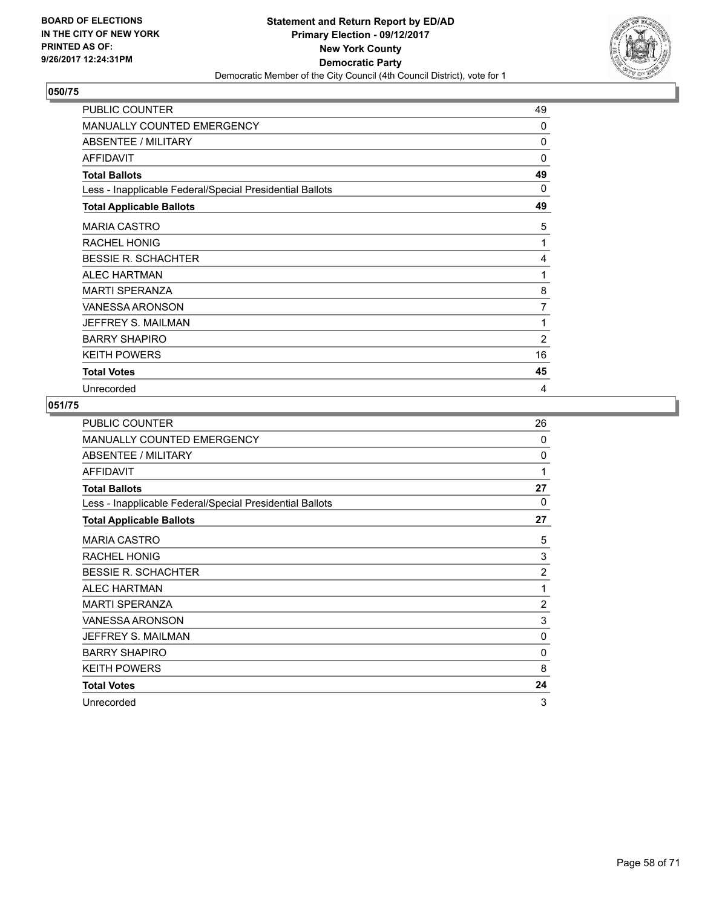BOARD OF ELECTIONS
IN THE CITY OF NEW YORK
PRINTED AS OF:
9/26/2017 12:24:31PM

**Statement and Return Report by ED/AD**
**Primary Election - 09/12/2017**
**New York County**
**Democratic Party**
Democratic Member of the City Council (4th Council District), vote for 1

## 050/75

| | |
|---|---|
| PUBLIC COUNTER | 49 |
| MANUALLY COUNTED EMERGENCY | 0 |
| ABSENTEE / MILITARY | 0 |
| AFFIDAVIT | 0 |
| **Total Ballots** | **49** |
| Less - Inapplicable Federal/Special Presidential Ballots | 0 |
| **Total Applicable Ballots** | **49** |
| MARIA CASTRO | 5 |
| RACHEL HONIG | 1 |
| BESSIE R. SCHACHTER | 4 |
| ALEC HARTMAN | 1 |
| MARTI SPERANZA | 8 |
| VANESSA ARONSON | 7 |
| JEFFREY S. MAILMAN | 1 |
| BARRY SHAPIRO | 2 |
| KEITH POWERS | 16 |
| **Total Votes** | **45** |
| Unrecorded | 4 |

## 051/75

| | |
|---|---|
| PUBLIC COUNTER | 26 |
| MANUALLY COUNTED EMERGENCY | 0 |
| ABSENTEE / MILITARY | 0 |
| AFFIDAVIT | 1 |
| **Total Ballots** | **27** |
| Less - Inapplicable Federal/Special Presidential Ballots | 0 |
| **Total Applicable Ballots** | **27** |
| MARIA CASTRO | 5 |
| RACHEL HONIG | 3 |
| BESSIE R. SCHACHTER | 2 |
| ALEC HARTMAN | 1 |
| MARTI SPERANZA | 2 |
| VANESSA ARONSON | 3 |
| JEFFREY S. MAILMAN | 0 |
| BARRY SHAPIRO | 0 |
| KEITH POWERS | 8 |
| **Total Votes** | **24** |
| Unrecorded | 3 |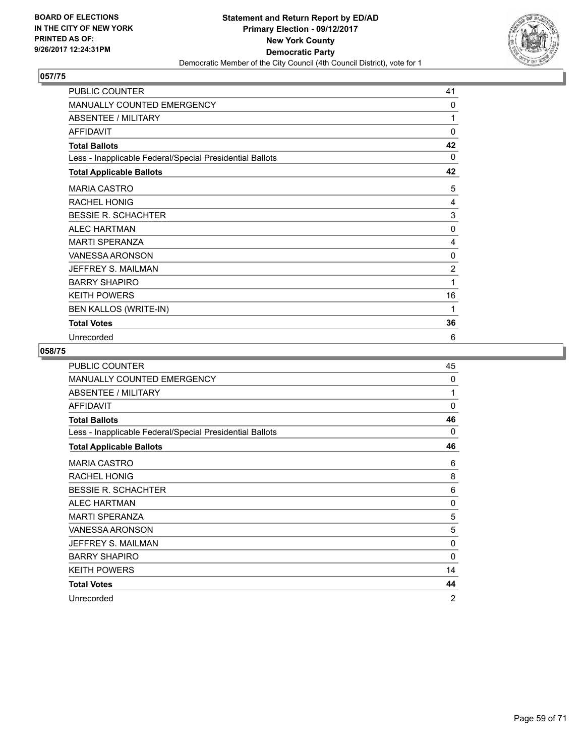**BOARD OF ELECTIONS IN THE CITY OF NEW YORK PRINTED AS OF: 9/26/2017 12:24:31PM**

**Statement and Return Report by ED/AD**
**Primary Election - 09/12/2017**
**New York County**
**Democratic Party**
Democratic Member of the City Council (4th Council District), vote for 1

## 057/75

| | |
|---|---|
| PUBLIC COUNTER | 41 |
| MANUALLY COUNTED EMERGENCY | 0 |
| ABSENTEE / MILITARY | 1 |
| AFFIDAVIT | 0 |
| **Total Ballots** | **42** |
| Less - Inapplicable Federal/Special Presidential Ballots | 0 |
| **Total Applicable Ballots** | **42** |
| MARIA CASTRO | 5 |
| RACHEL HONIG | 4 |
| BESSIE R. SCHACHTER | 3 |
| ALEC HARTMAN | 0 |
| MARTI SPERANZA | 4 |
| VANESSA ARONSON | 0 |
| JEFFREY S. MAILMAN | 2 |
| BARRY SHAPIRO | 1 |
| KEITH POWERS | 16 |
| BEN KALLOS (WRITE-IN) | 1 |
| **Total Votes** | **36** |
| Unrecorded | 6 |

## 058/75

| | |
|---|---|
| PUBLIC COUNTER | 45 |
| MANUALLY COUNTED EMERGENCY | 0 |
| ABSENTEE / MILITARY | 1 |
| AFFIDAVIT | 0 |
| **Total Ballots** | **46** |
| Less - Inapplicable Federal/Special Presidential Ballots | 0 |
| **Total Applicable Ballots** | **46** |
| MARIA CASTRO | 6 |
| RACHEL HONIG | 8 |
| BESSIE R. SCHACHTER | 6 |
| ALEC HARTMAN | 0 |
| MARTI SPERANZA | 5 |
| VANESSA ARONSON | 5 |
| JEFFREY S. MAILMAN | 0 |
| BARRY SHAPIRO | 0 |
| KEITH POWERS | 14 |
| **Total Votes** | **44** |
| Unrecorded | 2 |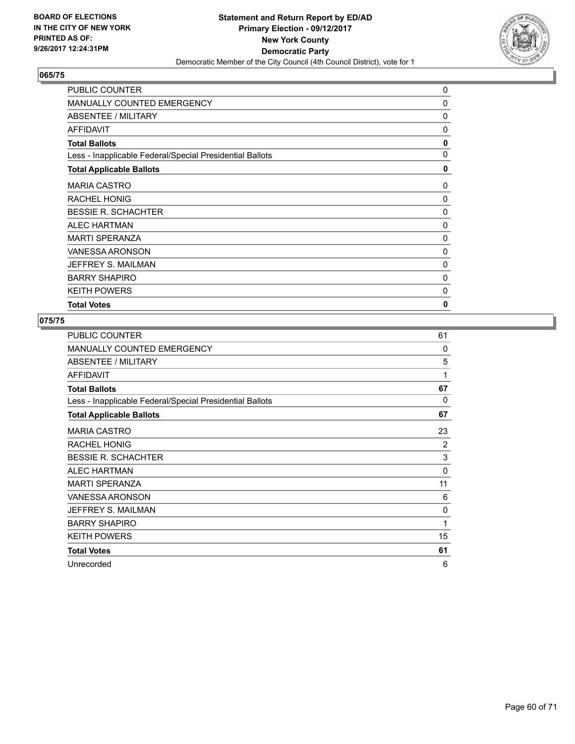**BOARD OF ELECTIONS IN THE CITY OF NEW YORK PRINTED AS OF: 9/26/2017 12:24:31PM**

**Statement and Return Report by ED/AD**
**Primary Election - 09/12/2017**
**New York County**
**Democratic Party**
Democratic Member of the City Council (4th Council District), vote for 1

## 065/75

| | |
|---|---|
| PUBLIC COUNTER | 0 |
| MANUALLY COUNTED EMERGENCY | 0 |
| ABSENTEE / MILITARY | 0 |
| AFFIDAVIT | 0 |
| **Total Ballots** | **0** |
| Less - Inapplicable Federal/Special Presidential Ballots | 0 |
| **Total Applicable Ballots** | **0** |
| MARIA CASTRO | 0 |
| RACHEL HONIG | 0 |
| BESSIE R. SCHACHTER | 0 |
| ALEC HARTMAN | 0 |
| MARTI SPERANZA | 0 |
| VANESSA ARONSON | 0 |
| JEFFREY S. MAILMAN | 0 |
| BARRY SHAPIRO | 0 |
| KEITH POWERS | 0 |
| **Total Votes** | **0** |

## 075/75

| | |
|---|---|
| PUBLIC COUNTER | 61 |
| MANUALLY COUNTED EMERGENCY | 0 |
| ABSENTEE / MILITARY | 5 |
| AFFIDAVIT | 1 |
| **Total Ballots** | **67** |
| Less - Inapplicable Federal/Special Presidential Ballots | 0 |
| **Total Applicable Ballots** | **67** |
| MARIA CASTRO | 23 |
| RACHEL HONIG | 2 |
| BESSIE R. SCHACHTER | 3 |
| ALEC HARTMAN | 0 |
| MARTI SPERANZA | 11 |
| VANESSA ARONSON | 6 |
| JEFFREY S. MAILMAN | 0 |
| BARRY SHAPIRO | 1 |
| KEITH POWERS | 15 |
| **Total Votes** | **61** |
| Unrecorded | 6 |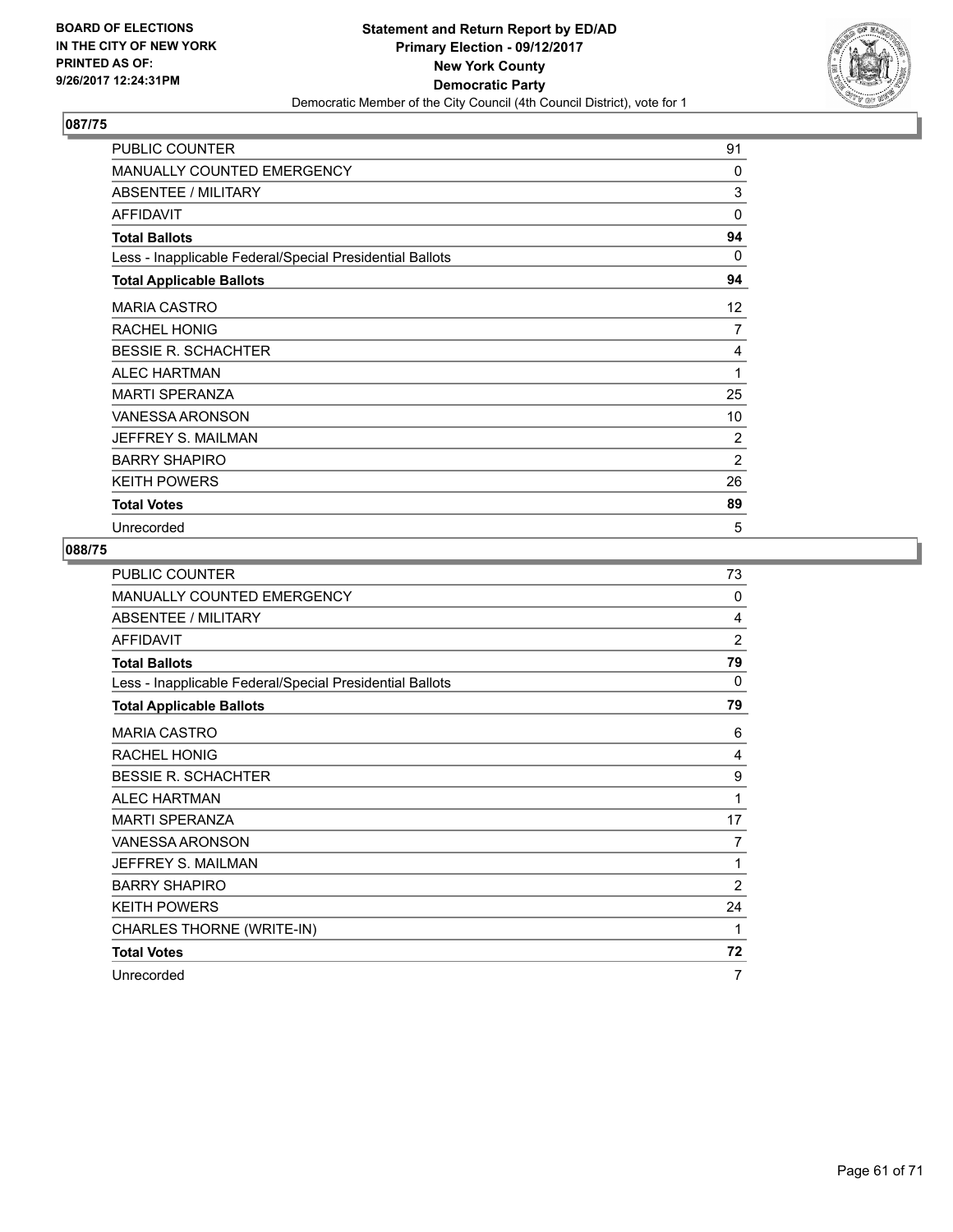**BOARD OF ELECTIONS IN THE CITY OF NEW YORK PRINTED AS OF: 9/26/2017 12:24:31PM**

**Statement and Return Report by ED/AD**
**Primary Election - 09/12/2017**
**New York County**
**Democratic Party**
Democratic Member of the City Council (4th Council District), vote for 1

### 087/75

| | |
|---|---|
| PUBLIC COUNTER | 91 |
| MANUALLY COUNTED EMERGENCY | 0 |
| ABSENTEE / MILITARY | 3 |
| AFFIDAVIT | 0 |
| **Total Ballots** | **94** |
| Less - Inapplicable Federal/Special Presidential Ballots | 0 |
| **Total Applicable Ballots** | **94** |
| MARIA CASTRO | 12 |
| RACHEL HONIG | 7 |
| BESSIE R. SCHACHTER | 4 |
| ALEC HARTMAN | 1 |
| MARTI SPERANZA | 25 |
| VANESSA ARONSON | 10 |
| JEFFREY S. MAILMAN | 2 |
| BARRY SHAPIRO | 2 |
| KEITH POWERS | 26 |
| **Total Votes** | **89** |
| Unrecorded | 5 |

### 088/75

| | |
|---|---|
| PUBLIC COUNTER | 73 |
| MANUALLY COUNTED EMERGENCY | 0 |
| ABSENTEE / MILITARY | 4 |
| AFFIDAVIT | 2 |
| **Total Ballots** | **79** |
| Less - Inapplicable Federal/Special Presidential Ballots | 0 |
| **Total Applicable Ballots** | **79** |
| MARIA CASTRO | 6 |
| RACHEL HONIG | 4 |
| BESSIE R. SCHACHTER | 9 |
| ALEC HARTMAN | 1 |
| MARTI SPERANZA | 17 |
| VANESSA ARONSON | 7 |
| JEFFREY S. MAILMAN | 1 |
| BARRY SHAPIRO | 2 |
| KEITH POWERS | 24 |
| CHARLES THORNE (WRITE-IN) | 1 |
| **Total Votes** | **72** |
| Unrecorded | 7 |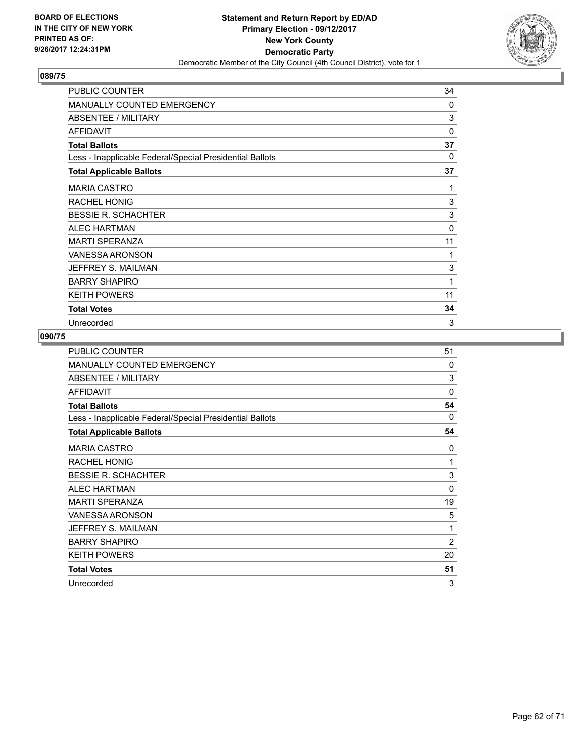**BOARD OF ELECTIONS IN THE CITY OF NEW YORK PRINTED AS OF: 9/26/2017 12:24:31PM**

**Statement and Return Report by ED/AD**
**Primary Election - 09/12/2017**
**New York County**
**Democratic Party**
Democratic Member of the City Council (4th Council District), vote for 1

## 089/75

| | |
|---|---|
| PUBLIC COUNTER | 34 |
| MANUALLY COUNTED EMERGENCY | 0 |
| ABSENTEE / MILITARY | 3 |
| AFFIDAVIT | 0 |
| **Total Ballots** | **37** |
| Less - Inapplicable Federal/Special Presidential Ballots | 0 |
| **Total Applicable Ballots** | **37** |
| MARIA CASTRO | 1 |
| RACHEL HONIG | 3 |
| BESSIE R. SCHACHTER | 3 |
| ALEC HARTMAN | 0 |
| MARTI SPERANZA | 11 |
| VANESSA ARONSON | 1 |
| JEFFREY S. MAILMAN | 3 |
| BARRY SHAPIRO | 1 |
| KEITH POWERS | 11 |
| **Total Votes** | **34** |
| Unrecorded | 3 |

## 090/75

| | |
|---|---|
| PUBLIC COUNTER | 51 |
| MANUALLY COUNTED EMERGENCY | 0 |
| ABSENTEE / MILITARY | 3 |
| AFFIDAVIT | 0 |
| **Total Ballots** | **54** |
| Less - Inapplicable Federal/Special Presidential Ballots | 0 |
| **Total Applicable Ballots** | **54** |
| MARIA CASTRO | 0 |
| RACHEL HONIG | 1 |
| BESSIE R. SCHACHTER | 3 |
| ALEC HARTMAN | 0 |
| MARTI SPERANZA | 19 |
| VANESSA ARONSON | 5 |
| JEFFREY S. MAILMAN | 1 |
| BARRY SHAPIRO | 2 |
| KEITH POWERS | 20 |
| **Total Votes** | **51** |
| Unrecorded | 3 |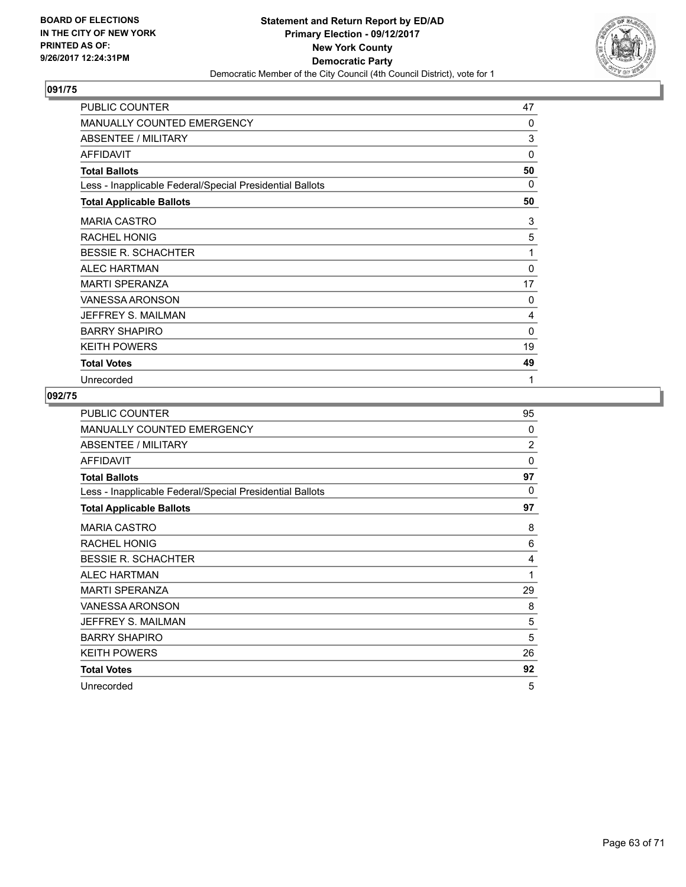BOARD OF ELECTIONS
IN THE CITY OF NEW YORK
PRINTED AS OF:
9/26/2017 12:24:31PM

**Statement and Return Report by ED/AD**
**Primary Election - 09/12/2017**
**New York County**
**Democratic Party**
Democratic Member of the City Council (4th Council District), vote for 1

## 091/75

| | |
|---|---|
| PUBLIC COUNTER | 47 |
| MANUALLY COUNTED EMERGENCY | 0 |
| ABSENTEE / MILITARY | 3 |
| AFFIDAVIT | 0 |
| **Total Ballots** | **50** |
| Less - Inapplicable Federal/Special Presidential Ballots | 0 |
| **Total Applicable Ballots** | **50** |
| MARIA CASTRO | 3 |
| RACHEL HONIG | 5 |
| BESSIE R. SCHACHTER | 1 |
| ALEC HARTMAN | 0 |
| MARTI SPERANZA | 17 |
| VANESSA ARONSON | 0 |
| JEFFREY S. MAILMAN | 4 |
| BARRY SHAPIRO | 0 |
| KEITH POWERS | 19 |
| **Total Votes** | **49** |
| Unrecorded | 1 |

## 092/75

| | |
|---|---|
| PUBLIC COUNTER | 95 |
| MANUALLY COUNTED EMERGENCY | 0 |
| ABSENTEE / MILITARY | 2 |
| AFFIDAVIT | 0 |
| **Total Ballots** | **97** |
| Less - Inapplicable Federal/Special Presidential Ballots | 0 |
| **Total Applicable Ballots** | **97** |
| MARIA CASTRO | 8 |
| RACHEL HONIG | 6 |
| BESSIE R. SCHACHTER | 4 |
| ALEC HARTMAN | 1 |
| MARTI SPERANZA | 29 |
| VANESSA ARONSON | 8 |
| JEFFREY S. MAILMAN | 5 |
| BARRY SHAPIRO | 5 |
| KEITH POWERS | 26 |
| **Total Votes** | **92** |
| Unrecorded | 5 |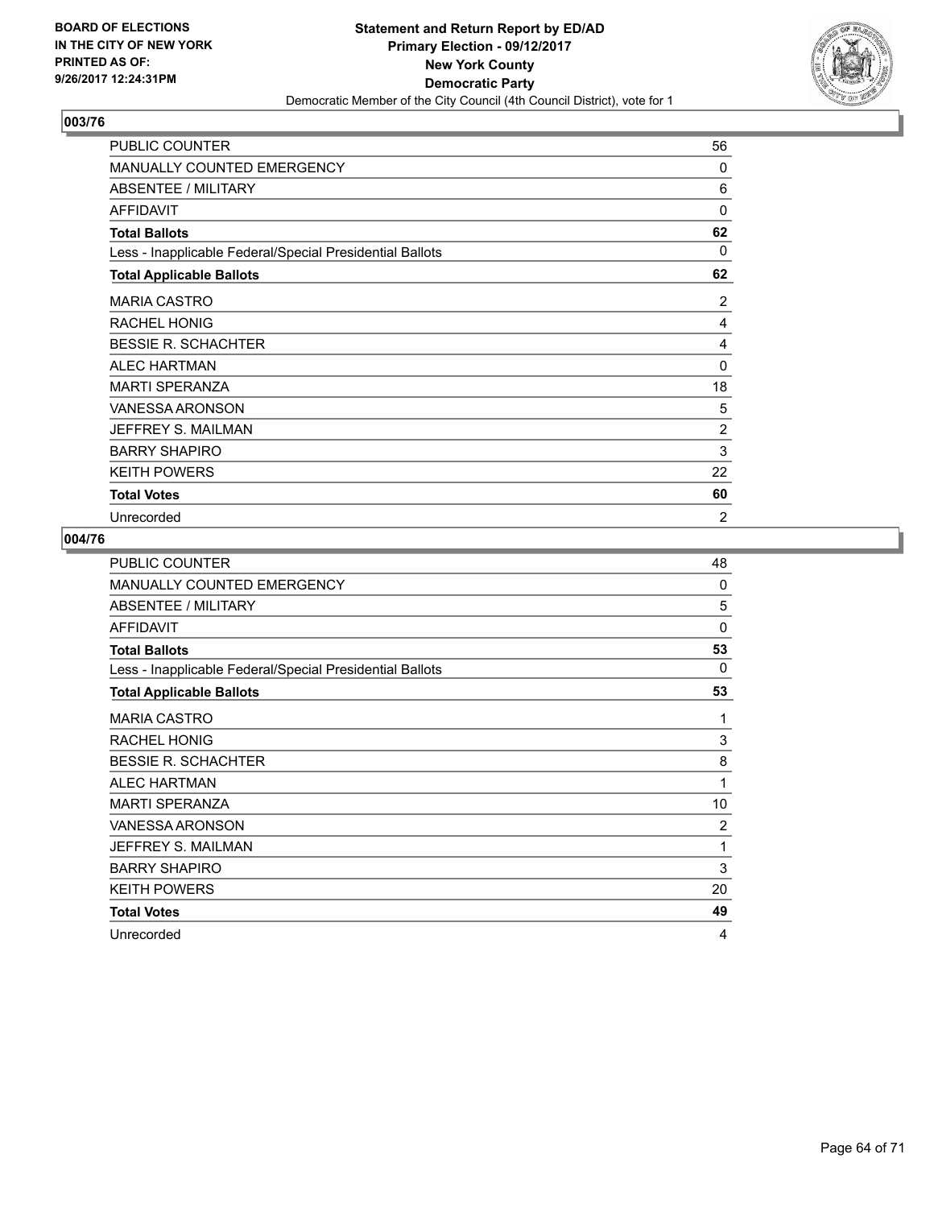**BOARD OF ELECTIONS IN THE CITY OF NEW YORK PRINTED AS OF: 9/26/2017 12:24:31PM**

**Statement and Return Report by ED/AD**
**Primary Election - 09/12/2017**
**New York County**
**Democratic Party**
Democratic Member of the City Council (4th Council District), vote for 1

## 003/76

| | |
|---|---|
| PUBLIC COUNTER | 56 |
| MANUALLY COUNTED EMERGENCY | 0 |
| ABSENTEE / MILITARY | 6 |
| AFFIDAVIT | 0 |
| **Total Ballots** | **62** |
| Less - Inapplicable Federal/Special Presidential Ballots | 0 |
| **Total Applicable Ballots** | **62** |
| MARIA CASTRO | 2 |
| RACHEL HONIG | 4 |
| BESSIE R. SCHACHTER | 4 |
| ALEC HARTMAN | 0 |
| MARTI SPERANZA | 18 |
| VANESSA ARONSON | 5 |
| JEFFREY S. MAILMAN | 2 |
| BARRY SHAPIRO | 3 |
| KEITH POWERS | 22 |
| **Total Votes** | **60** |
| Unrecorded | 2 |

## 004/76

| | |
|---|---|
| PUBLIC COUNTER | 48 |
| MANUALLY COUNTED EMERGENCY | 0 |
| ABSENTEE / MILITARY | 5 |
| AFFIDAVIT | 0 |
| **Total Ballots** | **53** |
| Less - Inapplicable Federal/Special Presidential Ballots | 0 |
| **Total Applicable Ballots** | **53** |
| MARIA CASTRO | 1 |
| RACHEL HONIG | 3 |
| BESSIE R. SCHACHTER | 8 |
| ALEC HARTMAN | 1 |
| MARTI SPERANZA | 10 |
| VANESSA ARONSON | 2 |
| JEFFREY S. MAILMAN | 1 |
| BARRY SHAPIRO | 3 |
| KEITH POWERS | 20 |
| **Total Votes** | **49** |
| Unrecorded | 4 |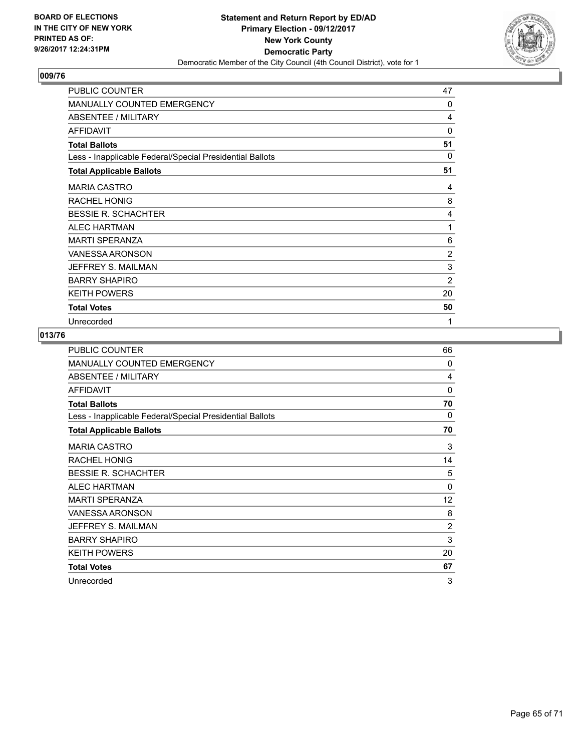**BOARD OF ELECTIONS IN THE CITY OF NEW YORK PRINTED AS OF: 9/26/2017 12:24:31PM**

**Statement and Return Report by ED/AD**
**Primary Election - 09/12/2017**
**New York County**
**Democratic Party**
Democratic Member of the City Council (4th Council District), vote for 1

## 009/76

| | |
|---|---|
| PUBLIC COUNTER | 47 |
| MANUALLY COUNTED EMERGENCY | 0 |
| ABSENTEE / MILITARY | 4 |
| AFFIDAVIT | 0 |
| **Total Ballots** | **51** |
| Less - Inapplicable Federal/Special Presidential Ballots | 0 |
| **Total Applicable Ballots** | **51** |
| MARIA CASTRO | 4 |
| RACHEL HONIG | 8 |
| BESSIE R. SCHACHTER | 4 |
| ALEC HARTMAN | 1 |
| MARTI SPERANZA | 6 |
| VANESSA ARONSON | 2 |
| JEFFREY S. MAILMAN | 3 |
| BARRY SHAPIRO | 2 |
| KEITH POWERS | 20 |
| **Total Votes** | **50** |
| Unrecorded | 1 |

## 013/76

| | |
|---|---|
| PUBLIC COUNTER | 66 |
| MANUALLY COUNTED EMERGENCY | 0 |
| ABSENTEE / MILITARY | 4 |
| AFFIDAVIT | 0 |
| **Total Ballots** | **70** |
| Less - Inapplicable Federal/Special Presidential Ballots | 0 |
| **Total Applicable Ballots** | **70** |
| MARIA CASTRO | 3 |
| RACHEL HONIG | 14 |
| BESSIE R. SCHACHTER | 5 |
| ALEC HARTMAN | 0 |
| MARTI SPERANZA | 12 |
| VANESSA ARONSON | 8 |
| JEFFREY S. MAILMAN | 2 |
| BARRY SHAPIRO | 3 |
| KEITH POWERS | 20 |
| **Total Votes** | **67** |
| Unrecorded | 3 |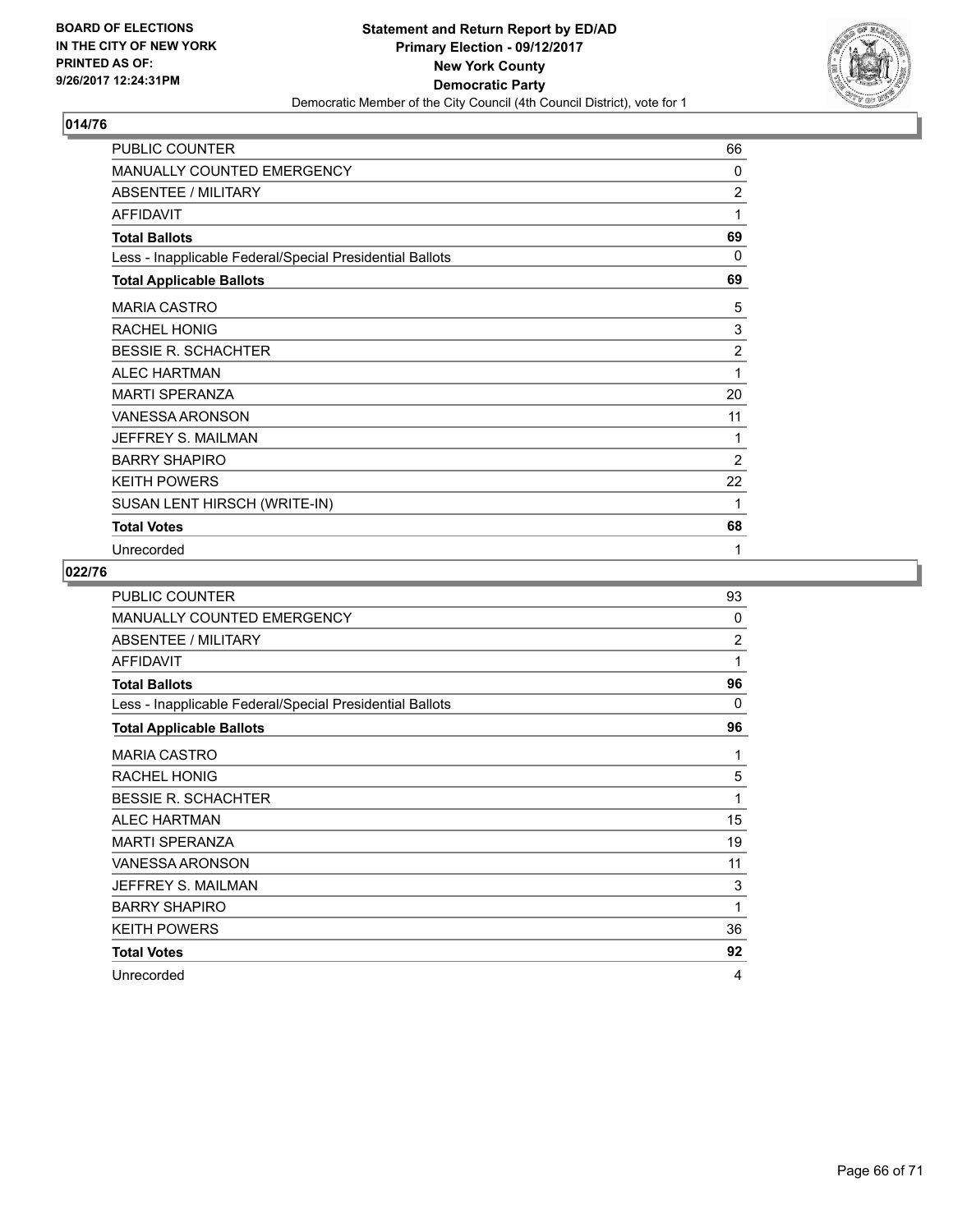BOARD OF ELECTIONS IN THE CITY OF NEW YORK PRINTED AS OF: 9/26/2017 12:24:31PM

**Statement and Return Report by ED/AD**
**Primary Election - 09/12/2017**
**New York County**
**Democratic Party**
Democratic Member of the City Council (4th Council District), vote for 1

## 014/76

| | |
|---|---|
| PUBLIC COUNTER | 66 |
| MANUALLY COUNTED EMERGENCY | 0 |
| ABSENTEE / MILITARY | 2 |
| AFFIDAVIT | 1 |
| **Total Ballots** | **69** |
| Less - Inapplicable Federal/Special Presidential Ballots | 0 |
| **Total Applicable Ballots** | **69** |
| MARIA CASTRO | 5 |
| RACHEL HONIG | 3 |
| BESSIE R. SCHACHTER | 2 |
| ALEC HARTMAN | 1 |
| MARTI SPERANZA | 20 |
| VANESSA ARONSON | 11 |
| JEFFREY S. MAILMAN | 1 |
| BARRY SHAPIRO | 2 |
| KEITH POWERS | 22 |
| SUSAN LENT HIRSCH (WRITE-IN) | 1 |
| **Total Votes** | **68** |
| Unrecorded | 1 |

## 022/76

| | |
|---|---|
| PUBLIC COUNTER | 93 |
| MANUALLY COUNTED EMERGENCY | 0 |
| ABSENTEE / MILITARY | 2 |
| AFFIDAVIT | 1 |
| **Total Ballots** | **96** |
| Less - Inapplicable Federal/Special Presidential Ballots | 0 |
| **Total Applicable Ballots** | **96** |
| MARIA CASTRO | 1 |
| RACHEL HONIG | 5 |
| BESSIE R. SCHACHTER | 1 |
| ALEC HARTMAN | 15 |
| MARTI SPERANZA | 19 |
| VANESSA ARONSON | 11 |
| JEFFREY S. MAILMAN | 3 |
| BARRY SHAPIRO | 1 |
| KEITH POWERS | 36 |
| **Total Votes** | **92** |
| Unrecorded | 4 |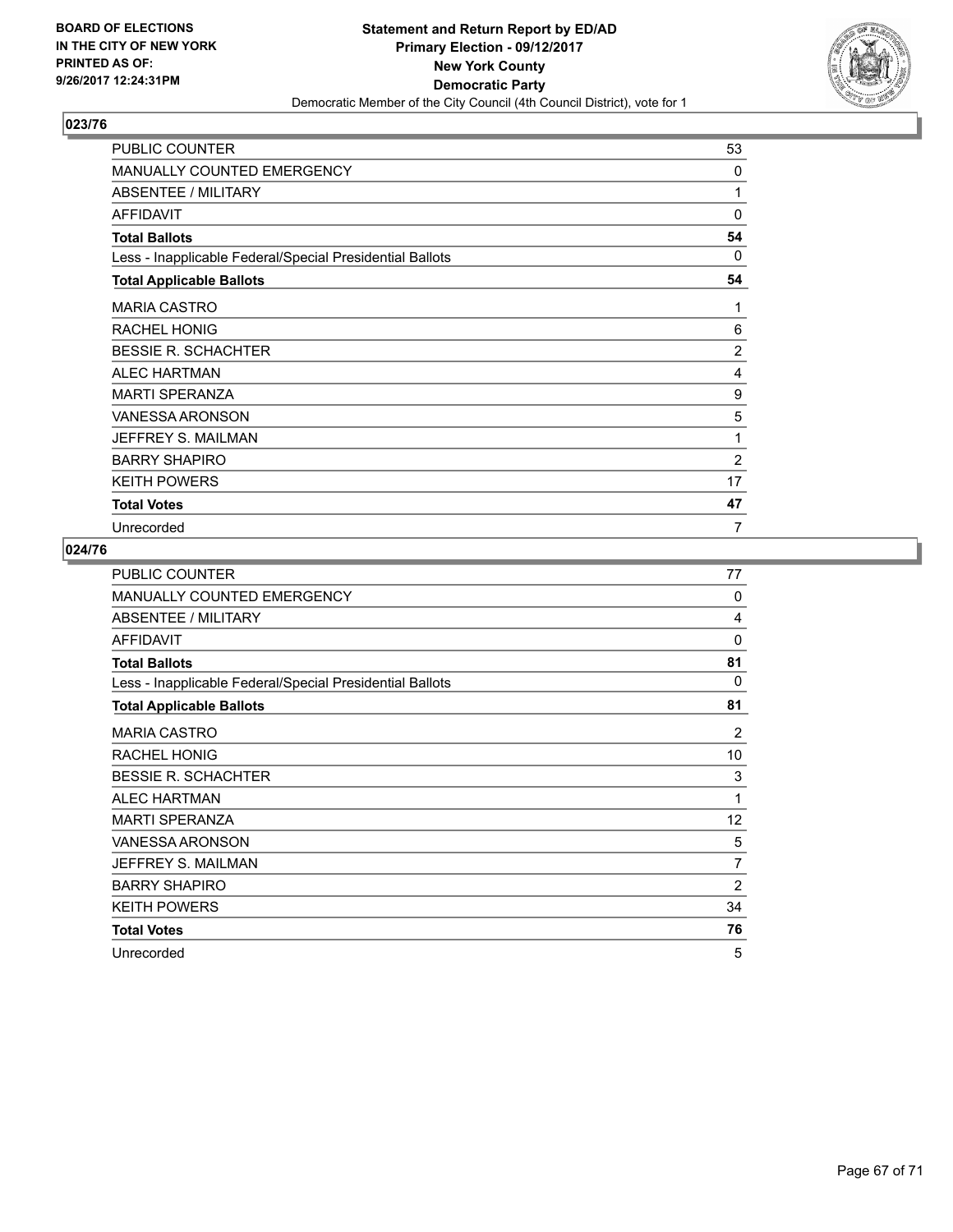**BOARD OF ELECTIONS IN THE CITY OF NEW YORK PRINTED AS OF: 9/26/2017 12:24:31PM**

**Statement and Return Report by ED/AD Primary Election - 09/12/2017 New York County Democratic Party**

Democratic Member of the City Council (4th Council District), vote for 1

### 023/76

| | |
|---|---|
| PUBLIC COUNTER | 53 |
| MANUALLY COUNTED EMERGENCY | 0 |
| ABSENTEE / MILITARY | 1 |
| AFFIDAVIT | 0 |
| **Total Ballots** | **54** |
| Less - Inapplicable Federal/Special Presidential Ballots | 0 |
| **Total Applicable Ballots** | **54** |
| MARIA CASTRO | 1 |
| RACHEL HONIG | 6 |
| BESSIE R. SCHACHTER | 2 |
| ALEC HARTMAN | 4 |
| MARTI SPERANZA | 9 |
| VANESSA ARONSON | 5 |
| JEFFREY S. MAILMAN | 1 |
| BARRY SHAPIRO | 2 |
| KEITH POWERS | 17 |
| **Total Votes** | **47** |
| Unrecorded | 7 |

### 024/76

| | |
|---|---|
| PUBLIC COUNTER | 77 |
| MANUALLY COUNTED EMERGENCY | 0 |
| ABSENTEE / MILITARY | 4 |
| AFFIDAVIT | 0 |
| **Total Ballots** | **81** |
| Less - Inapplicable Federal/Special Presidential Ballots | 0 |
| **Total Applicable Ballots** | **81** |
| MARIA CASTRO | 2 |
| RACHEL HONIG | 10 |
| BESSIE R. SCHACHTER | 3 |
| ALEC HARTMAN | 1 |
| MARTI SPERANZA | 12 |
| VANESSA ARONSON | 5 |
| JEFFREY S. MAILMAN | 7 |
| BARRY SHAPIRO | 2 |
| KEITH POWERS | 34 |
| **Total Votes** | **76** |
| Unrecorded | 5 |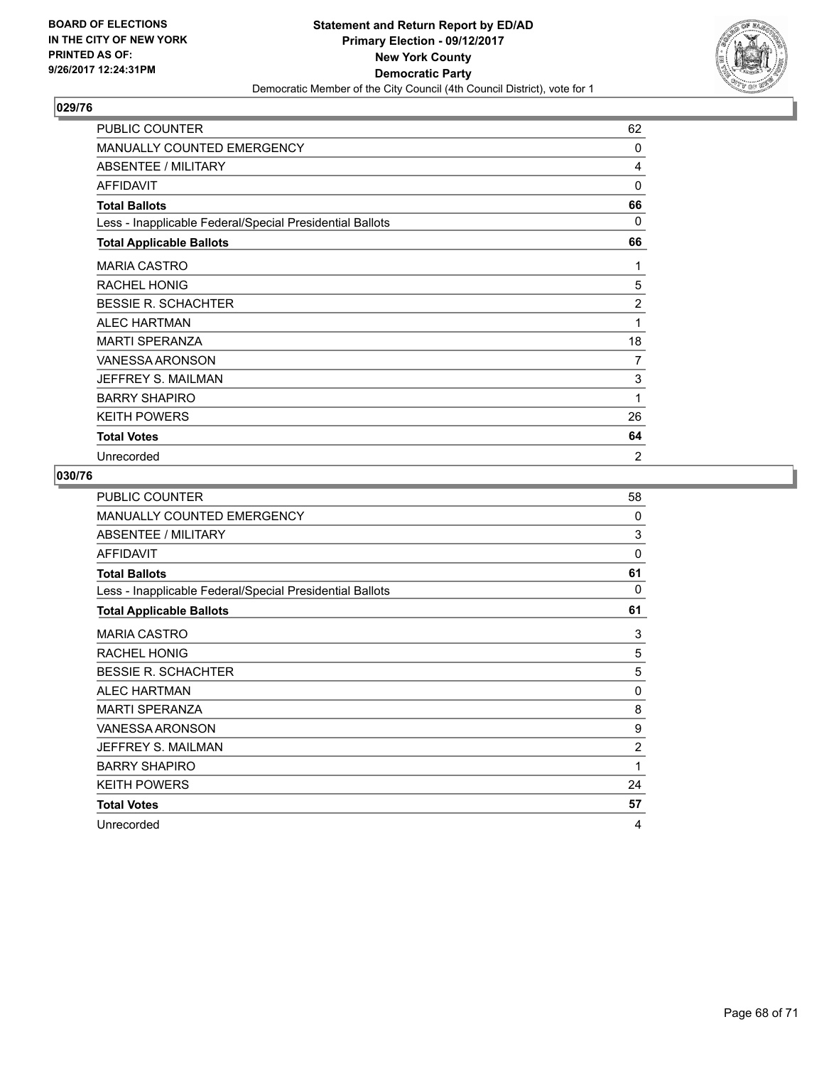BOARD OF ELECTIONS
IN THE CITY OF NEW YORK
PRINTED AS OF:
9/26/2017 12:24:31PM

**Statement and Return Report by ED/AD**
**Primary Election - 09/12/2017**
**New York County**
**Democratic Party**
Democratic Member of the City Council (4th Council District), vote for 1

### 029/76

| | |
|---|---|
| PUBLIC COUNTER | 62 |
| MANUALLY COUNTED EMERGENCY | 0 |
| ABSENTEE / MILITARY | 4 |
| AFFIDAVIT | 0 |
| **Total Ballots** | **66** |
| Less - Inapplicable Federal/Special Presidential Ballots | 0 |
| **Total Applicable Ballots** | **66** |
| MARIA CASTRO | 1 |
| RACHEL HONIG | 5 |
| BESSIE R. SCHACHTER | 2 |
| ALEC HARTMAN | 1 |
| MARTI SPERANZA | 18 |
| VANESSA ARONSON | 7 |
| JEFFREY S. MAILMAN | 3 |
| BARRY SHAPIRO | 1 |
| KEITH POWERS | 26 |
| **Total Votes** | **64** |
| Unrecorded | 2 |

### 030/76

| | |
|---|---|
| PUBLIC COUNTER | 58 |
| MANUALLY COUNTED EMERGENCY | 0 |
| ABSENTEE / MILITARY | 3 |
| AFFIDAVIT | 0 |
| **Total Ballots** | **61** |
| Less - Inapplicable Federal/Special Presidential Ballots | 0 |
| **Total Applicable Ballots** | **61** |
| MARIA CASTRO | 3 |
| RACHEL HONIG | 5 |
| BESSIE R. SCHACHTER | 5 |
| ALEC HARTMAN | 0 |
| MARTI SPERANZA | 8 |
| VANESSA ARONSON | 9 |
| JEFFREY S. MAILMAN | 2 |
| BARRY SHAPIRO | 1 |
| KEITH POWERS | 24 |
| **Total Votes** | **57** |
| Unrecorded | 4 |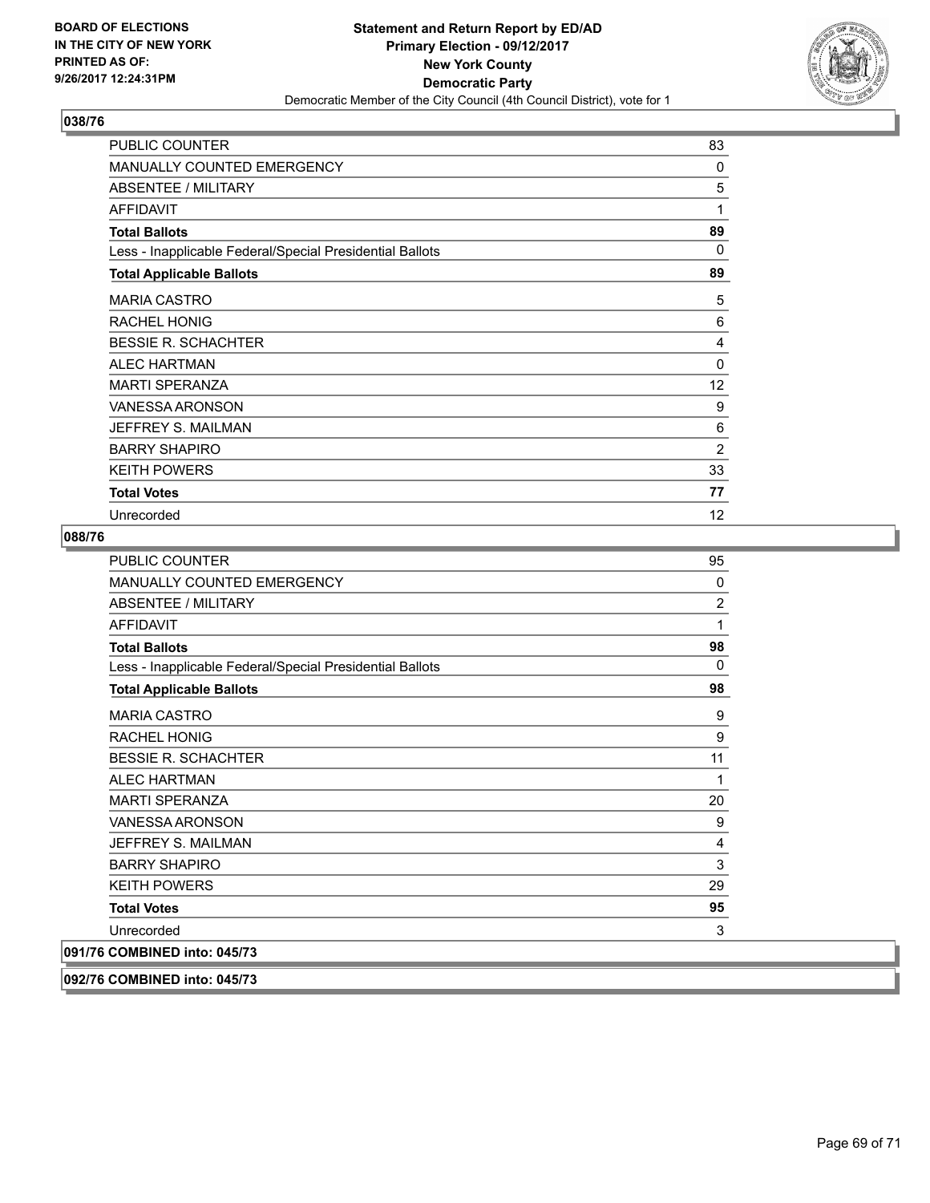**BOARD OF ELECTIONS IN THE CITY OF NEW YORK PRINTED AS OF: 9/26/2017 12:24:31PM**

**Statement and Return Report by ED/AD Primary Election - 09/12/2017 New York County Democratic Party**

Democratic Member of the City Council (4th Council District), vote for 1

### 038/76

| | |
|---|---|
| PUBLIC COUNTER | 83 |
| MANUALLY COUNTED EMERGENCY | 0 |
| ABSENTEE / MILITARY | 5 |
| AFFIDAVIT | 1 |
| **Total Ballots** | **89** |
| Less - Inapplicable Federal/Special Presidential Ballots | 0 |
| **Total Applicable Ballots** | **89** |
| MARIA CASTRO | 5 |
| RACHEL HONIG | 6 |
| BESSIE R. SCHACHTER | 4 |
| ALEC HARTMAN | 0 |
| MARTI SPERANZA | 12 |
| VANESSA ARONSON | 9 |
| JEFFREY S. MAILMAN | 6 |
| BARRY SHAPIRO | 2 |
| KEITH POWERS | 33 |
| **Total Votes** | **77** |
| Unrecorded | 12 |

### 088/76

| | |
|---|---|
| PUBLIC COUNTER | 95 |
| MANUALLY COUNTED EMERGENCY | 0 |
| ABSENTEE / MILITARY | 2 |
| AFFIDAVIT | 1 |
| **Total Ballots** | **98** |
| Less - Inapplicable Federal/Special Presidential Ballots | 0 |
| **Total Applicable Ballots** | **98** |
| MARIA CASTRO | 9 |
| RACHEL HONIG | 9 |
| BESSIE R. SCHACHTER | 11 |
| ALEC HARTMAN | 1 |
| MARTI SPERANZA | 20 |
| VANESSA ARONSON | 9 |
| JEFFREY S. MAILMAN | 4 |
| BARRY SHAPIRO | 3 |
| KEITH POWERS | 29 |
| **Total Votes** | **95** |
| Unrecorded | 3 |

### 091/76 COMBINED into: 045/73

### 092/76 COMBINED into: 045/73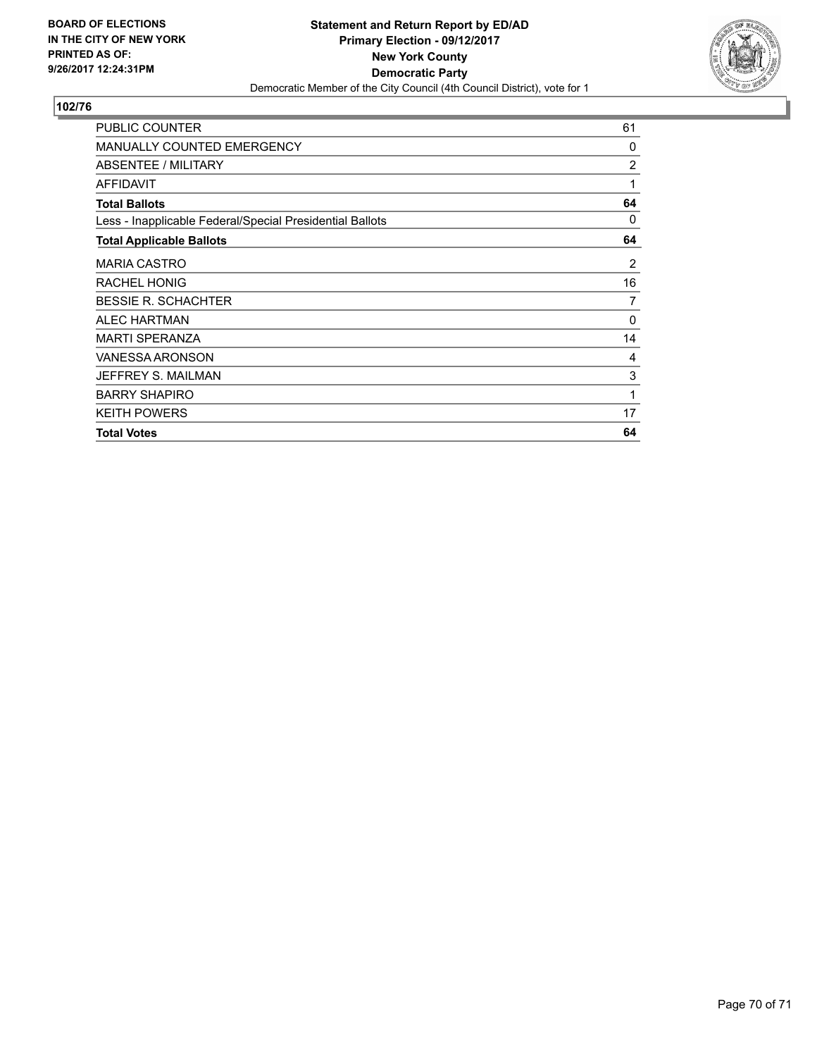BOARD OF ELECTIONS
IN THE CITY OF NEW YORK
PRINTED AS OF:
9/26/2017 12:24:31PM

**Statement and Return Report by ED/AD**
**Primary Election - 09/12/2017**
**New York County**
**Democratic Party**
Democratic Member of the City Council (4th Council District), vote for 1

## 102/76

| | |
|---|---|
| PUBLIC COUNTER | 61 |
| MANUALLY COUNTED EMERGENCY | 0 |
| ABSENTEE / MILITARY | 2 |
| AFFIDAVIT | 1 |
| **Total Ballots** | **64** |
| Less - Inapplicable Federal/Special Presidential Ballots | 0 |
| **Total Applicable Ballots** | **64** |
| MARIA CASTRO | 2 |
| RACHEL HONIG | 16 |
| BESSIE R. SCHACHTER | 7 |
| ALEC HARTMAN | 0 |
| MARTI SPERANZA | 14 |
| VANESSA ARONSON | 4 |
| JEFFREY S. MAILMAN | 3 |
| BARRY SHAPIRO | 1 |
| KEITH POWERS | 17 |
| **Total Votes** | **64** |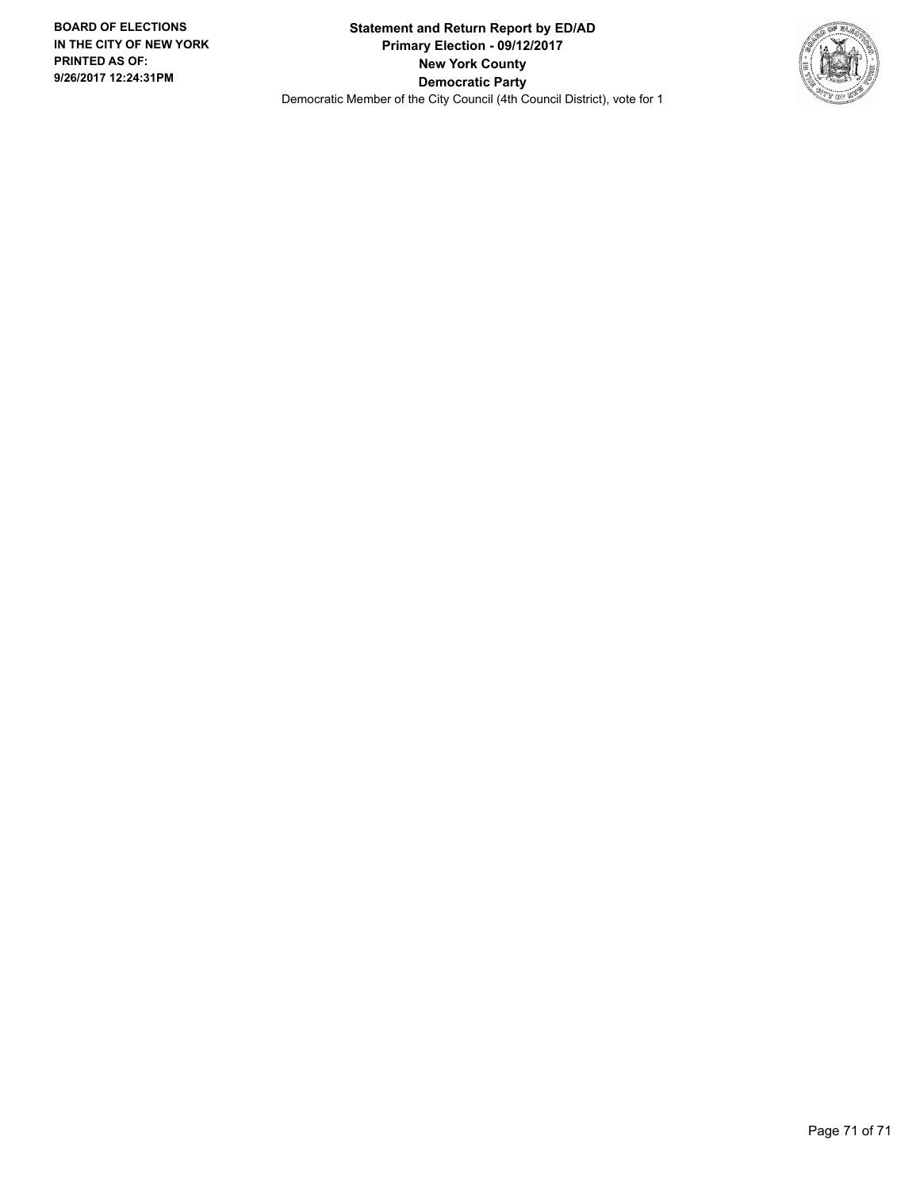**BOARD OF ELECTIONS**
**IN THE CITY OF NEW YORK**
**PRINTED AS OF:**
**9/26/2017 12:24:31PM**

**Statement and Return Report by ED/AD**
**Primary Election - 09/12/2017**
**New York County**
**Democratic Party**
Democratic Member of the City Council (4th Council District), vote for 1